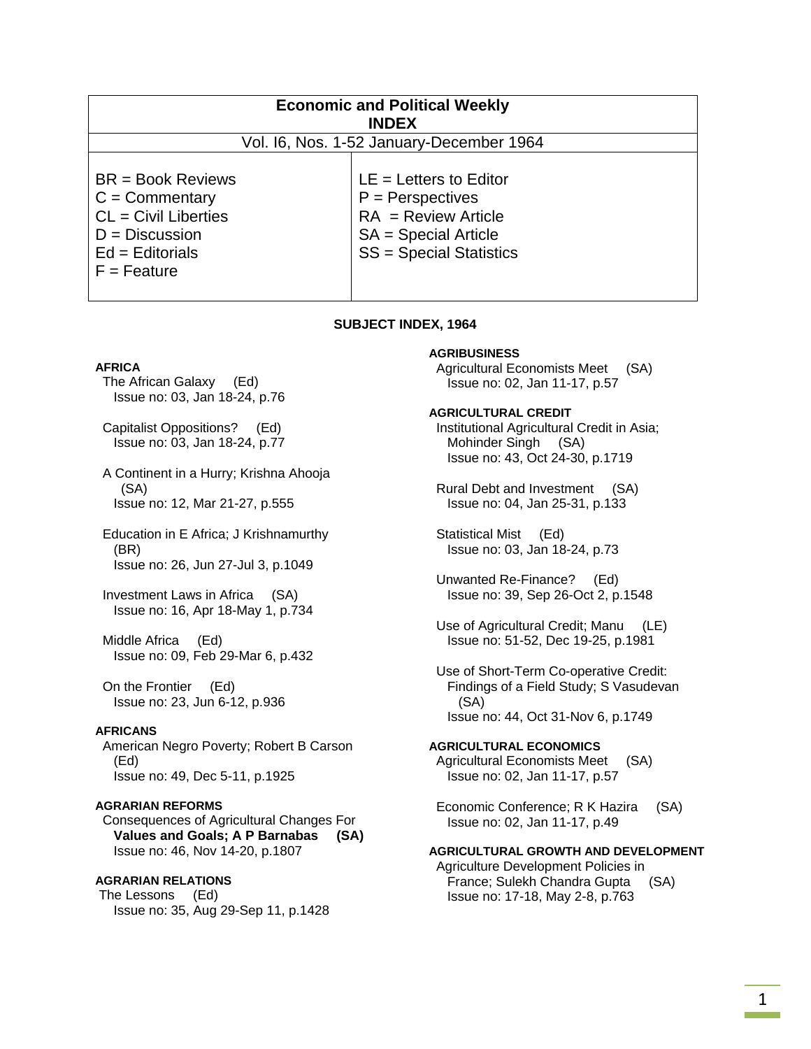# Economic and Political Weekly
## INDEX

Vol. I6, Nos. 1-52 January-December 1964

| | |
|---|---|
| BR = Book Reviews<br>C = Commentary<br>CL = Civil Liberties<br>D = Discussion<br>Ed = Editorials<br>F = Feature | LE = Letters to Editor<br>P = Perspectives<br>RA = Review Article<br>SA = Special Article<br>SS = Special Statistics |

## SUBJECT INDEX, 1964

**AFRICA**

The African Galaxy (Ed)
Issue no: 03, Jan 18-24, p.76

Capitalist Oppositions? (Ed)
Issue no: 03, Jan 18-24, p.77

A Continent in a Hurry; Krishna Ahooja (SA)
Issue no: 12, Mar 21-27, p.555

Education in E Africa; J Krishnamurthy (BR)
Issue no: 26, Jun 27-Jul 3, p.1049

Investment Laws in Africa (SA)
Issue no: 16, Apr 18-May 1, p.734

Middle Africa (Ed)
Issue no: 09, Feb 29-Mar 6, p.432

On the Frontier (Ed)
Issue no: 23, Jun 6-12, p.936

**AFRICANS**

American Negro Poverty; Robert B Carson (Ed)
Issue no: 49, Dec 5-11, p.1925

**AGRARIAN REFORMS**

Consequences of Agricultural Changes For **Values and Goals; A P Barnabas (SA)**
Issue no: 46, Nov 14-20, p.1807

**AGRARIAN RELATIONS**

The Lessons (Ed)
Issue no: 35, Aug 29-Sep 11, p.1428

**AGRIBUSINESS**

Agricultural Economists Meet (SA)
Issue no: 02, Jan 11-17, p.57

**AGRICULTURAL CREDIT**

Institutional Agricultural Credit in Asia; Mohinder Singh (SA)
Issue no: 43, Oct 24-30, p.1719

Rural Debt and Investment (SA)
Issue no: 04, Jan 25-31, p.133

Statistical Mist (Ed)
Issue no: 03, Jan 18-24, p.73

Unwanted Re-Finance? (Ed)
Issue no: 39, Sep 26-Oct 2, p.1548

Use of Agricultural Credit; Manu (LE)
Issue no: 51-52, Dec 19-25, p.1981

Use of Short-Term Co-operative Credit: Findings of a Field Study; S Vasudevan (SA)
Issue no: 44, Oct 31-Nov 6, p.1749

**AGRICULTURAL ECONOMICS**

Agricultural Economists Meet (SA)
Issue no: 02, Jan 11-17, p.57

Economic Conference; R K Hazira (SA)
Issue no: 02, Jan 11-17, p.49

**AGRICULTURAL GROWTH AND DEVELOPMENT**

Agriculture Development Policies in France; Sulekh Chandra Gupta (SA)
Issue no: 17-18, May 2-8, p.763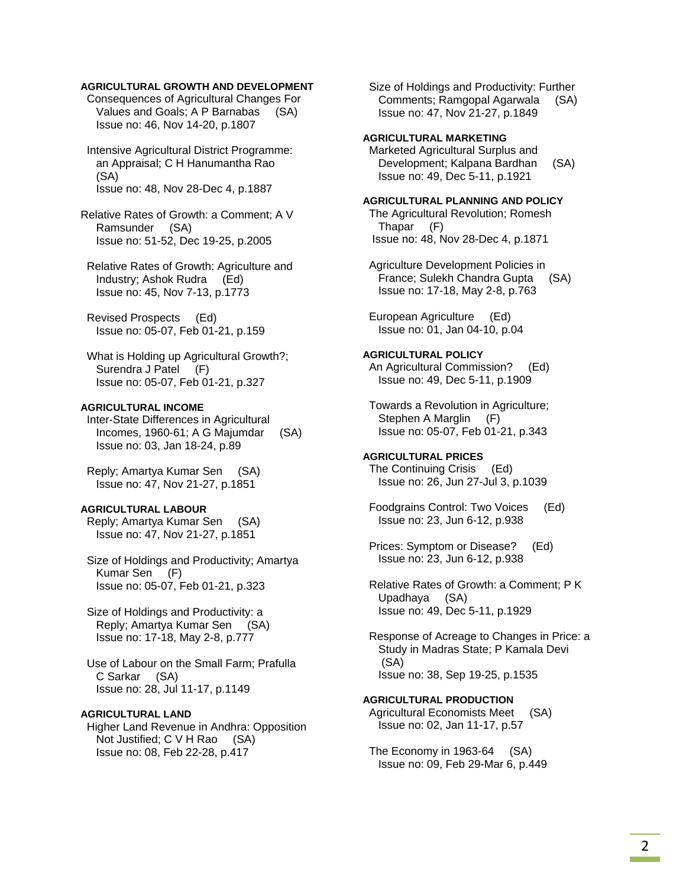**AGRICULTURAL GROWTH AND DEVELOPMENT**

Consequences of Agricultural Changes For Values and Goals; A P Barnabas (SA)
Issue no: 46, Nov 14-20, p.1807

Intensive Agricultural District Programme: an Appraisal; C H Hanumantha Rao (SA)
Issue no: 48, Nov 28-Dec 4, p.1887

Relative Rates of Growth: a Comment; A V Ramsunder (SA)
Issue no: 51-52, Dec 19-25, p.2005

Relative Rates of Growth: Agriculture and Industry; Ashok Rudra (Ed)
Issue no: 45, Nov 7-13, p.1773

Revised Prospects (Ed)
Issue no: 05-07, Feb 01-21, p.159

What is Holding up Agricultural Growth?; Surendra J Patel (F)
Issue no: 05-07, Feb 01-21, p.327

**AGRICULTURAL INCOME**

Inter-State Differences in Agricultural Incomes, 1960-61; A G Majumdar (SA)
Issue no: 03, Jan 18-24, p.89

Reply; Amartya Kumar Sen (SA)
Issue no: 47, Nov 21-27, p.1851

**AGRICULTURAL LABOUR**

Reply; Amartya Kumar Sen (SA)
Issue no: 47, Nov 21-27, p.1851

Size of Holdings and Productivity; Amartya Kumar Sen (F)
Issue no: 05-07, Feb 01-21, p.323

Size of Holdings and Productivity: a Reply; Amartya Kumar Sen (SA)
Issue no: 17-18, May 2-8, p.777

Use of Labour on the Small Farm; Prafulla C Sarkar (SA)
Issue no: 28, Jul 11-17, p.1149

**AGRICULTURAL LAND**

Higher Land Revenue in Andhra: Opposition Not Justified; C V H Rao (SA)
Issue no: 08, Feb 22-28, p.417

Size of Holdings and Productivity: Further Comments; Ramgopal Agarwala (SA)
Issue no: 47, Nov 21-27, p.1849

**AGRICULTURAL MARKETING**

Marketed Agricultural Surplus and Development; Kalpana Bardhan (SA)
Issue no: 49, Dec 5-11, p.1921

**AGRICULTURAL PLANNING AND POLICY**

The Agricultural Revolution; Romesh Thapar (F)
Issue no: 48, Nov 28-Dec 4, p.1871

Agriculture Development Policies in France; Sulekh Chandra Gupta (SA)
Issue no: 17-18, May 2-8, p.763

European Agriculture (Ed)
Issue no: 01, Jan 04-10, p.04

**AGRICULTURAL POLICY**

An Agricultural Commission? (Ed)
Issue no: 49, Dec 5-11, p.1909

Towards a Revolution in Agriculture; Stephen A Marglin (F)
Issue no: 05-07, Feb 01-21, p.343

**AGRICULTURAL PRICES**

The Continuing Crisis (Ed)
Issue no: 26, Jun 27-Jul 3, p.1039

Foodgrains Control: Two Voices (Ed)
Issue no: 23, Jun 6-12, p.938

Prices: Symptom or Disease? (Ed)
Issue no: 23, Jun 6-12, p.938

Relative Rates of Growth: a Comment; P K Upadhaya (SA)
Issue no: 49, Dec 5-11, p.1929

Response of Acreage to Changes in Price: a Study in Madras State; P Kamala Devi (SA)
Issue no: 38, Sep 19-25, p.1535

**AGRICULTURAL PRODUCTION**

Agricultural Economists Meet (SA)
Issue no: 02, Jan 11-17, p.57

The Economy in 1963-64 (SA)
Issue no: 09, Feb 29-Mar 6, p.449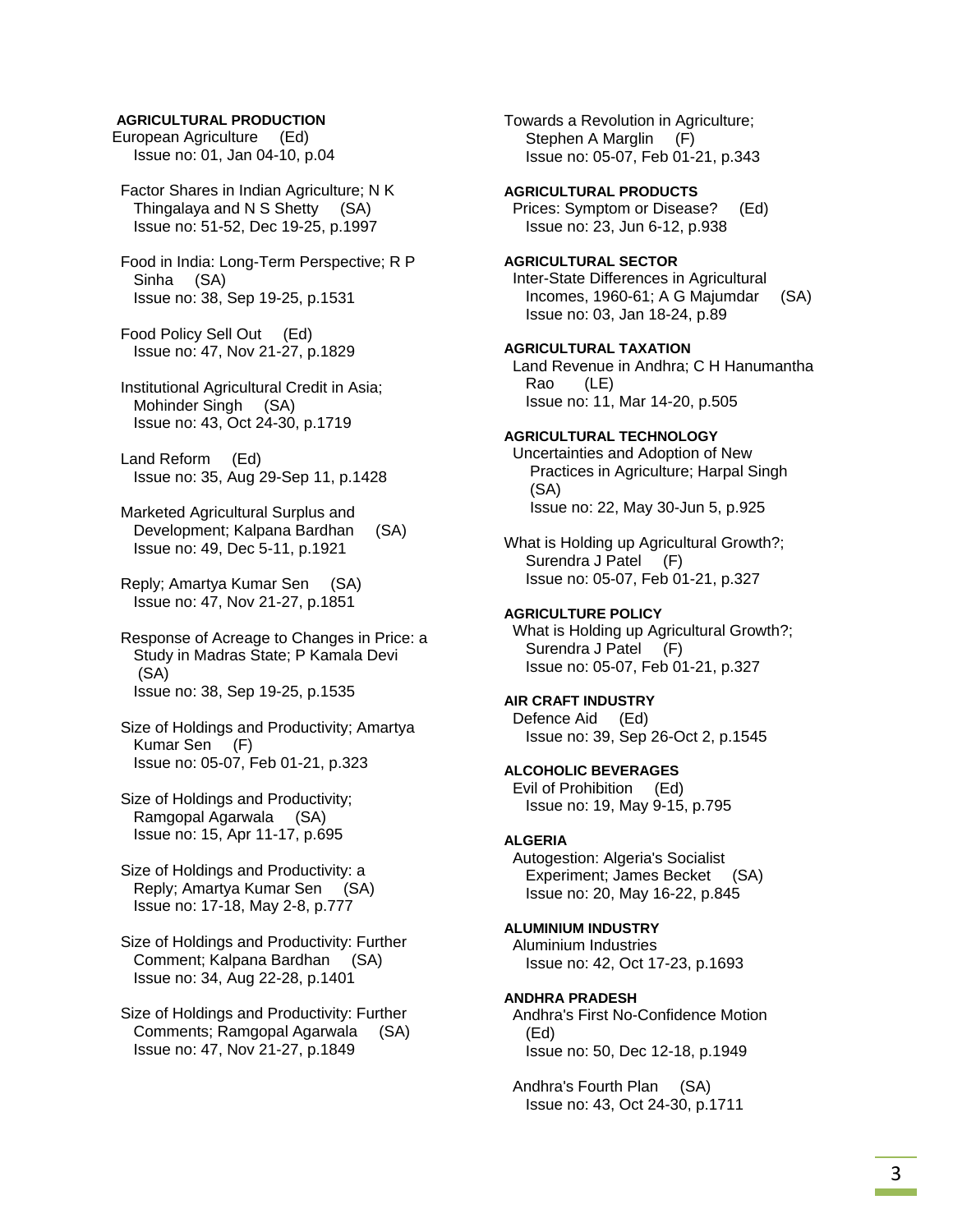**AGRICULTURAL PRODUCTION**

European Agriculture (Ed)
Issue no: 01, Jan 04-10, p.04

Factor Shares in Indian Agriculture; N K Thingalaya and N S Shetty (SA)
Issue no: 51-52, Dec 19-25, p.1997

Food in India: Long-Term Perspective; R P Sinha (SA)
Issue no: 38, Sep 19-25, p.1531

Food Policy Sell Out (Ed)
Issue no: 47, Nov 21-27, p.1829

Institutional Agricultural Credit in Asia; Mohinder Singh (SA)
Issue no: 43, Oct 24-30, p.1719

Land Reform (Ed)
Issue no: 35, Aug 29-Sep 11, p.1428

Marketed Agricultural Surplus and Development; Kalpana Bardhan (SA)
Issue no: 49, Dec 5-11, p.1921

Reply; Amartya Kumar Sen (SA)
Issue no: 47, Nov 21-27, p.1851

Response of Acreage to Changes in Price: a Study in Madras State; P Kamala Devi (SA)
Issue no: 38, Sep 19-25, p.1535

Size of Holdings and Productivity; Amartya Kumar Sen (F)
Issue no: 05-07, Feb 01-21, p.323

Size of Holdings and Productivity; Ramgopal Agarwala (SA)
Issue no: 15, Apr 11-17, p.695

Size of Holdings and Productivity: a Reply; Amartya Kumar Sen (SA)
Issue no: 17-18, May 2-8, p.777

Size of Holdings and Productivity: Further Comment; Kalpana Bardhan (SA)
Issue no: 34, Aug 22-28, p.1401

Size of Holdings and Productivity: Further Comments; Ramgopal Agarwala (SA)
Issue no: 47, Nov 21-27, p.1849

Towards a Revolution in Agriculture; Stephen A Marglin (F)
Issue no: 05-07, Feb 01-21, p.343

**AGRICULTURAL PRODUCTS**

Prices: Symptom or Disease? (Ed)
Issue no: 23, Jun 6-12, p.938

**AGRICULTURAL SECTOR**

Inter-State Differences in Agricultural Incomes, 1960-61; A G Majumdar (SA)
Issue no: 03, Jan 18-24, p.89

**AGRICULTURAL TAXATION**

Land Revenue in Andhra; C H Hanumantha Rao (LE)
Issue no: 11, Mar 14-20, p.505

**AGRICULTURAL TECHNOLOGY**

Uncertainties and Adoption of New Practices in Agriculture; Harpal Singh (SA)
Issue no: 22, May 30-Jun 5, p.925

What is Holding up Agricultural Growth?; Surendra J Patel (F)
Issue no: 05-07, Feb 01-21, p.327

**AGRICULTURE POLICY**

What is Holding up Agricultural Growth?; Surendra J Patel (F)
Issue no: 05-07, Feb 01-21, p.327

**AIR CRAFT INDUSTRY**

Defence Aid (Ed)
Issue no: 39, Sep 26-Oct 2, p.1545

**ALCOHOLIC BEVERAGES**

Evil of Prohibition (Ed)
Issue no: 19, May 9-15, p.795

**ALGERIA**

Autogestion: Algeria's Socialist Experiment; James Becket (SA)
Issue no: 20, May 16-22, p.845

**ALUMINIUM INDUSTRY**

Aluminium Industries
Issue no: 42, Oct 17-23, p.1693

**ANDHRA PRADESH**

Andhra's First No-Confidence Motion (Ed)
Issue no: 50, Dec 12-18, p.1949

Andhra's Fourth Plan (SA)
Issue no: 43, Oct 24-30, p.1711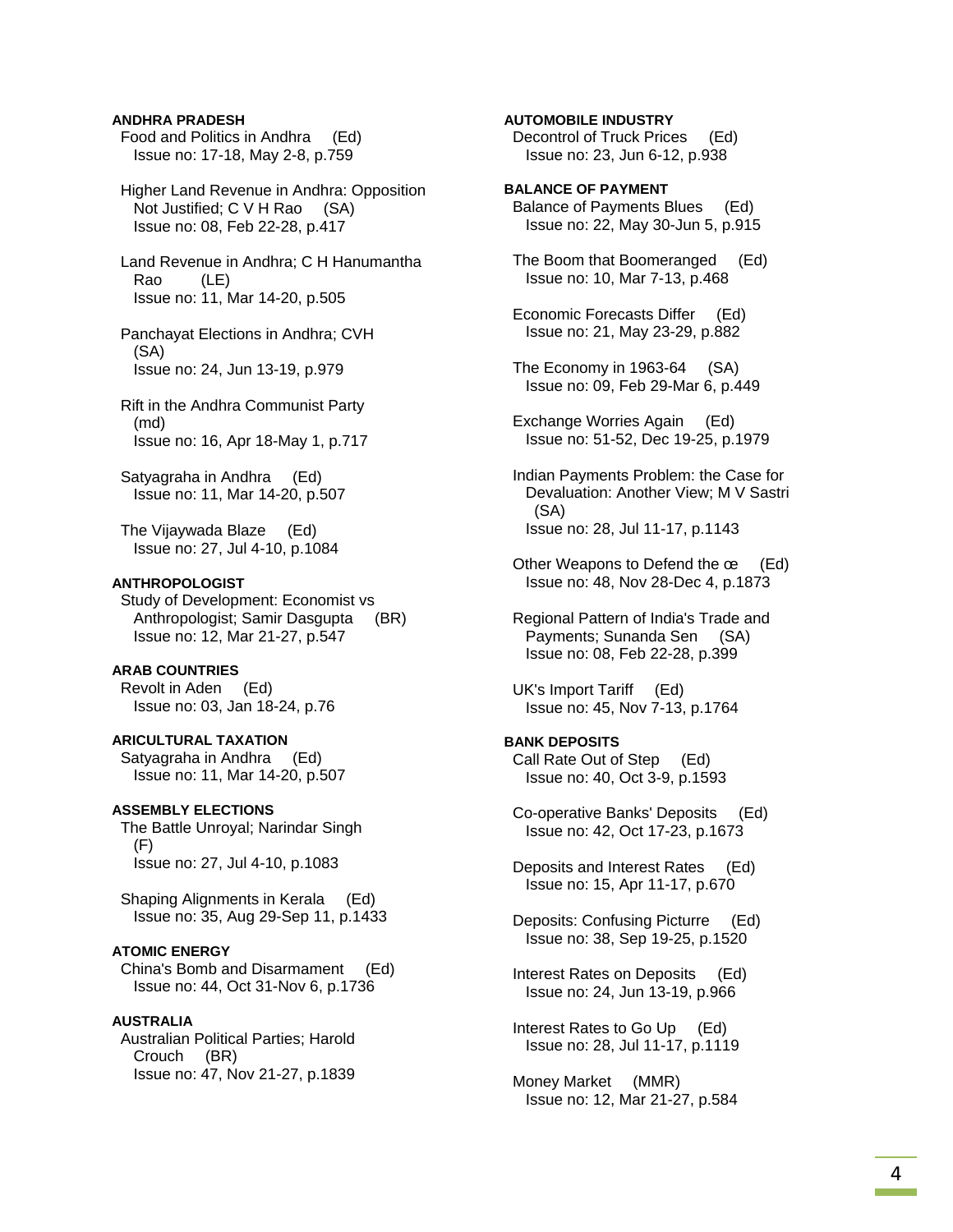**ANDHRA PRADESH**

Food and Politics in Andhra (Ed)
Issue no: 17-18, May 2-8, p.759

Higher Land Revenue in Andhra: Opposition Not Justified; C V H Rao (SA)
Issue no: 08, Feb 22-28, p.417

Land Revenue in Andhra; C H Hanumantha Rao (LE)
Issue no: 11, Mar 14-20, p.505

Panchayat Elections in Andhra; CVH (SA)
Issue no: 24, Jun 13-19, p.979

Rift in the Andhra Communist Party (md)
Issue no: 16, Apr 18-May 1, p.717

Satyagraha in Andhra (Ed)
Issue no: 11, Mar 14-20, p.507

The Vijaywada Blaze (Ed)
Issue no: 27, Jul 4-10, p.1084

**ANTHROPOLOGIST**

Study of Development: Economist vs Anthropologist; Samir Dasgupta (BR)
Issue no: 12, Mar 21-27, p.547

**ARAB COUNTRIES**

Revolt in Aden (Ed)
Issue no: 03, Jan 18-24, p.76

**ARICULTURAL TAXATION**

Satyagraha in Andhra (Ed)
Issue no: 11, Mar 14-20, p.507

**ASSEMBLY ELECTIONS**

The Battle Unroyal; Narindar Singh (F)
Issue no: 27, Jul 4-10, p.1083

Shaping Alignments in Kerala (Ed)
Issue no: 35, Aug 29-Sep 11, p.1433

**ATOMIC ENERGY**

China's Bomb and Disarmament (Ed)
Issue no: 44, Oct 31-Nov 6, p.1736

**AUSTRALIA**

Australian Political Parties; Harold Crouch (BR)
Issue no: 47, Nov 21-27, p.1839

**AUTOMOBILE INDUSTRY**

Decontrol of Truck Prices (Ed)
Issue no: 23, Jun 6-12, p.938

**BALANCE OF PAYMENT**

Balance of Payments Blues (Ed)
Issue no: 22, May 30-Jun 5, p.915

The Boom that Boomeranged (Ed)
Issue no: 10, Mar 7-13, p.468

Economic Forecasts Differ (Ed)
Issue no: 21, May 23-29, p.882

The Economy in 1963-64 (SA)
Issue no: 09, Feb 29-Mar 6, p.449

Exchange Worries Again (Ed)
Issue no: 51-52, Dec 19-25, p.1979

Indian Payments Problem: the Case for Devaluation: Another View; M V Sastri (SA)
Issue no: 28, Jul 11-17, p.1143

Other Weapons to Defend the œ (Ed)
Issue no: 48, Nov 28-Dec 4, p.1873

Regional Pattern of India's Trade and Payments; Sunanda Sen (SA)
Issue no: 08, Feb 22-28, p.399

UK's Import Tariff (Ed)
Issue no: 45, Nov 7-13, p.1764

**BANK DEPOSITS**

Call Rate Out of Step (Ed)
Issue no: 40, Oct 3-9, p.1593

Co-operative Banks' Deposits (Ed)
Issue no: 42, Oct 17-23, p.1673

Deposits and Interest Rates (Ed)
Issue no: 15, Apr 11-17, p.670

Deposits: Confusing Picturre (Ed)
Issue no: 38, Sep 19-25, p.1520

Interest Rates on Deposits (Ed)
Issue no: 24, Jun 13-19, p.966

Interest Rates to Go Up (Ed)
Issue no: 28, Jul 11-17, p.1119

Money Market (MMR)
Issue no: 12, Mar 21-27, p.584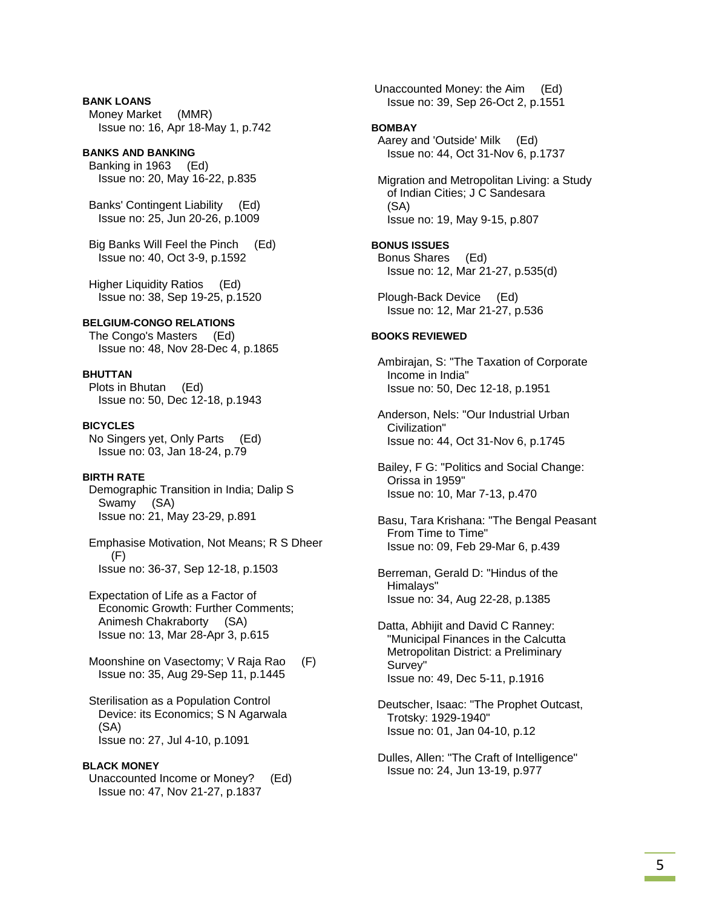**BANK LOANS**
Money Market (MMR)
Issue no: 16, Apr 18-May 1, p.742

**BANKS AND BANKING**
Banking in 1963 (Ed)
Issue no: 20, May 16-22, p.835

Banks' Contingent Liability (Ed)
Issue no: 25, Jun 20-26, p.1009

Big Banks Will Feel the Pinch (Ed)
Issue no: 40, Oct 3-9, p.1592

Higher Liquidity Ratios (Ed)
Issue no: 38, Sep 19-25, p.1520

**BELGIUM-CONGO RELATIONS**
The Congo's Masters (Ed)
Issue no: 48, Nov 28-Dec 4, p.1865

**BHUTTAN**
Plots in Bhutan (Ed)
Issue no: 50, Dec 12-18, p.1943

**BICYCLES**
No Singers yet, Only Parts (Ed)
Issue no: 03, Jan 18-24, p.79

**BIRTH RATE**
Demographic Transition in India; Dalip S Swamy (SA)
Issue no: 21, May 23-29, p.891

Emphasise Motivation, Not Means; R S Dheer (F)
Issue no: 36-37, Sep 12-18, p.1503

Expectation of Life as a Factor of Economic Growth: Further Comments; Animesh Chakraborty (SA)
Issue no: 13, Mar 28-Apr 3, p.615

Moonshine on Vasectomy; V Raja Rao (F)
Issue no: 35, Aug 29-Sep 11, p.1445

Sterilisation as a Population Control Device: its Economics; S N Agarwala (SA)
Issue no: 27, Jul 4-10, p.1091

**BLACK MONEY**
Unaccounted Income or Money? (Ed)
Issue no: 47, Nov 21-27, p.1837

Unaccounted Money: the Aim (Ed)
Issue no: 39, Sep 26-Oct 2, p.1551

**BOMBAY**
Aarey and 'Outside' Milk (Ed)
Issue no: 44, Oct 31-Nov 6, p.1737

Migration and Metropolitan Living: a Study of Indian Cities; J C Sandesara (SA)
Issue no: 19, May 9-15, p.807

**BONUS ISSUES**
Bonus Shares (Ed)
Issue no: 12, Mar 21-27, p.535(d)

Plough-Back Device (Ed)
Issue no: 12, Mar 21-27, p.536

**BOOKS REVIEWED**

Ambirajan, S: "The Taxation of Corporate Income in India"
Issue no: 50, Dec 12-18, p.1951

Anderson, Nels: "Our Industrial Urban Civilization"
Issue no: 44, Oct 31-Nov 6, p.1745

Bailey, F G: "Politics and Social Change: Orissa in 1959"
Issue no: 10, Mar 7-13, p.470

Basu, Tara Krishana: "The Bengal Peasant From Time to Time"
Issue no: 09, Feb 29-Mar 6, p.439

Berreman, Gerald D: "Hindus of the Himalays"
Issue no: 34, Aug 22-28, p.1385

Datta, Abhijit and David C Ranney: "Municipal Finances in the Calcutta Metropolitan District: a Preliminary Survey"
Issue no: 49, Dec 5-11, p.1916

Deutscher, Isaac: "The Prophet Outcast, Trotsky: 1929-1940"
Issue no: 01, Jan 04-10, p.12

Dulles, Allen: "The Craft of Intelligence"
Issue no: 24, Jun 13-19, p.977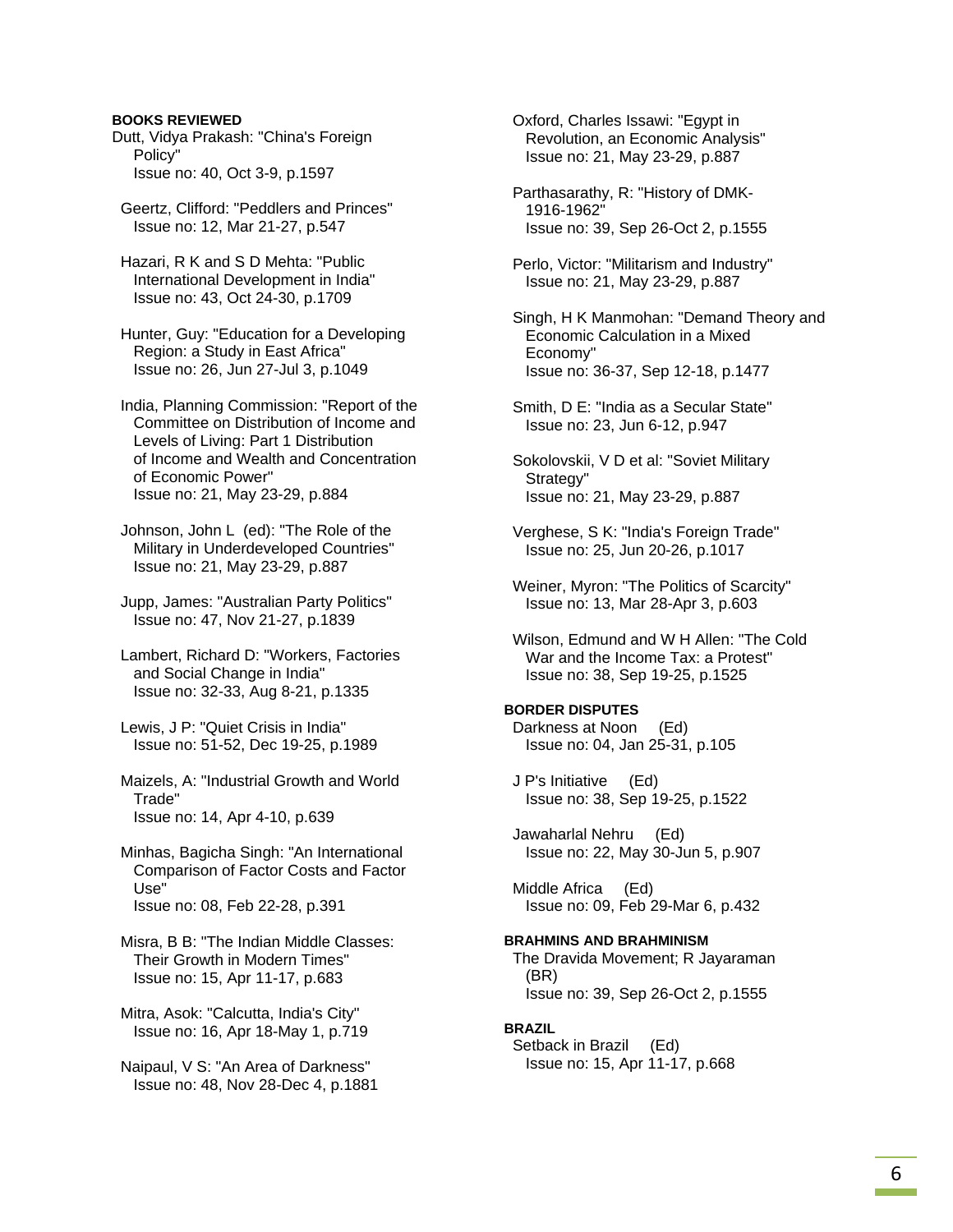**BOOKS REVIEWED**

Dutt, Vidya Prakash: "China's Foreign Policy"
Issue no: 40, Oct 3-9, p.1597

Geertz, Clifford: "Peddlers and Princes"
Issue no: 12, Mar 21-27, p.547

Hazari, R K and S D Mehta: "Public International Development in India"
Issue no: 43, Oct 24-30, p.1709

Hunter, Guy: "Education for a Developing Region: a Study in East Africa"
Issue no: 26, Jun 27-Jul 3, p.1049

India, Planning Commission: "Report of the Committee on Distribution of Income and Levels of Living: Part 1 Distribution of Income and Wealth and Concentration of Economic Power"
Issue no: 21, May 23-29, p.884

Johnson, John L (ed): "The Role of the Military in Underdeveloped Countries"
Issue no: 21, May 23-29, p.887

Jupp, James: "Australian Party Politics"
Issue no: 47, Nov 21-27, p.1839

Lambert, Richard D: "Workers, Factories and Social Change in India"
Issue no: 32-33, Aug 8-21, p.1335

Lewis, J P: "Quiet Crisis in India"
Issue no: 51-52, Dec 19-25, p.1989

Maizels, A: "Industrial Growth and World Trade"
Issue no: 14, Apr 4-10, p.639

Minhas, Bagicha Singh: "An International Comparison of Factor Costs and Factor Use"
Issue no: 08, Feb 22-28, p.391

Misra, B B: "The Indian Middle Classes: Their Growth in Modern Times"
Issue no: 15, Apr 11-17, p.683

Mitra, Asok: "Calcutta, India's City"
Issue no: 16, Apr 18-May 1, p.719

Naipaul, V S: "An Area of Darkness"
Issue no: 48, Nov 28-Dec 4, p.1881

Oxford, Charles Issawi: "Egypt in Revolution, an Economic Analysis"
Issue no: 21, May 23-29, p.887

Parthasarathy, R: "History of DMK-1916-1962"
Issue no: 39, Sep 26-Oct 2, p.1555

Perlo, Victor: "Militarism and Industry"
Issue no: 21, May 23-29, p.887

Singh, H K Manmohan: "Demand Theory and Economic Calculation in a Mixed Economy"
Issue no: 36-37, Sep 12-18, p.1477

Smith, D E: "India as a Secular State"
Issue no: 23, Jun 6-12, p.947

Sokolovskii, V D et al: "Soviet Military Strategy"
Issue no: 21, May 23-29, p.887

Verghese, S K: "India's Foreign Trade"
Issue no: 25, Jun 20-26, p.1017

Weiner, Myron: "The Politics of Scarcity"
Issue no: 13, Mar 28-Apr 3, p.603

Wilson, Edmund and W H Allen: "The Cold War and the Income Tax: a Protest"
Issue no: 38, Sep 19-25, p.1525

**BORDER DISPUTES**

Darkness at Noon (Ed)
Issue no: 04, Jan 25-31, p.105

J P's Initiative (Ed)
Issue no: 38, Sep 19-25, p.1522

Jawaharlal Nehru (Ed)
Issue no: 22, May 30-Jun 5, p.907

Middle Africa (Ed)
Issue no: 09, Feb 29-Mar 6, p.432

**BRAHMINS AND BRAHMINISM**

The Dravida Movement; R Jayaraman (BR)
Issue no: 39, Sep 26-Oct 2, p.1555

**BRAZIL**

Setback in Brazil (Ed)
Issue no: 15, Apr 11-17, p.668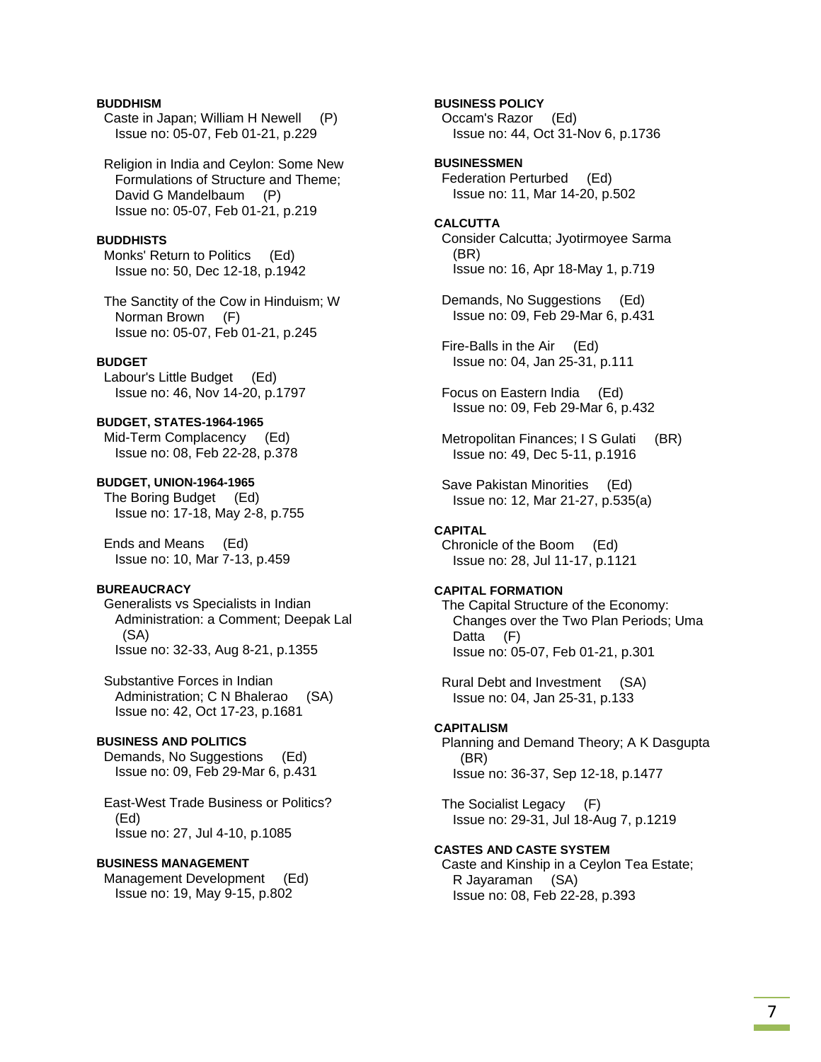**BUDDHISM**

Caste in Japan; William H Newell (P)
Issue no: 05-07, Feb 01-21, p.229

Religion in India and Ceylon: Some New Formulations of Structure and Theme; David G Mandelbaum (P)
Issue no: 05-07, Feb 01-21, p.219

**BUDDHISTS**

Monks' Return to Politics (Ed)
Issue no: 50, Dec 12-18, p.1942

The Sanctity of the Cow in Hinduism; W Norman Brown (F)
Issue no: 05-07, Feb 01-21, p.245

**BUDGET**

Labour's Little Budget (Ed)
Issue no: 46, Nov 14-20, p.1797

**BUDGET, STATES-1964-1965**

Mid-Term Complacency (Ed)
Issue no: 08, Feb 22-28, p.378

**BUDGET, UNION-1964-1965**

The Boring Budget (Ed)
Issue no: 17-18, May 2-8, p.755

Ends and Means (Ed)
Issue no: 10, Mar 7-13, p.459

**BUREAUCRACY**

Generalists vs Specialists in Indian Administration: a Comment; Deepak Lal (SA)
Issue no: 32-33, Aug 8-21, p.1355

Substantive Forces in Indian Administration; C N Bhalerao (SA)
Issue no: 42, Oct 17-23, p.1681

**BUSINESS AND POLITICS**

Demands, No Suggestions (Ed)
Issue no: 09, Feb 29-Mar 6, p.431

East-West Trade Business or Politics? (Ed)
Issue no: 27, Jul 4-10, p.1085

**BUSINESS MANAGEMENT**

Management Development (Ed)
Issue no: 19, May 9-15, p.802

**BUSINESS POLICY**

Occam's Razor (Ed)
Issue no: 44, Oct 31-Nov 6, p.1736

**BUSINESSMEN**

Federation Perturbed (Ed)
Issue no: 11, Mar 14-20, p.502

**CALCUTTA**

Consider Calcutta; Jyotirmoyee Sarma (BR)
Issue no: 16, Apr 18-May 1, p.719

Demands, No Suggestions (Ed)
Issue no: 09, Feb 29-Mar 6, p.431

Fire-Balls in the Air (Ed)
Issue no: 04, Jan 25-31, p.111

Focus on Eastern India (Ed)
Issue no: 09, Feb 29-Mar 6, p.432

Metropolitan Finances; I S Gulati (BR)
Issue no: 49, Dec 5-11, p.1916

Save Pakistan Minorities (Ed)
Issue no: 12, Mar 21-27, p.535(a)

**CAPITAL**

Chronicle of the Boom (Ed)
Issue no: 28, Jul 11-17, p.1121

**CAPITAL FORMATION**

The Capital Structure of the Economy: Changes over the Two Plan Periods; Uma Datta (F)
Issue no: 05-07, Feb 01-21, p.301

Rural Debt and Investment (SA)
Issue no: 04, Jan 25-31, p.133

**CAPITALISM**

Planning and Demand Theory; A K Dasgupta (BR)
Issue no: 36-37, Sep 12-18, p.1477

The Socialist Legacy (F)
Issue no: 29-31, Jul 18-Aug 7, p.1219

**CASTES AND CASTE SYSTEM**

Caste and Kinship in a Ceylon Tea Estate; R Jayaraman (SA)
Issue no: 08, Feb 22-28, p.393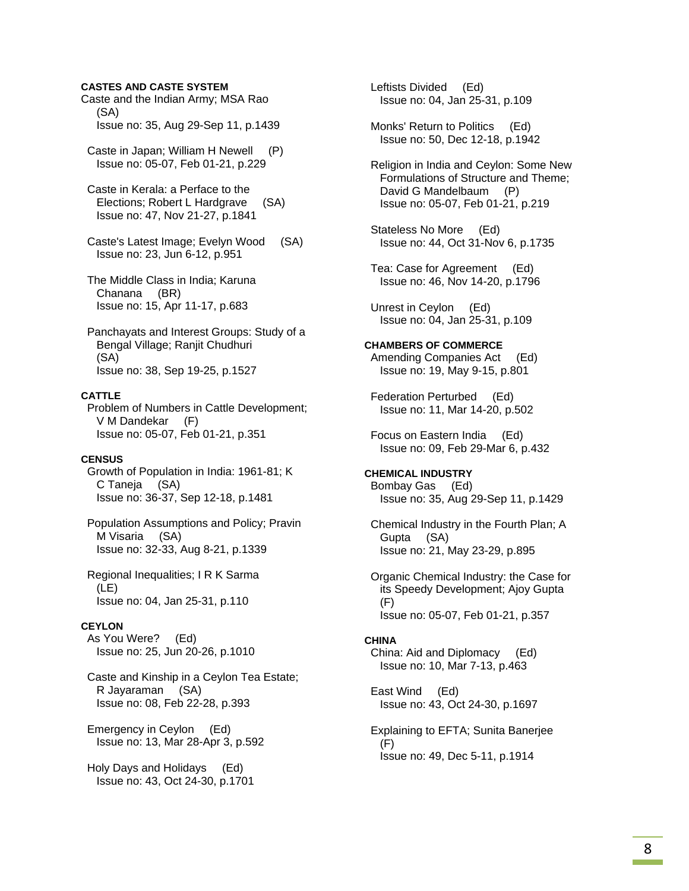**CASTES AND CASTE SYSTEM**

Caste and the Indian Army; MSA Rao (SA)
Issue no: 35, Aug 29-Sep 11, p.1439

Caste in Japan; William H Newell (P)
Issue no: 05-07, Feb 01-21, p.229

Caste in Kerala: a Perface to the Elections; Robert L Hardgrave (SA)
Issue no: 47, Nov 21-27, p.1841

Caste's Latest Image; Evelyn Wood (SA)
Issue no: 23, Jun 6-12, p.951

The Middle Class in India; Karuna Chanana (BR)
Issue no: 15, Apr 11-17, p.683

Panchayats and Interest Groups: Study of a Bengal Village; Ranjit Chudhuri (SA)
Issue no: 38, Sep 19-25, p.1527

**CATTLE**

Problem of Numbers in Cattle Development; V M Dandekar (F)
Issue no: 05-07, Feb 01-21, p.351

**CENSUS**

Growth of Population in India: 1961-81; K C Taneja (SA)
Issue no: 36-37, Sep 12-18, p.1481

Population Assumptions and Policy; Pravin M Visaria (SA)
Issue no: 32-33, Aug 8-21, p.1339

Regional Inequalities; I R K Sarma (LE)
Issue no: 04, Jan 25-31, p.110

**CEYLON**

As You Were? (Ed)
Issue no: 25, Jun 20-26, p.1010

Caste and Kinship in a Ceylon Tea Estate; R Jayaraman (SA)
Issue no: 08, Feb 22-28, p.393

Emergency in Ceylon (Ed)
Issue no: 13, Mar 28-Apr 3, p.592

Holy Days and Holidays (Ed)
Issue no: 43, Oct 24-30, p.1701

Leftists Divided (Ed)
Issue no: 04, Jan 25-31, p.109

Monks' Return to Politics (Ed)
Issue no: 50, Dec 12-18, p.1942

Religion in India and Ceylon: Some New Formulations of Structure and Theme; David G Mandelbaum (P)
Issue no: 05-07, Feb 01-21, p.219

Stateless No More (Ed)
Issue no: 44, Oct 31-Nov 6, p.1735

Tea: Case for Agreement (Ed)
Issue no: 46, Nov 14-20, p.1796

Unrest in Ceylon (Ed)
Issue no: 04, Jan 25-31, p.109

**CHAMBERS OF COMMERCE**

Amending Companies Act (Ed)
Issue no: 19, May 9-15, p.801

Federation Perturbed (Ed)
Issue no: 11, Mar 14-20, p.502

Focus on Eastern India (Ed)
Issue no: 09, Feb 29-Mar 6, p.432

**CHEMICAL INDUSTRY**

Bombay Gas (Ed)
Issue no: 35, Aug 29-Sep 11, p.1429

Chemical Industry in the Fourth Plan; A Gupta (SA)
Issue no: 21, May 23-29, p.895

Organic Chemical Industry: the Case for its Speedy Development; Ajoy Gupta (F)
Issue no: 05-07, Feb 01-21, p.357

**CHINA**

China: Aid and Diplomacy (Ed)
Issue no: 10, Mar 7-13, p.463

East Wind (Ed)
Issue no: 43, Oct 24-30, p.1697

Explaining to EFTA; Sunita Banerjee (F)
Issue no: 49, Dec 5-11, p.1914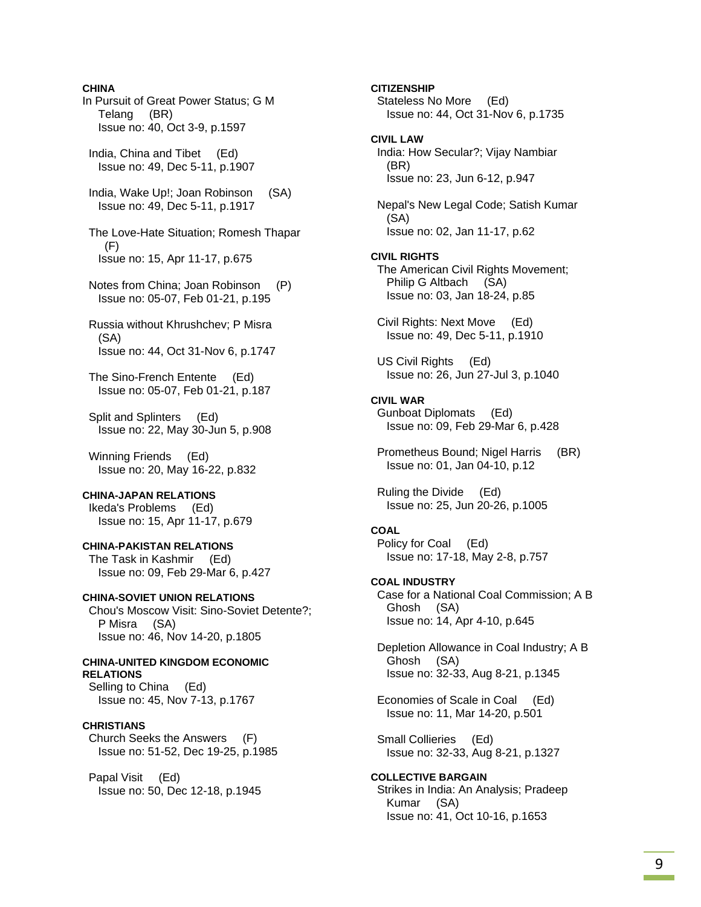**CHINA**

In Pursuit of Great Power Status; G M Telang (BR)
Issue no: 40, Oct 3-9, p.1597

India, China and Tibet (Ed)
Issue no: 49, Dec 5-11, p.1907

India, Wake Up!; Joan Robinson (SA)
Issue no: 49, Dec 5-11, p.1917

The Love-Hate Situation; Romesh Thapar (F)
Issue no: 15, Apr 11-17, p.675

Notes from China; Joan Robinson (P)
Issue no: 05-07, Feb 01-21, p.195

Russia without Khrushchev; P Misra (SA)
Issue no: 44, Oct 31-Nov 6, p.1747

The Sino-French Entente (Ed)
Issue no: 05-07, Feb 01-21, p.187

Split and Splinters (Ed)
Issue no: 22, May 30-Jun 5, p.908

Winning Friends (Ed)
Issue no: 20, May 16-22, p.832

**CHINA-JAPAN RELATIONS**

Ikeda's Problems (Ed)
Issue no: 15, Apr 11-17, p.679

**CHINA-PAKISTAN RELATIONS**

The Task in Kashmir (Ed)
Issue no: 09, Feb 29-Mar 6, p.427

**CHINA-SOVIET UNION RELATIONS**

Chou's Moscow Visit: Sino-Soviet Detente?; P Misra (SA)
Issue no: 46, Nov 14-20, p.1805

**CHINA-UNITED KINGDOM ECONOMIC RELATIONS**

Selling to China (Ed)
Issue no: 45, Nov 7-13, p.1767

**CHRISTIANS**

Church Seeks the Answers (F)
Issue no: 51-52, Dec 19-25, p.1985

Papal Visit (Ed)
Issue no: 50, Dec 12-18, p.1945

**CITIZENSHIP**

Stateless No More (Ed)
Issue no: 44, Oct 31-Nov 6, p.1735

**CIVIL LAW**

India: How Secular?; Vijay Nambiar (BR)
Issue no: 23, Jun 6-12, p.947

Nepal's New Legal Code; Satish Kumar (SA)
Issue no: 02, Jan 11-17, p.62

**CIVIL RIGHTS**

The American Civil Rights Movement; Philip G Altbach (SA)
Issue no: 03, Jan 18-24, p.85

Civil Rights: Next Move (Ed)
Issue no: 49, Dec 5-11, p.1910

US Civil Rights (Ed)
Issue no: 26, Jun 27-Jul 3, p.1040

**CIVIL WAR**

Gunboat Diplomats (Ed)
Issue no: 09, Feb 29-Mar 6, p.428

Prometheus Bound; Nigel Harris (BR)
Issue no: 01, Jan 04-10, p.12

Ruling the Divide (Ed)
Issue no: 25, Jun 20-26, p.1005

**COAL**

Policy for Coal (Ed)
Issue no: 17-18, May 2-8, p.757

**COAL INDUSTRY**

Case for a National Coal Commission; A B Ghosh (SA)
Issue no: 14, Apr 4-10, p.645

Depletion Allowance in Coal Industry; A B Ghosh (SA)
Issue no: 32-33, Aug 8-21, p.1345

Economies of Scale in Coal (Ed)
Issue no: 11, Mar 14-20, p.501

Small Collieries (Ed)
Issue no: 32-33, Aug 8-21, p.1327

**COLLECTIVE BARGAIN**

Strikes in India: An Analysis; Pradeep Kumar (SA)
Issue no: 41, Oct 10-16, p.1653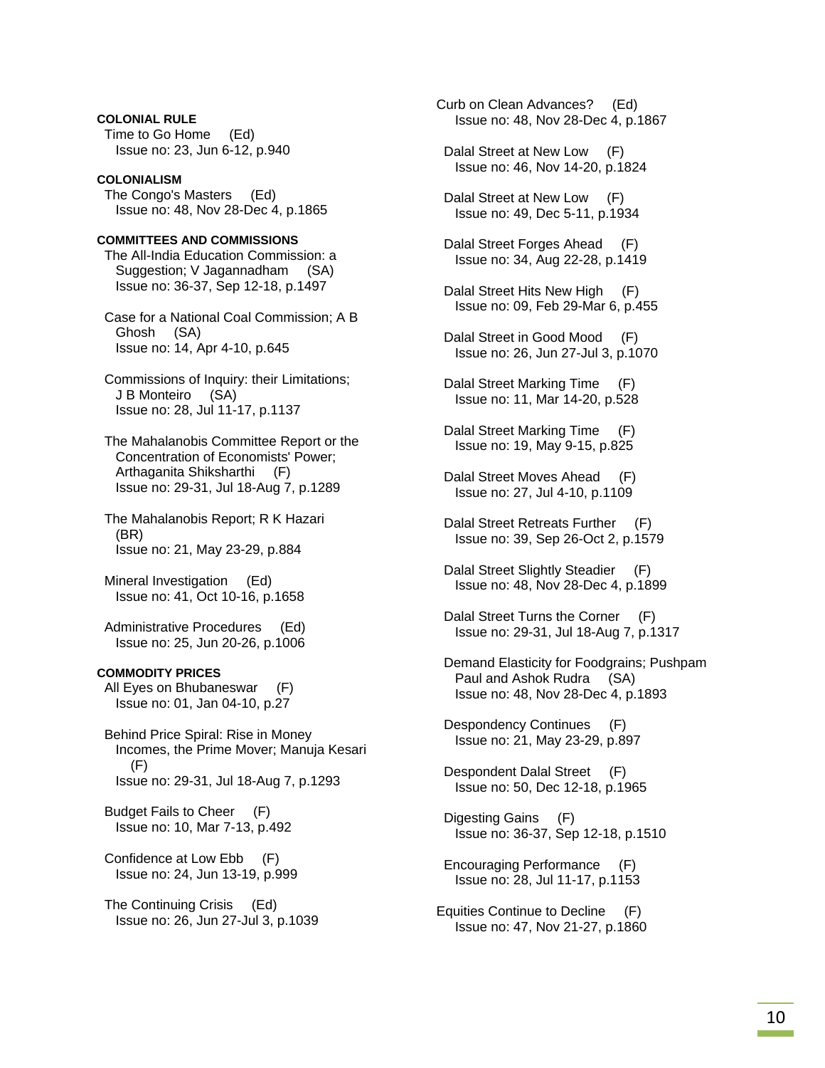**COLONIAL RULE**

Time to Go Home (Ed)
Issue no: 23, Jun 6-12, p.940

**COLONIALISM**

The Congo's Masters (Ed)
Issue no: 48, Nov 28-Dec 4, p.1865

**COMMITTEES AND COMMISSIONS**

The All-India Education Commission: a Suggestion; V Jagannadham (SA)
Issue no: 36-37, Sep 12-18, p.1497

Case for a National Coal Commission; A B Ghosh (SA)
Issue no: 14, Apr 4-10, p.645

Commissions of Inquiry: their Limitations; J B Monteiro (SA)
Issue no: 28, Jul 11-17, p.1137

The Mahalanobis Committee Report or the Concentration of Economists' Power; Arthaganita Shiksharthi (F)
Issue no: 29-31, Jul 18-Aug 7, p.1289

The Mahalanobis Report; R K Hazari (BR)
Issue no: 21, May 23-29, p.884

Mineral Investigation (Ed)
Issue no: 41, Oct 10-16, p.1658

Administrative Procedures (Ed)
Issue no: 25, Jun 20-26, p.1006

**COMMODITY PRICES**

All Eyes on Bhubaneswar (F)
Issue no: 01, Jan 04-10, p.27

Behind Price Spiral: Rise in Money Incomes, the Prime Mover; Manuja Kesari (F)
Issue no: 29-31, Jul 18-Aug 7, p.1293

Budget Fails to Cheer (F)
Issue no: 10, Mar 7-13, p.492

Confidence at Low Ebb (F)
Issue no: 24, Jun 13-19, p.999

The Continuing Crisis (Ed)
Issue no: 26, Jun 27-Jul 3, p.1039

Curb on Clean Advances? (Ed)
Issue no: 48, Nov 28-Dec 4, p.1867

Dalal Street at New Low (F)
Issue no: 46, Nov 14-20, p.1824

Dalal Street at New Low (F)
Issue no: 49, Dec 5-11, p.1934

Dalal Street Forges Ahead (F)
Issue no: 34, Aug 22-28, p.1419

Dalal Street Hits New High (F)
Issue no: 09, Feb 29-Mar 6, p.455

Dalal Street in Good Mood (F)
Issue no: 26, Jun 27-Jul 3, p.1070

Dalal Street Marking Time (F)
Issue no: 11, Mar 14-20, p.528

Dalal Street Marking Time (F)
Issue no: 19, May 9-15, p.825

Dalal Street Moves Ahead (F)
Issue no: 27, Jul 4-10, p.1109

Dalal Street Retreats Further (F)
Issue no: 39, Sep 26-Oct 2, p.1579

Dalal Street Slightly Steadier (F)
Issue no: 48, Nov 28-Dec 4, p.1899

Dalal Street Turns the Corner (F)
Issue no: 29-31, Jul 18-Aug 7, p.1317

Demand Elasticity for Foodgrains; Pushpam Paul and Ashok Rudra (SA)
Issue no: 48, Nov 28-Dec 4, p.1893

Despondency Continues (F)
Issue no: 21, May 23-29, p.897

Despondent Dalal Street (F)
Issue no: 50, Dec 12-18, p.1965

Digesting Gains (F)
Issue no: 36-37, Sep 12-18, p.1510

Encouraging Performance (F)
Issue no: 28, Jul 11-17, p.1153

Equities Continue to Decline (F)
Issue no: 47, Nov 21-27, p.1860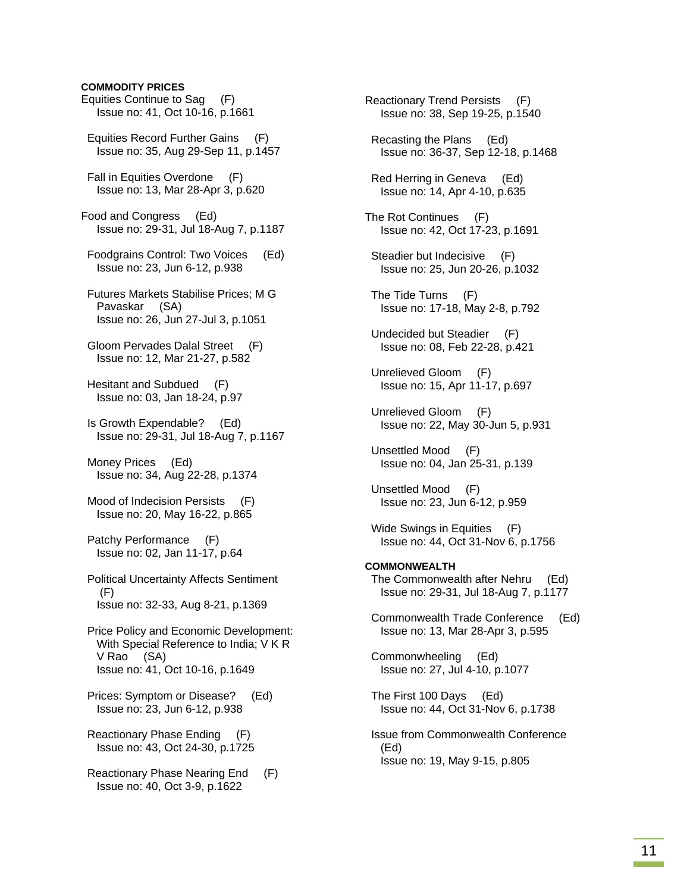**COMMODITY PRICES**

Equities Continue to Sag (F)
Issue no: 41, Oct 10-16, p.1661

Equities Record Further Gains (F)
Issue no: 35, Aug 29-Sep 11, p.1457

Fall in Equities Overdone (F)
Issue no: 13, Mar 28-Apr 3, p.620

Food and Congress (Ed)
Issue no: 29-31, Jul 18-Aug 7, p.1187

Foodgrains Control: Two Voices (Ed)
Issue no: 23, Jun 6-12, p.938

Futures Markets Stabilise Prices; M G Pavaskar (SA)
Issue no: 26, Jun 27-Jul 3, p.1051

Gloom Pervades Dalal Street (F)
Issue no: 12, Mar 21-27, p.582

Hesitant and Subdued (F)
Issue no: 03, Jan 18-24, p.97

Is Growth Expendable? (Ed)
Issue no: 29-31, Jul 18-Aug 7, p.1167

Money Prices (Ed)
Issue no: 34, Aug 22-28, p.1374

Mood of Indecision Persists (F)
Issue no: 20, May 16-22, p.865

Patchy Performance (F)
Issue no: 02, Jan 11-17, p.64

Political Uncertainty Affects Sentiment (F)
Issue no: 32-33, Aug 8-21, p.1369

Price Policy and Economic Development: With Special Reference to India; V K R V Rao (SA)
Issue no: 41, Oct 10-16, p.1649

Prices: Symptom or Disease? (Ed)
Issue no: 23, Jun 6-12, p.938

Reactionary Phase Ending (F)
Issue no: 43, Oct 24-30, p.1725

Reactionary Phase Nearing End (F)
Issue no: 40, Oct 3-9, p.1622

Reactionary Trend Persists (F)
Issue no: 38, Sep 19-25, p.1540

Recasting the Plans (Ed)
Issue no: 36-37, Sep 12-18, p.1468

Red Herring in Geneva (Ed)
Issue no: 14, Apr 4-10, p.635

The Rot Continues (F)
Issue no: 42, Oct 17-23, p.1691

Steadier but Indecisive (F)
Issue no: 25, Jun 20-26, p.1032

The Tide Turns (F)
Issue no: 17-18, May 2-8, p.792

Undecided but Steadier (F)
Issue no: 08, Feb 22-28, p.421

Unrelieved Gloom (F)
Issue no: 15, Apr 11-17, p.697

Unrelieved Gloom (F)
Issue no: 22, May 30-Jun 5, p.931

Unsettled Mood (F)
Issue no: 04, Jan 25-31, p.139

Unsettled Mood (F)
Issue no: 23, Jun 6-12, p.959

Wide Swings in Equities (F)
Issue no: 44, Oct 31-Nov 6, p.1756

**COMMONWEALTH**

The Commonwealth after Nehru (Ed)
Issue no: 29-31, Jul 18-Aug 7, p.1177

Commonwealth Trade Conference (Ed)
Issue no: 13, Mar 28-Apr 3, p.595

Commonwheeling (Ed)
Issue no: 27, Jul 4-10, p.1077

The First 100 Days (Ed)
Issue no: 44, Oct 31-Nov 6, p.1738

Issue from Commonwealth Conference (Ed)
Issue no: 19, May 9-15, p.805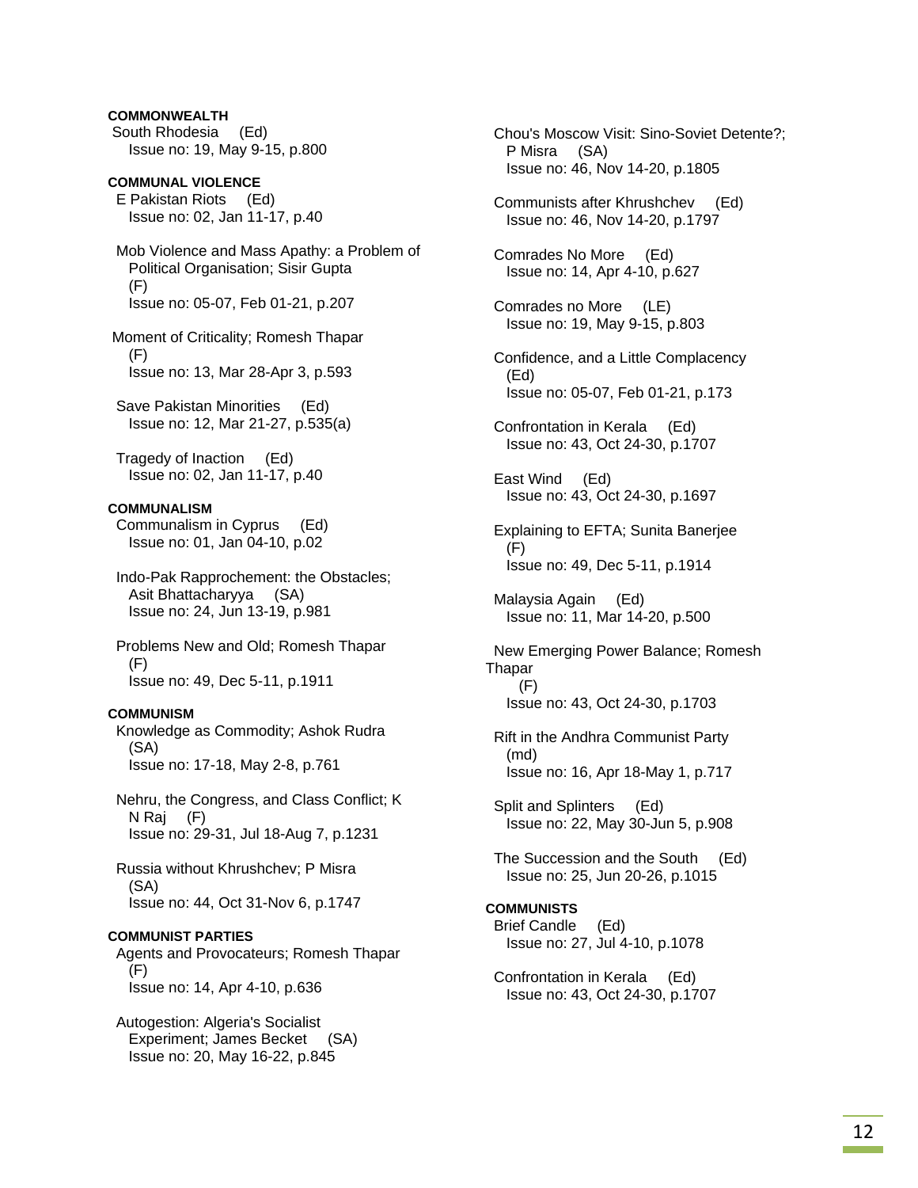**COMMONWEALTH**

South Rhodesia (Ed)
Issue no: 19, May 9-15, p.800

**COMMUNAL VIOLENCE**

E Pakistan Riots (Ed)
Issue no: 02, Jan 11-17, p.40

Mob Violence and Mass Apathy: a Problem of Political Organisation; Sisir Gupta (F)
Issue no: 05-07, Feb 01-21, p.207

Moment of Criticality; Romesh Thapar (F)
Issue no: 13, Mar 28-Apr 3, p.593

Save Pakistan Minorities (Ed)
Issue no: 12, Mar 21-27, p.535(a)

Tragedy of Inaction (Ed)
Issue no: 02, Jan 11-17, p.40

**COMMUNALISM**

Communalism in Cyprus (Ed)
Issue no: 01, Jan 04-10, p.02

Indo-Pak Rapprochement: the Obstacles; Asit Bhattacharyya (SA)
Issue no: 24, Jun 13-19, p.981

Problems New and Old; Romesh Thapar (F)
Issue no: 49, Dec 5-11, p.1911

**COMMUNISM**

Knowledge as Commodity; Ashok Rudra (SA)
Issue no: 17-18, May 2-8, p.761

Nehru, the Congress, and Class Conflict; K N Raj (F)
Issue no: 29-31, Jul 18-Aug 7, p.1231

Russia without Khrushchev; P Misra (SA)
Issue no: 44, Oct 31-Nov 6, p.1747

**COMMUNIST PARTIES**

Agents and Provocateurs; Romesh Thapar (F)
Issue no: 14, Apr 4-10, p.636

Autogestion: Algeria's Socialist Experiment; James Becket (SA)
Issue no: 20, May 16-22, p.845

Chou's Moscow Visit: Sino-Soviet Detente?; P Misra (SA)
Issue no: 46, Nov 14-20, p.1805

Communists after Khrushchev (Ed)
Issue no: 46, Nov 14-20, p.1797

Comrades No More (Ed)
Issue no: 14, Apr 4-10, p.627

Comrades no More (LE)
Issue no: 19, May 9-15, p.803

Confidence, and a Little Complacency (Ed)
Issue no: 05-07, Feb 01-21, p.173

Confrontation in Kerala (Ed)
Issue no: 43, Oct 24-30, p.1707

East Wind (Ed)
Issue no: 43, Oct 24-30, p.1697

Explaining to EFTA; Sunita Banerjee (F)
Issue no: 49, Dec 5-11, p.1914

Malaysia Again (Ed)
Issue no: 11, Mar 14-20, p.500

New Emerging Power Balance; Romesh Thapar (F)
Issue no: 43, Oct 24-30, p.1703

Rift in the Andhra Communist Party (md)
Issue no: 16, Apr 18-May 1, p.717

Split and Splinters (Ed)
Issue no: 22, May 30-Jun 5, p.908

The Succession and the South (Ed)
Issue no: 25, Jun 20-26, p.1015

**COMMUNISTS**

Brief Candle (Ed)
Issue no: 27, Jul 4-10, p.1078

Confrontation in Kerala (Ed)
Issue no: 43, Oct 24-30, p.1707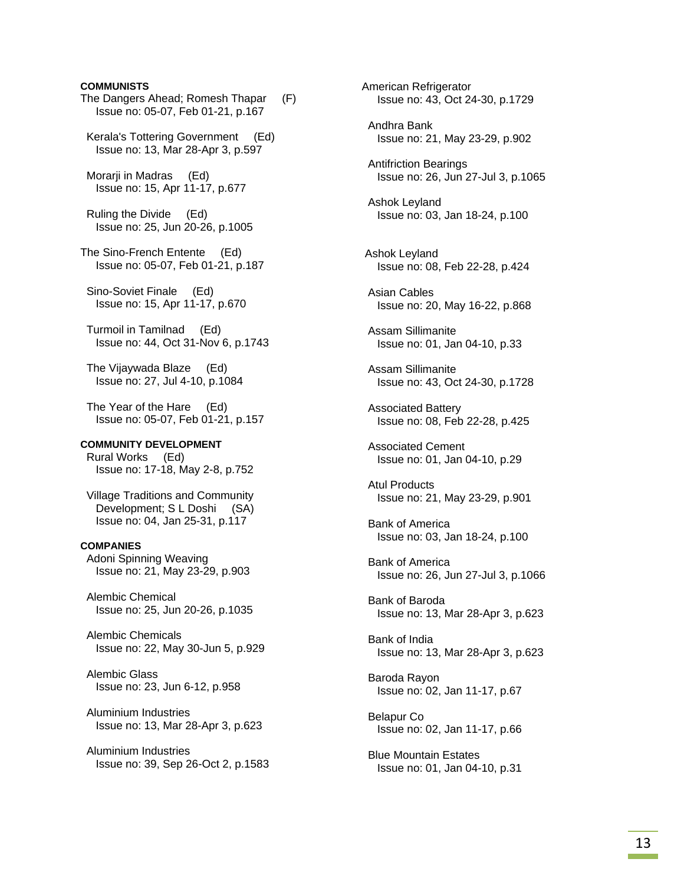**COMMUNISTS**

The Dangers Ahead; Romesh Thapar (F)
Issue no: 05-07, Feb 01-21, p.167

Kerala's Tottering Government (Ed)
Issue no: 13, Mar 28-Apr 3, p.597

Morarji in Madras (Ed)
Issue no: 15, Apr 11-17, p.677

Ruling the Divide (Ed)
Issue no: 25, Jun 20-26, p.1005

The Sino-French Entente (Ed)
Issue no: 05-07, Feb 01-21, p.187

Sino-Soviet Finale (Ed)
Issue no: 15, Apr 11-17, p.670

Turmoil in Tamilnad (Ed)
Issue no: 44, Oct 31-Nov 6, p.1743

The Vijaywada Blaze (Ed)
Issue no: 27, Jul 4-10, p.1084

The Year of the Hare (Ed)
Issue no: 05-07, Feb 01-21, p.157

**COMMUNITY DEVELOPMENT**

Rural Works (Ed)
Issue no: 17-18, May 2-8, p.752

Village Traditions and Community Development; S L Doshi (SA)
Issue no: 04, Jan 25-31, p.117

**COMPANIES**

Adoni Spinning Weaving
Issue no: 21, May 23-29, p.903

Alembic Chemical
Issue no: 25, Jun 20-26, p.1035

Alembic Chemicals
Issue no: 22, May 30-Jun 5, p.929

Alembic Glass
Issue no: 23, Jun 6-12, p.958

Aluminium Industries
Issue no: 13, Mar 28-Apr 3, p.623

Aluminium Industries
Issue no: 39, Sep 26-Oct 2, p.1583

American Refrigerator
Issue no: 43, Oct 24-30, p.1729

Andhra Bank
Issue no: 21, May 23-29, p.902

Antifriction Bearings
Issue no: 26, Jun 27-Jul 3, p.1065

Ashok Leyland
Issue no: 03, Jan 18-24, p.100

Ashok Leyland
Issue no: 08, Feb 22-28, p.424

Asian Cables
Issue no: 20, May 16-22, p.868

Assam Sillimanite
Issue no: 01, Jan 04-10, p.33

Assam Sillimanite
Issue no: 43, Oct 24-30, p.1728

Associated Battery
Issue no: 08, Feb 22-28, p.425

Associated Cement
Issue no: 01, Jan 04-10, p.29

Atul Products
Issue no: 21, May 23-29, p.901

Bank of America
Issue no: 03, Jan 18-24, p.100

Bank of America
Issue no: 26, Jun 27-Jul 3, p.1066

Bank of Baroda
Issue no: 13, Mar 28-Apr 3, p.623

Bank of India
Issue no: 13, Mar 28-Apr 3, p.623

Baroda Rayon
Issue no: 02, Jan 11-17, p.67

Belapur Co
Issue no: 02, Jan 11-17, p.66

Blue Mountain Estates
Issue no: 01, Jan 04-10, p.31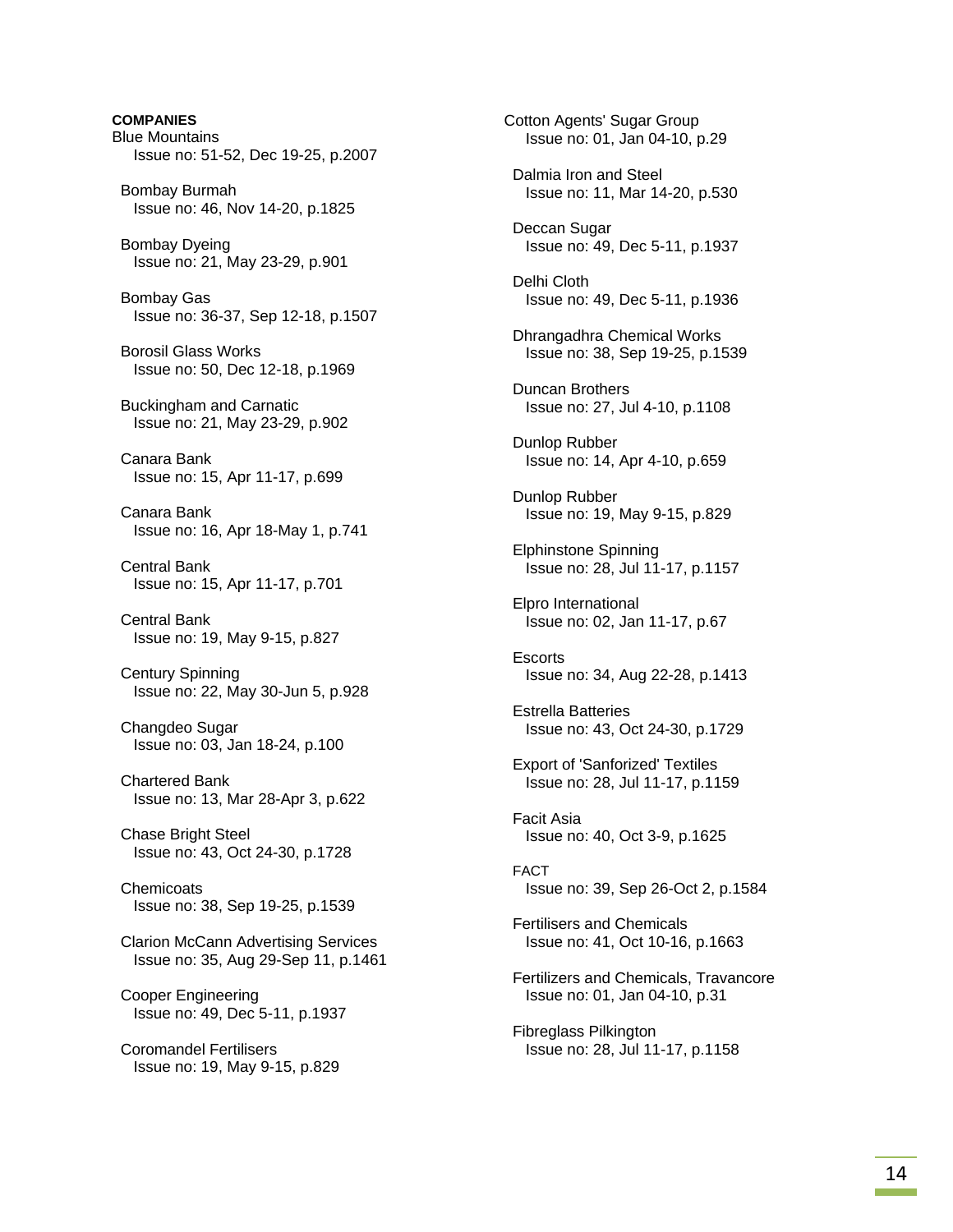**COMPANIES**

Blue Mountains
Issue no: 51-52, Dec 19-25, p.2007

Bombay Burmah
Issue no: 46, Nov 14-20, p.1825

Bombay Dyeing
Issue no: 21, May 23-29, p.901

Bombay Gas
Issue no: 36-37, Sep 12-18, p.1507

Borosil Glass Works
Issue no: 50, Dec 12-18, p.1969

Buckingham and Carnatic
Issue no: 21, May 23-29, p.902

Canara Bank
Issue no: 15, Apr 11-17, p.699

Canara Bank
Issue no: 16, Apr 18-May 1, p.741

Central Bank
Issue no: 15, Apr 11-17, p.701

Central Bank
Issue no: 19, May 9-15, p.827

Century Spinning
Issue no: 22, May 30-Jun 5, p.928

Changdeo Sugar
Issue no: 03, Jan 18-24, p.100

Chartered Bank
Issue no: 13, Mar 28-Apr 3, p.622

Chase Bright Steel
Issue no: 43, Oct 24-30, p.1728

Chemicoats
Issue no: 38, Sep 19-25, p.1539

Clarion McCann Advertising Services
Issue no: 35, Aug 29-Sep 11, p.1461

Cooper Engineering
Issue no: 49, Dec 5-11, p.1937

Coromandel Fertilisers
Issue no: 19, May 9-15, p.829

Cotton Agents' Sugar Group
Issue no: 01, Jan 04-10, p.29

Dalmia Iron and Steel
Issue no: 11, Mar 14-20, p.530

Deccan Sugar
Issue no: 49, Dec 5-11, p.1937

Delhi Cloth
Issue no: 49, Dec 5-11, p.1936

Dhrangadhra Chemical Works
Issue no: 38, Sep 19-25, p.1539

Duncan Brothers
Issue no: 27, Jul 4-10, p.1108

Dunlop Rubber
Issue no: 14, Apr 4-10, p.659

Dunlop Rubber
Issue no: 19, May 9-15, p.829

Elphinstone Spinning
Issue no: 28, Jul 11-17, p.1157

Elpro International
Issue no: 02, Jan 11-17, p.67

Escorts
Issue no: 34, Aug 22-28, p.1413

Estrella Batteries
Issue no: 43, Oct 24-30, p.1729

Export of 'Sanforized' Textiles
Issue no: 28, Jul 11-17, p.1159

Facit Asia
Issue no: 40, Oct 3-9, p.1625

FACT
Issue no: 39, Sep 26-Oct 2, p.1584

Fertilisers and Chemicals
Issue no: 41, Oct 10-16, p.1663

Fertilizers and Chemicals, Travancore
Issue no: 01, Jan 04-10, p.31

Fibreglass Pilkington
Issue no: 28, Jul 11-17, p.1158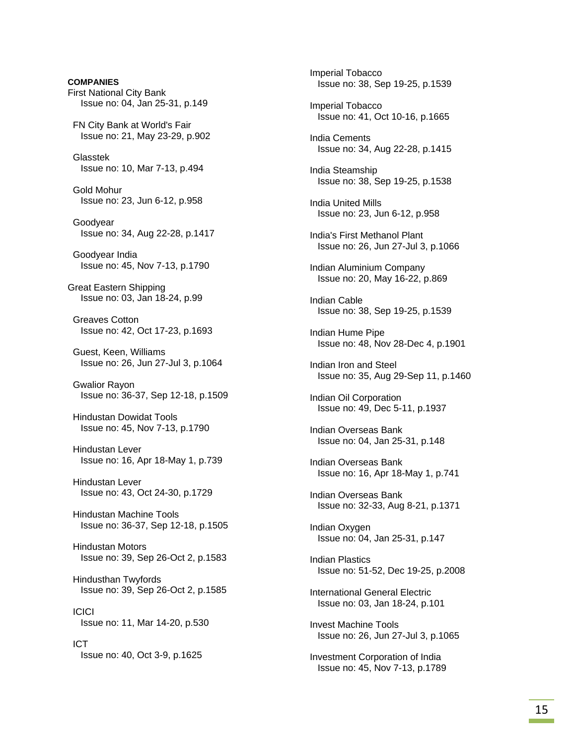**COMPANIES**

First National City Bank
Issue no: 04, Jan 25-31, p.149

FN City Bank at World's Fair
Issue no: 21, May 23-29, p.902

Glasstek
Issue no: 10, Mar 7-13, p.494

Gold Mohur
Issue no: 23, Jun 6-12, p.958

Goodyear
Issue no: 34, Aug 22-28, p.1417

Goodyear India
Issue no: 45, Nov 7-13, p.1790

Great Eastern Shipping
Issue no: 03, Jan 18-24, p.99

Greaves Cotton
Issue no: 42, Oct 17-23, p.1693

Guest, Keen, Williams
Issue no: 26, Jun 27-Jul 3, p.1064

Gwalior Rayon
Issue no: 36-37, Sep 12-18, p.1509

Hindustan Dowidat Tools
Issue no: 45, Nov 7-13, p.1790

Hindustan Lever
Issue no: 16, Apr 18-May 1, p.739

Hindustan Lever
Issue no: 43, Oct 24-30, p.1729

Hindustan Machine Tools
Issue no: 36-37, Sep 12-18, p.1505

Hindustan Motors
Issue no: 39, Sep 26-Oct 2, p.1583

Hindusthan Twyfords
Issue no: 39, Sep 26-Oct 2, p.1585

ICICI
Issue no: 11, Mar 14-20, p.530

ICT
Issue no: 40, Oct 3-9, p.1625

Imperial Tobacco
Issue no: 38, Sep 19-25, p.1539

Imperial Tobacco
Issue no: 41, Oct 10-16, p.1665

India Cements
Issue no: 34, Aug 22-28, p.1415

India Steamship
Issue no: 38, Sep 19-25, p.1538

India United Mills
Issue no: 23, Jun 6-12, p.958

India's First Methanol Plant
Issue no: 26, Jun 27-Jul 3, p.1066

Indian Aluminium Company
Issue no: 20, May 16-22, p.869

Indian Cable
Issue no: 38, Sep 19-25, p.1539

Indian Hume Pipe
Issue no: 48, Nov 28-Dec 4, p.1901

Indian Iron and Steel
Issue no: 35, Aug 29-Sep 11, p.1460

Indian Oil Corporation
Issue no: 49, Dec 5-11, p.1937

Indian Overseas Bank
Issue no: 04, Jan 25-31, p.148

Indian Overseas Bank
Issue no: 16, Apr 18-May 1, p.741

Indian Overseas Bank
Issue no: 32-33, Aug 8-21, p.1371

Indian Oxygen
Issue no: 04, Jan 25-31, p.147

Indian Plastics
Issue no: 51-52, Dec 19-25, p.2008

International General Electric
Issue no: 03, Jan 18-24, p.101

Invest Machine Tools
Issue no: 26, Jun 27-Jul 3, p.1065

Investment Corporation of India
Issue no: 45, Nov 7-13, p.1789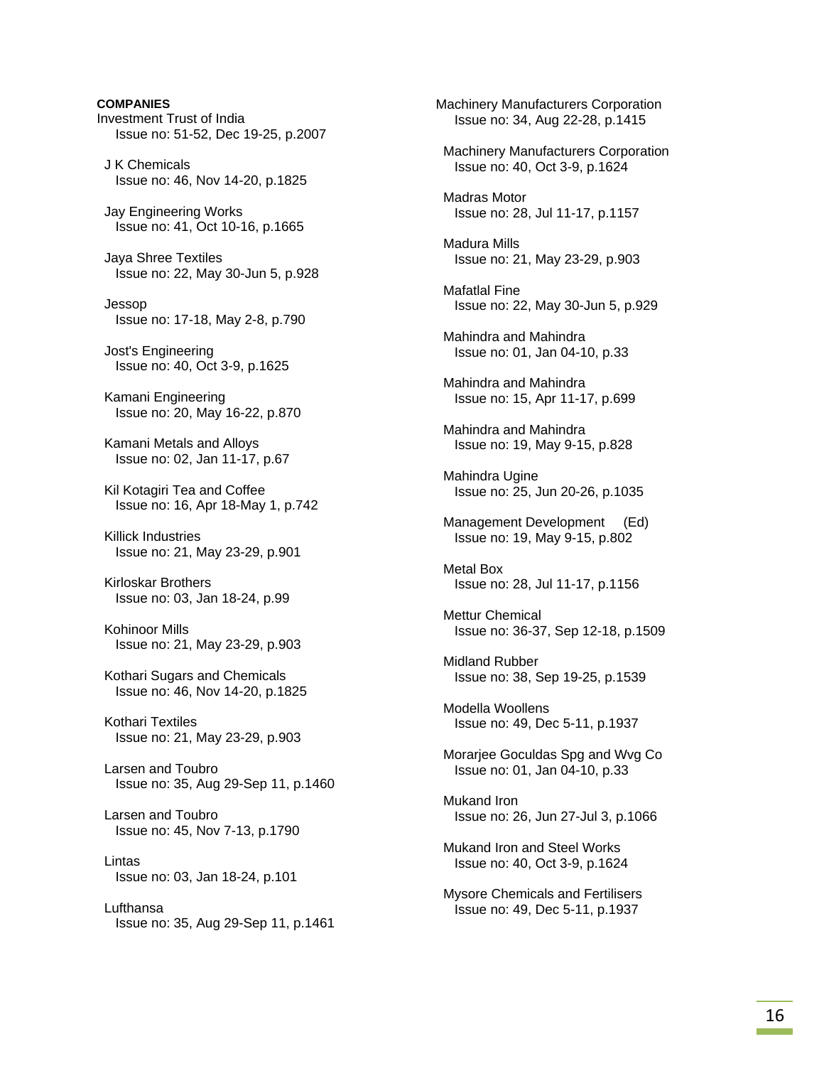**COMPANIES**

Investment Trust of India
Issue no: 51-52, Dec 19-25, p.2007

J K Chemicals
Issue no: 46, Nov 14-20, p.1825

Jay Engineering Works
Issue no: 41, Oct 10-16, p.1665

Jaya Shree Textiles
Issue no: 22, May 30-Jun 5, p.928

Jessop
Issue no: 17-18, May 2-8, p.790

Jost's Engineering
Issue no: 40, Oct 3-9, p.1625

Kamani Engineering
Issue no: 20, May 16-22, p.870

Kamani Metals and Alloys
Issue no: 02, Jan 11-17, p.67

Kil Kotagiri Tea and Coffee
Issue no: 16, Apr 18-May 1, p.742

Killick Industries
Issue no: 21, May 23-29, p.901

Kirloskar Brothers
Issue no: 03, Jan 18-24, p.99

Kohinoor Mills
Issue no: 21, May 23-29, p.903

Kothari Sugars and Chemicals
Issue no: 46, Nov 14-20, p.1825

Kothari Textiles
Issue no: 21, May 23-29, p.903

Larsen and Toubro
Issue no: 35, Aug 29-Sep 11, p.1460

Larsen and Toubro
Issue no: 45, Nov 7-13, p.1790

Lintas
Issue no: 03, Jan 18-24, p.101

Lufthansa
Issue no: 35, Aug 29-Sep 11, p.1461

Machinery Manufacturers Corporation
Issue no: 34, Aug 22-28, p.1415

Machinery Manufacturers Corporation
Issue no: 40, Oct 3-9, p.1624

Madras Motor
Issue no: 28, Jul 11-17, p.1157

Madura Mills
Issue no: 21, May 23-29, p.903

Mafatlal Fine
Issue no: 22, May 30-Jun 5, p.929

Mahindra and Mahindra
Issue no: 01, Jan 04-10, p.33

Mahindra and Mahindra
Issue no: 15, Apr 11-17, p.699

Mahindra and Mahindra
Issue no: 19, May 9-15, p.828

Mahindra Ugine
Issue no: 25, Jun 20-26, p.1035

Management Development (Ed)
Issue no: 19, May 9-15, p.802

Metal Box
Issue no: 28, Jul 11-17, p.1156

Mettur Chemical
Issue no: 36-37, Sep 12-18, p.1509

Midland Rubber
Issue no: 38, Sep 19-25, p.1539

Modella Woollens
Issue no: 49, Dec 5-11, p.1937

Morarjee Goculdas Spg and Wvg Co
Issue no: 01, Jan 04-10, p.33

Mukand Iron
Issue no: 26, Jun 27-Jul 3, p.1066

Mukand Iron and Steel Works
Issue no: 40, Oct 3-9, p.1624

Mysore Chemicals and Fertilisers
Issue no: 49, Dec 5-11, p.1937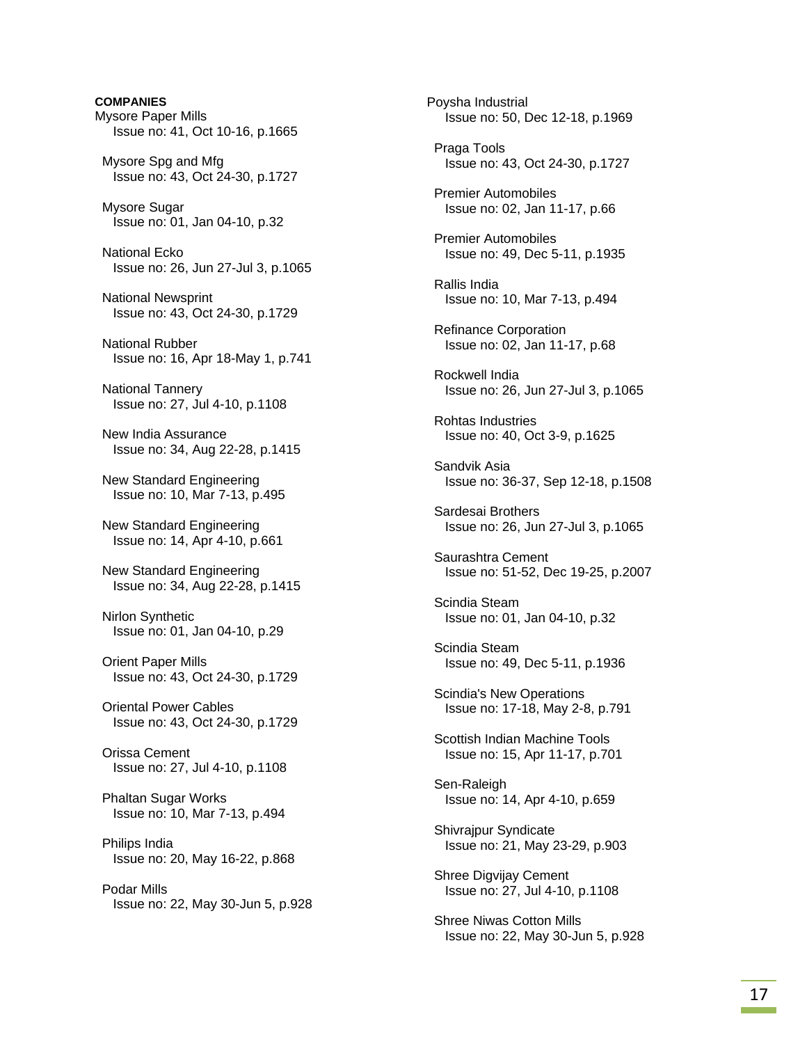**COMPANIES**

Mysore Paper Mills
Issue no: 41, Oct 10-16, p.1665

Mysore Spg and Mfg
Issue no: 43, Oct 24-30, p.1727

Mysore Sugar
Issue no: 01, Jan 04-10, p.32

National Ecko
Issue no: 26, Jun 27-Jul 3, p.1065

National Newsprint
Issue no: 43, Oct 24-30, p.1729

National Rubber
Issue no: 16, Apr 18-May 1, p.741

National Tannery
Issue no: 27, Jul 4-10, p.1108

New India Assurance
Issue no: 34, Aug 22-28, p.1415

New Standard Engineering
Issue no: 10, Mar 7-13, p.495

New Standard Engineering
Issue no: 14, Apr 4-10, p.661

New Standard Engineering
Issue no: 34, Aug 22-28, p.1415

Nirlon Synthetic
Issue no: 01, Jan 04-10, p.29

Orient Paper Mills
Issue no: 43, Oct 24-30, p.1729

Oriental Power Cables
Issue no: 43, Oct 24-30, p.1729

Orissa Cement
Issue no: 27, Jul 4-10, p.1108

Phaltan Sugar Works
Issue no: 10, Mar 7-13, p.494

Philips India
Issue no: 20, May 16-22, p.868

Podar Mills
Issue no: 22, May 30-Jun 5, p.928

Poysha Industrial
Issue no: 50, Dec 12-18, p.1969

Praga Tools
Issue no: 43, Oct 24-30, p.1727

Premier Automobiles
Issue no: 02, Jan 11-17, p.66

Premier Automobiles
Issue no: 49, Dec 5-11, p.1935

Rallis India
Issue no: 10, Mar 7-13, p.494

Refinance Corporation
Issue no: 02, Jan 11-17, p.68

Rockwell India
Issue no: 26, Jun 27-Jul 3, p.1065

Rohtas Industries
Issue no: 40, Oct 3-9, p.1625

Sandvik Asia
Issue no: 36-37, Sep 12-18, p.1508

Sardesai Brothers
Issue no: 26, Jun 27-Jul 3, p.1065

Saurashtra Cement
Issue no: 51-52, Dec 19-25, p.2007

Scindia Steam
Issue no: 01, Jan 04-10, p.32

Scindia Steam
Issue no: 49, Dec 5-11, p.1936

Scindia's New Operations
Issue no: 17-18, May 2-8, p.791

Scottish Indian Machine Tools
Issue no: 15, Apr 11-17, p.701

Sen-Raleigh
Issue no: 14, Apr 4-10, p.659

Shivrajpur Syndicate
Issue no: 21, May 23-29, p.903

Shree Digvijay Cement
Issue no: 27, Jul 4-10, p.1108

Shree Niwas Cotton Mills
Issue no: 22, May 30-Jun 5, p.928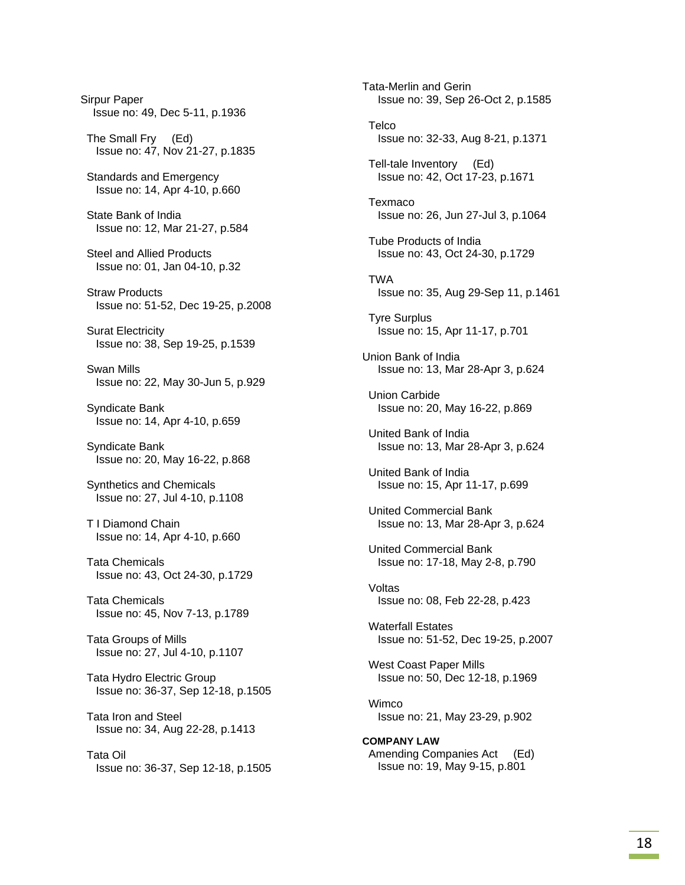Sirpur Paper
Issue no: 49, Dec 5-11, p.1936

The Small Fry (Ed)
Issue no: 47, Nov 21-27, p.1835

Standards and Emergency
Issue no: 14, Apr 4-10, p.660

State Bank of India
Issue no: 12, Mar 21-27, p.584

Steel and Allied Products
Issue no: 01, Jan 04-10, p.32

Straw Products
Issue no: 51-52, Dec 19-25, p.2008

Surat Electricity
Issue no: 38, Sep 19-25, p.1539

Swan Mills
Issue no: 22, May 30-Jun 5, p.929

Syndicate Bank
Issue no: 14, Apr 4-10, p.659

Syndicate Bank
Issue no: 20, May 16-22, p.868

Synthetics and Chemicals
Issue no: 27, Jul 4-10, p.1108

T I Diamond Chain
Issue no: 14, Apr 4-10, p.660

Tata Chemicals
Issue no: 43, Oct 24-30, p.1729

Tata Chemicals
Issue no: 45, Nov 7-13, p.1789

Tata Groups of Mills
Issue no: 27, Jul 4-10, p.1107

Tata Hydro Electric Group
Issue no: 36-37, Sep 12-18, p.1505

Tata Iron and Steel
Issue no: 34, Aug 22-28, p.1413

Tata Oil
Issue no: 36-37, Sep 12-18, p.1505

Tata-Merlin and Gerin
Issue no: 39, Sep 26-Oct 2, p.1585

Telco
Issue no: 32-33, Aug 8-21, p.1371

Tell-tale Inventory (Ed)
Issue no: 42, Oct 17-23, p.1671

Texmaco
Issue no: 26, Jun 27-Jul 3, p.1064

Tube Products of India
Issue no: 43, Oct 24-30, p.1729

TWA
Issue no: 35, Aug 29-Sep 11, p.1461

Tyre Surplus
Issue no: 15, Apr 11-17, p.701

Union Bank of India
Issue no: 13, Mar 28-Apr 3, p.624

Union Carbide
Issue no: 20, May 16-22, p.869

United Bank of India
Issue no: 13, Mar 28-Apr 3, p.624

United Bank of India
Issue no: 15, Apr 11-17, p.699

United Commercial Bank
Issue no: 13, Mar 28-Apr 3, p.624

United Commercial Bank
Issue no: 17-18, May 2-8, p.790

Voltas
Issue no: 08, Feb 22-28, p.423

Waterfall Estates
Issue no: 51-52, Dec 19-25, p.2007

West Coast Paper Mills
Issue no: 50, Dec 12-18, p.1969

Wimco
Issue no: 21, May 23-29, p.902

**COMPANY LAW**

Amending Companies Act (Ed)
Issue no: 19, May 9-15, p.801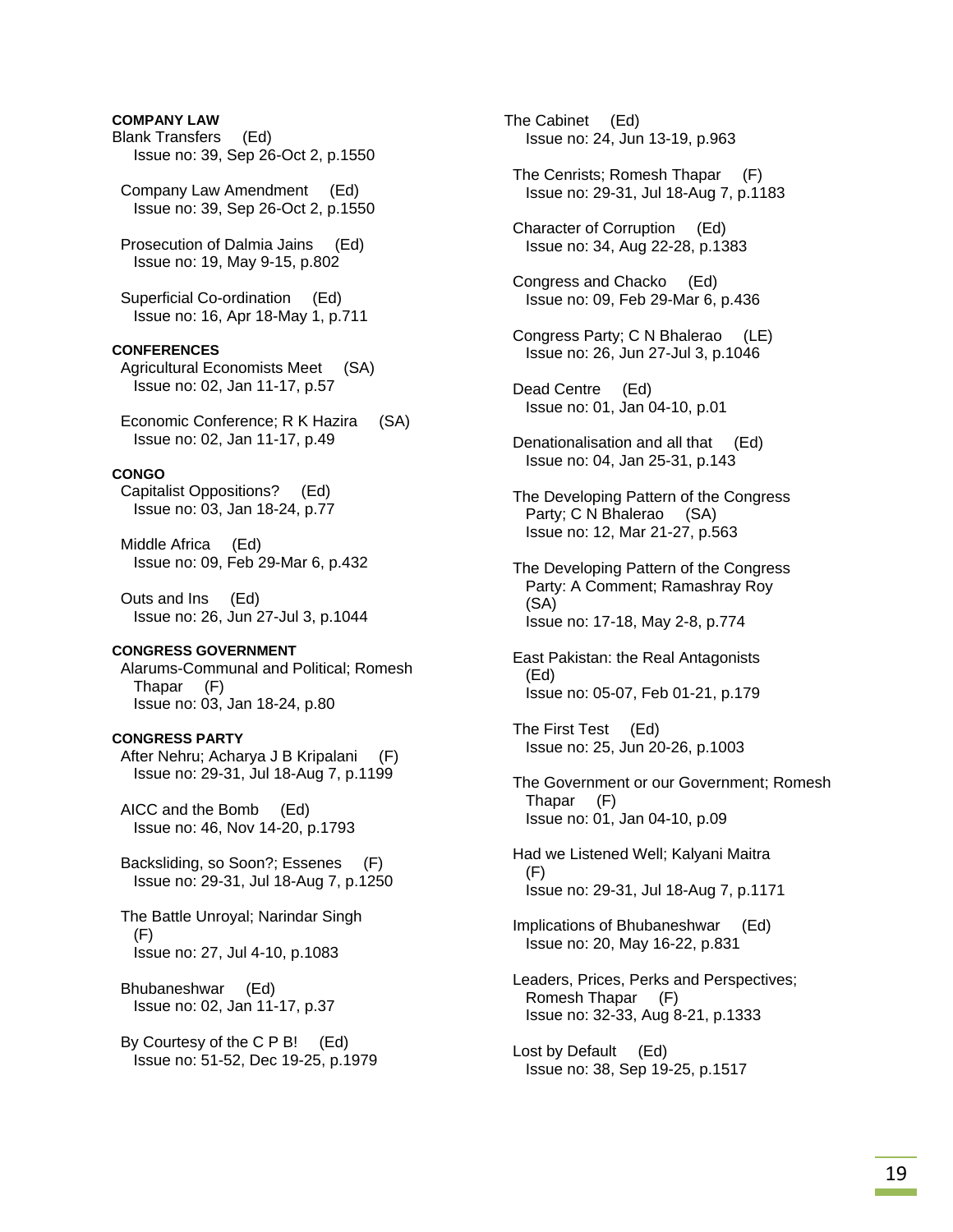**COMPANY LAW**

Blank Transfers (Ed)
Issue no: 39, Sep 26-Oct 2, p.1550

Company Law Amendment (Ed)
Issue no: 39, Sep 26-Oct 2, p.1550

Prosecution of Dalmia Jains (Ed)
Issue no: 19, May 9-15, p.802

Superficial Co-ordination (Ed)
Issue no: 16, Apr 18-May 1, p.711

**CONFERENCES**

Agricultural Economists Meet (SA)
Issue no: 02, Jan 11-17, p.57

Economic Conference; R K Hazira (SA)
Issue no: 02, Jan 11-17, p.49

**CONGO**

Capitalist Oppositions? (Ed)
Issue no: 03, Jan 18-24, p.77

Middle Africa (Ed)
Issue no: 09, Feb 29-Mar 6, p.432

Outs and Ins (Ed)
Issue no: 26, Jun 27-Jul 3, p.1044

**CONGRESS GOVERNMENT**

Alarums-Communal and Political; Romesh Thapar (F)
Issue no: 03, Jan 18-24, p.80

**CONGRESS PARTY**

After Nehru; Acharya J B Kripalani (F)
Issue no: 29-31, Jul 18-Aug 7, p.1199

AICC and the Bomb (Ed)
Issue no: 46, Nov 14-20, p.1793

Backsliding, so Soon?; Essenes (F)
Issue no: 29-31, Jul 18-Aug 7, p.1250

The Battle Unroyal; Narindar Singh (F)
Issue no: 27, Jul 4-10, p.1083

Bhubaneshwar (Ed)
Issue no: 02, Jan 11-17, p.37

By Courtesy of the C P B! (Ed)
Issue no: 51-52, Dec 19-25, p.1979

The Cabinet (Ed)
Issue no: 24, Jun 13-19, p.963

The Cenrists; Romesh Thapar (F)
Issue no: 29-31, Jul 18-Aug 7, p.1183

Character of Corruption (Ed)
Issue no: 34, Aug 22-28, p.1383

Congress and Chacko (Ed)
Issue no: 09, Feb 29-Mar 6, p.436

Congress Party; C N Bhalerao (LE)
Issue no: 26, Jun 27-Jul 3, p.1046

Dead Centre (Ed)
Issue no: 01, Jan 04-10, p.01

Denationalisation and all that (Ed)
Issue no: 04, Jan 25-31, p.143

The Developing Pattern of the Congress Party; C N Bhalerao (SA)
Issue no: 12, Mar 21-27, p.563

The Developing Pattern of the Congress Party: A Comment; Ramashray Roy (SA)
Issue no: 17-18, May 2-8, p.774

East Pakistan: the Real Antagonists (Ed)
Issue no: 05-07, Feb 01-21, p.179

The First Test (Ed)
Issue no: 25, Jun 20-26, p.1003

The Government or our Government; Romesh Thapar (F)
Issue no: 01, Jan 04-10, p.09

Had we Listened Well; Kalyani Maitra (F)
Issue no: 29-31, Jul 18-Aug 7, p.1171

Implications of Bhubaneshwar (Ed)
Issue no: 20, May 16-22, p.831

Leaders, Prices, Perks and Perspectives; Romesh Thapar (F)
Issue no: 32-33, Aug 8-21, p.1333

Lost by Default (Ed)
Issue no: 38, Sep 19-25, p.1517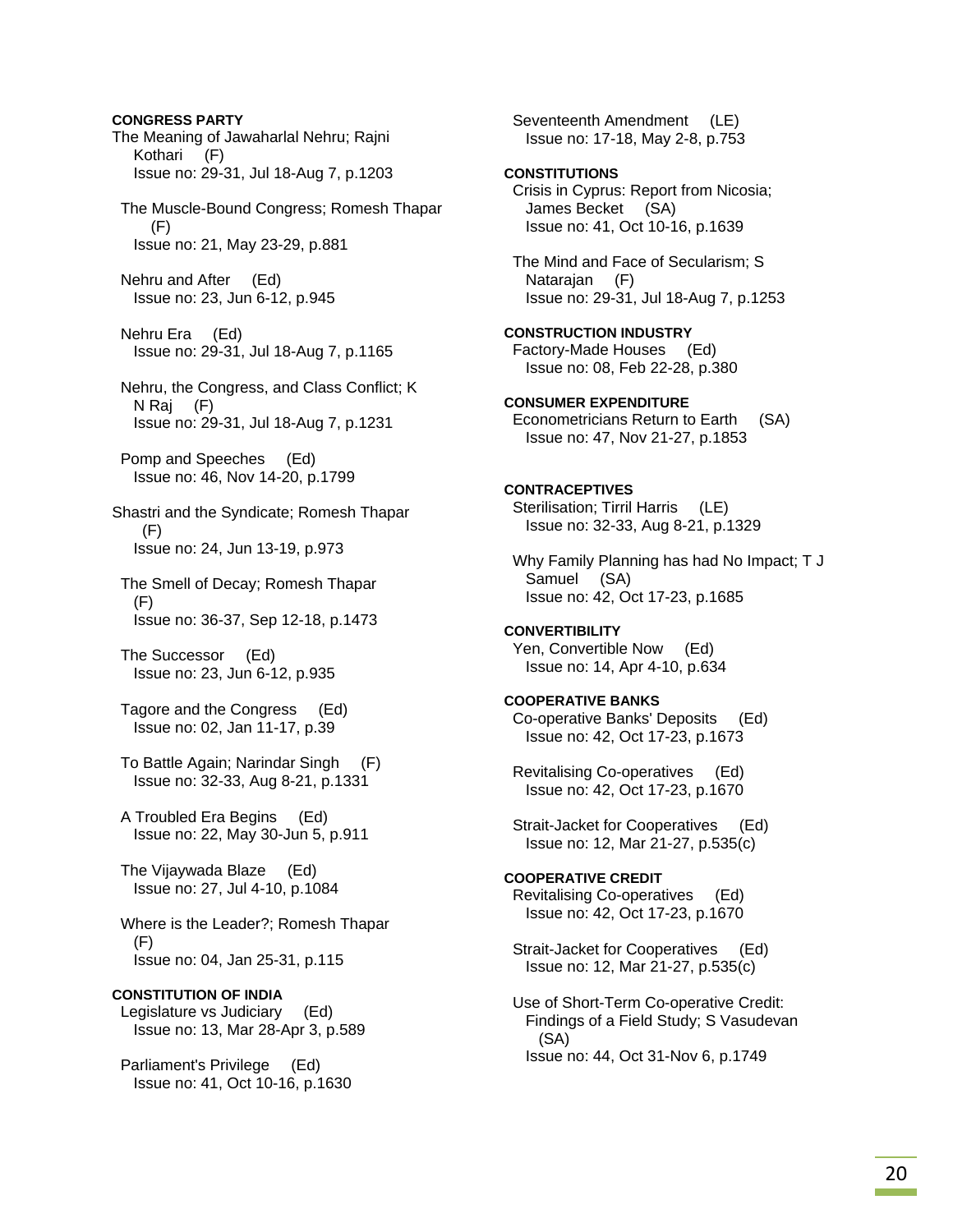**CONGRESS PARTY**

The Meaning of Jawaharlal Nehru; Rajni Kothari (F)
Issue no: 29-31, Jul 18-Aug 7, p.1203

The Muscle-Bound Congress; Romesh Thapar (F)
Issue no: 21, May 23-29, p.881

Nehru and After (Ed)
Issue no: 23, Jun 6-12, p.945

Nehru Era (Ed)
Issue no: 29-31, Jul 18-Aug 7, p.1165

Nehru, the Congress, and Class Conflict; K N Raj (F)
Issue no: 29-31, Jul 18-Aug 7, p.1231

Pomp and Speeches (Ed)
Issue no: 46, Nov 14-20, p.1799

Shastri and the Syndicate; Romesh Thapar (F)
Issue no: 24, Jun 13-19, p.973

The Smell of Decay; Romesh Thapar (F)
Issue no: 36-37, Sep 12-18, p.1473

The Successor (Ed)
Issue no: 23, Jun 6-12, p.935

Tagore and the Congress (Ed)
Issue no: 02, Jan 11-17, p.39

To Battle Again; Narindar Singh (F)
Issue no: 32-33, Aug 8-21, p.1331

A Troubled Era Begins (Ed)
Issue no: 22, May 30-Jun 5, p.911

The Vijaywada Blaze (Ed)
Issue no: 27, Jul 4-10, p.1084

Where is the Leader?; Romesh Thapar (F)
Issue no: 04, Jan 25-31, p.115

**CONSTITUTION OF INDIA**

Legislature vs Judiciary (Ed)
Issue no: 13, Mar 28-Apr 3, p.589

Parliament's Privilege (Ed)
Issue no: 41, Oct 10-16, p.1630

Seventeenth Amendment (LE)
Issue no: 17-18, May 2-8, p.753

**CONSTITUTIONS**

Crisis in Cyprus: Report from Nicosia; James Becket (SA)
Issue no: 41, Oct 10-16, p.1639

The Mind and Face of Secularism; S Natarajan (F)
Issue no: 29-31, Jul 18-Aug 7, p.1253

**CONSTRUCTION INDUSTRY**

Factory-Made Houses (Ed)
Issue no: 08, Feb 22-28, p.380

**CONSUMER EXPENDITURE**

Econometricians Return to Earth (SA)
Issue no: 47, Nov 21-27, p.1853

**CONTRACEPTIVES**

Sterilisation; Tirril Harris (LE)
Issue no: 32-33, Aug 8-21, p.1329

Why Family Planning has had No Impact; T J Samuel (SA)
Issue no: 42, Oct 17-23, p.1685

**CONVERTIBILITY**

Yen, Convertible Now (Ed)
Issue no: 14, Apr 4-10, p.634

**COOPERATIVE BANKS**

Co-operative Banks' Deposits (Ed)
Issue no: 42, Oct 17-23, p.1673

Revitalising Co-operatives (Ed)
Issue no: 42, Oct 17-23, p.1670

Strait-Jacket for Cooperatives (Ed)
Issue no: 12, Mar 21-27, p.535(c)

**COOPERATIVE CREDIT**

Revitalising Co-operatives (Ed)
Issue no: 42, Oct 17-23, p.1670

Strait-Jacket for Cooperatives (Ed)
Issue no: 12, Mar 21-27, p.535(c)

Use of Short-Term Co-operative Credit: Findings of a Field Study; S Vasudevan (SA)
Issue no: 44, Oct 31-Nov 6, p.1749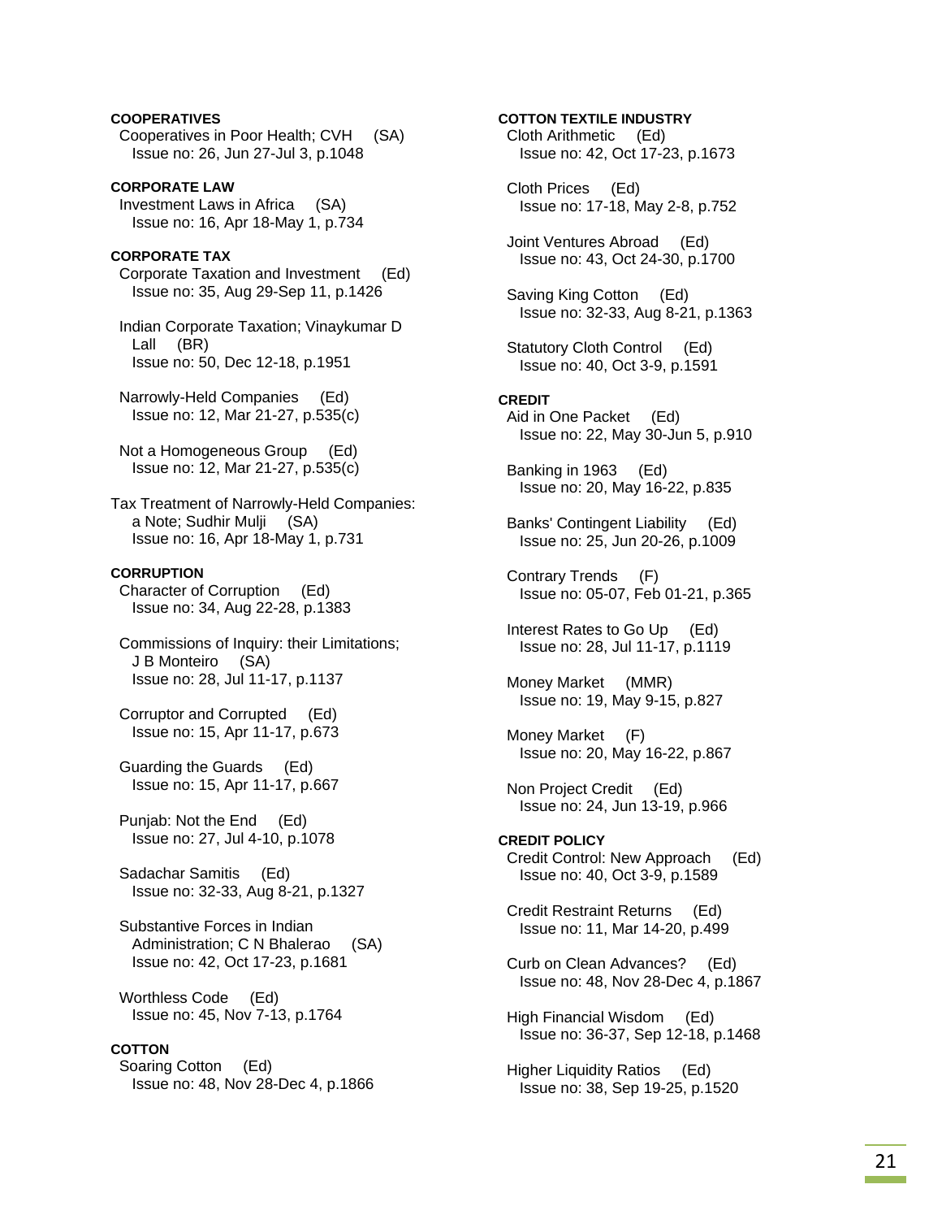**COOPERATIVES**

Cooperatives in Poor Health; CVH (SA)
Issue no: 26, Jun 27-Jul 3, p.1048

**CORPORATE LAW**

Investment Laws in Africa (SA)
Issue no: 16, Apr 18-May 1, p.734

**CORPORATE TAX**

Corporate Taxation and Investment (Ed)
Issue no: 35, Aug 29-Sep 11, p.1426

Indian Corporate Taxation; Vinaykumar D Lall (BR)
Issue no: 50, Dec 12-18, p.1951

Narrowly-Held Companies (Ed)
Issue no: 12, Mar 21-27, p.535(c)

Not a Homogeneous Group (Ed)
Issue no: 12, Mar 21-27, p.535(c)

Tax Treatment of Narrowly-Held Companies: a Note; Sudhir Mulji (SA)
Issue no: 16, Apr 18-May 1, p.731

**CORRUPTION**

Character of Corruption (Ed)
Issue no: 34, Aug 22-28, p.1383

Commissions of Inquiry: their Limitations; J B Monteiro (SA)
Issue no: 28, Jul 11-17, p.1137

Corruptor and Corrupted (Ed)
Issue no: 15, Apr 11-17, p.673

Guarding the Guards (Ed)
Issue no: 15, Apr 11-17, p.667

Punjab: Not the End (Ed)
Issue no: 27, Jul 4-10, p.1078

Sadachar Samitis (Ed)
Issue no: 32-33, Aug 8-21, p.1327

Substantive Forces in Indian Administration; C N Bhalerao (SA)
Issue no: 42, Oct 17-23, p.1681

Worthless Code (Ed)
Issue no: 45, Nov 7-13, p.1764

**COTTON**

Soaring Cotton (Ed)
Issue no: 48, Nov 28-Dec 4, p.1866

**COTTON TEXTILE INDUSTRY**

Cloth Arithmetic (Ed)
Issue no: 42, Oct 17-23, p.1673

Cloth Prices (Ed)
Issue no: 17-18, May 2-8, p.752

Joint Ventures Abroad (Ed)
Issue no: 43, Oct 24-30, p.1700

Saving King Cotton (Ed)
Issue no: 32-33, Aug 8-21, p.1363

Statutory Cloth Control (Ed)
Issue no: 40, Oct 3-9, p.1591

**CREDIT**

Aid in One Packet (Ed)
Issue no: 22, May 30-Jun 5, p.910

Banking in 1963 (Ed)
Issue no: 20, May 16-22, p.835

Banks' Contingent Liability (Ed)
Issue no: 25, Jun 20-26, p.1009

Contrary Trends (F)
Issue no: 05-07, Feb 01-21, p.365

Interest Rates to Go Up (Ed)
Issue no: 28, Jul 11-17, p.1119

Money Market (MMR)
Issue no: 19, May 9-15, p.827

Money Market (F)
Issue no: 20, May 16-22, p.867

Non Project Credit (Ed)
Issue no: 24, Jun 13-19, p.966

**CREDIT POLICY**

Credit Control: New Approach (Ed)
Issue no: 40, Oct 3-9, p.1589

Credit Restraint Returns (Ed)
Issue no: 11, Mar 14-20, p.499

Curb on Clean Advances? (Ed)
Issue no: 48, Nov 28-Dec 4, p.1867

High Financial Wisdom (Ed)
Issue no: 36-37, Sep 12-18, p.1468

Higher Liquidity Ratios (Ed)
Issue no: 38, Sep 19-25, p.1520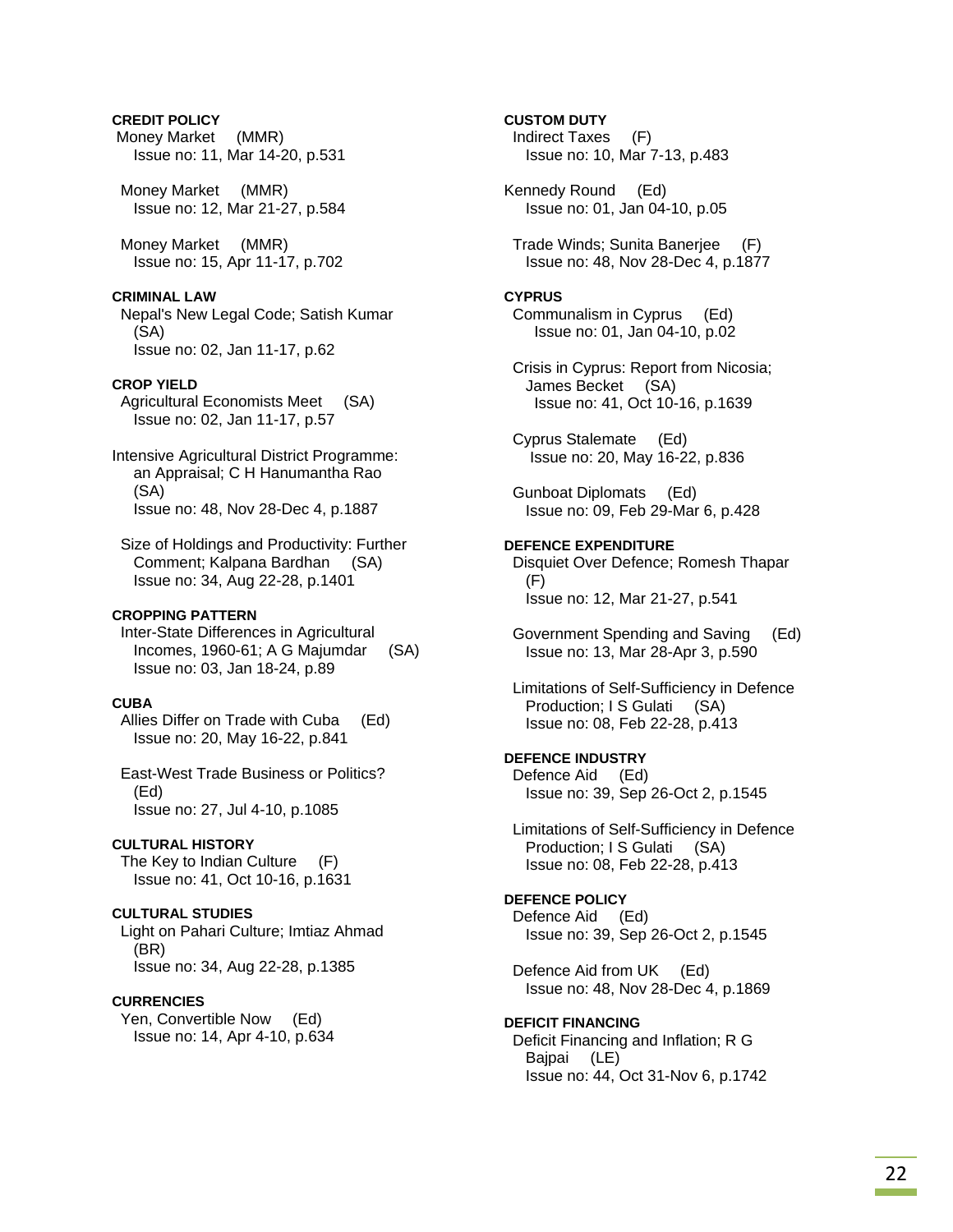**CREDIT POLICY**

Money Market (MMR)
Issue no: 11, Mar 14-20, p.531

Money Market (MMR)
Issue no: 12, Mar 21-27, p.584

Money Market (MMR)
Issue no: 15, Apr 11-17, p.702

**CRIMINAL LAW**

Nepal's New Legal Code; Satish Kumar (SA)
Issue no: 02, Jan 11-17, p.62

**CROP YIELD**

Agricultural Economists Meet (SA)
Issue no: 02, Jan 11-17, p.57

Intensive Agricultural District Programme: an Appraisal; C H Hanumantha Rao (SA)
Issue no: 48, Nov 28-Dec 4, p.1887

Size of Holdings and Productivity: Further Comment; Kalpana Bardhan (SA)
Issue no: 34, Aug 22-28, p.1401

**CROPPING PATTERN**

Inter-State Differences in Agricultural Incomes, 1960-61; A G Majumdar (SA)
Issue no: 03, Jan 18-24, p.89

**CUBA**

Allies Differ on Trade with Cuba (Ed)
Issue no: 20, May 16-22, p.841

East-West Trade Business or Politics? (Ed)
Issue no: 27, Jul 4-10, p.1085

**CULTURAL HISTORY**

The Key to Indian Culture (F)
Issue no: 41, Oct 10-16, p.1631

**CULTURAL STUDIES**

Light on Pahari Culture; Imtiaz Ahmad (BR)
Issue no: 34, Aug 22-28, p.1385

**CURRENCIES**

Yen, Convertible Now (Ed)
Issue no: 14, Apr 4-10, p.634

**CUSTOM DUTY**

Indirect Taxes (F)
Issue no: 10, Mar 7-13, p.483

Kennedy Round (Ed)
Issue no: 01, Jan 04-10, p.05

Trade Winds; Sunita Banerjee (F)
Issue no: 48, Nov 28-Dec 4, p.1877

**CYPRUS**

Communalism in Cyprus (Ed)
Issue no: 01, Jan 04-10, p.02

Crisis in Cyprus: Report from Nicosia; James Becket (SA)
Issue no: 41, Oct 10-16, p.1639

Cyprus Stalemate (Ed)
Issue no: 20, May 16-22, p.836

Gunboat Diplomats (Ed)
Issue no: 09, Feb 29-Mar 6, p.428

**DEFENCE EXPENDITURE**

Disquiet Over Defence; Romesh Thapar (F)
Issue no: 12, Mar 21-27, p.541

Government Spending and Saving (Ed)
Issue no: 13, Mar 28-Apr 3, p.590

Limitations of Self-Sufficiency in Defence Production; I S Gulati (SA)
Issue no: 08, Feb 22-28, p.413

**DEFENCE INDUSTRY**

Defence Aid (Ed)
Issue no: 39, Sep 26-Oct 2, p.1545

Limitations of Self-Sufficiency in Defence Production; I S Gulati (SA)
Issue no: 08, Feb 22-28, p.413

**DEFENCE POLICY**

Defence Aid (Ed)
Issue no: 39, Sep 26-Oct 2, p.1545

Defence Aid from UK (Ed)
Issue no: 48, Nov 28-Dec 4, p.1869

**DEFICIT FINANCING**

Deficit Financing and Inflation; R G Bajpai (LE)
Issue no: 44, Oct 31-Nov 6, p.1742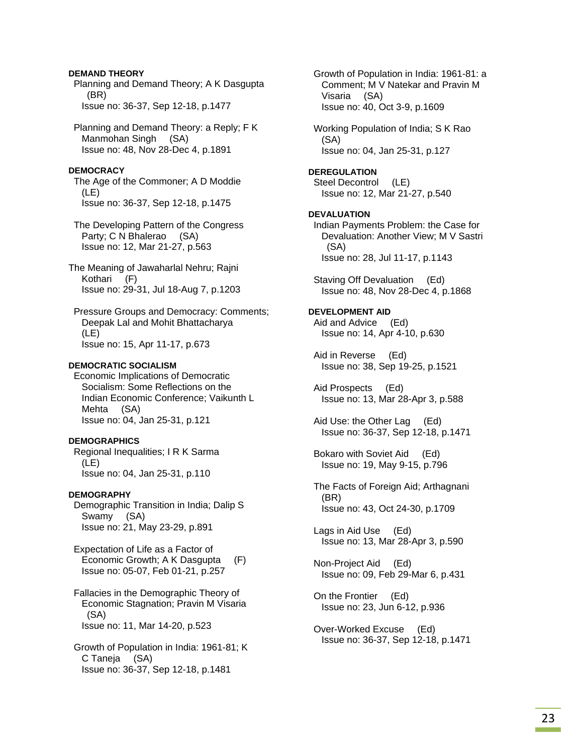**DEMAND THEORY**

Planning and Demand Theory; A K Dasgupta (BR)
Issue no: 36-37, Sep 12-18, p.1477

Planning and Demand Theory: a Reply; F K Manmohan Singh (SA)
Issue no: 48, Nov 28-Dec 4, p.1891

**DEMOCRACY**

The Age of the Commoner; A D Moddie (LE)
Issue no: 36-37, Sep 12-18, p.1475

The Developing Pattern of the Congress Party; C N Bhalerao (SA)
Issue no: 12, Mar 21-27, p.563

The Meaning of Jawaharlal Nehru; Rajni Kothari (F)
Issue no: 29-31, Jul 18-Aug 7, p.1203

Pressure Groups and Democracy: Comments; Deepak Lal and Mohit Bhattacharya (LE)
Issue no: 15, Apr 11-17, p.673

**DEMOCRATIC SOCIALISM**

Economic Implications of Democratic Socialism: Some Reflections on the Indian Economic Conference; Vaikunth L Mehta (SA)
Issue no: 04, Jan 25-31, p.121

**DEMOGRAPHICS**

Regional Inequalities; I R K Sarma (LE)
Issue no: 04, Jan 25-31, p.110

**DEMOGRAPHY**

Demographic Transition in India; Dalip S Swamy (SA)
Issue no: 21, May 23-29, p.891

Expectation of Life as a Factor of Economic Growth; A K Dasgupta (F)
Issue no: 05-07, Feb 01-21, p.257

Fallacies in the Demographic Theory of Economic Stagnation; Pravin M Visaria (SA)
Issue no: 11, Mar 14-20, p.523

Growth of Population in India: 1961-81; K C Taneja (SA)
Issue no: 36-37, Sep 12-18, p.1481

Growth of Population in India: 1961-81: a Comment; M V Natekar and Pravin M Visaria (SA)
Issue no: 40, Oct 3-9, p.1609

Working Population of India; S K Rao (SA)
Issue no: 04, Jan 25-31, p.127

**DEREGULATION**

Steel Decontrol (LE)
Issue no: 12, Mar 21-27, p.540

**DEVALUATION**

Indian Payments Problem: the Case for Devaluation: Another View; M V Sastri (SA)
Issue no: 28, Jul 11-17, p.1143

Staving Off Devaluation (Ed)
Issue no: 48, Nov 28-Dec 4, p.1868

**DEVELOPMENT AID**

Aid and Advice (Ed)
Issue no: 14, Apr 4-10, p.630

Aid in Reverse (Ed)
Issue no: 38, Sep 19-25, p.1521

Aid Prospects (Ed)
Issue no: 13, Mar 28-Apr 3, p.588

Aid Use: the Other Lag (Ed)
Issue no: 36-37, Sep 12-18, p.1471

Bokaro with Soviet Aid (Ed)
Issue no: 19, May 9-15, p.796

The Facts of Foreign Aid; Arthagnani (BR)
Issue no: 43, Oct 24-30, p.1709

Lags in Aid Use (Ed)
Issue no: 13, Mar 28-Apr 3, p.590

Non-Project Aid (Ed)
Issue no: 09, Feb 29-Mar 6, p.431

On the Frontier (Ed)
Issue no: 23, Jun 6-12, p.936

Over-Worked Excuse (Ed)
Issue no: 36-37, Sep 12-18, p.1471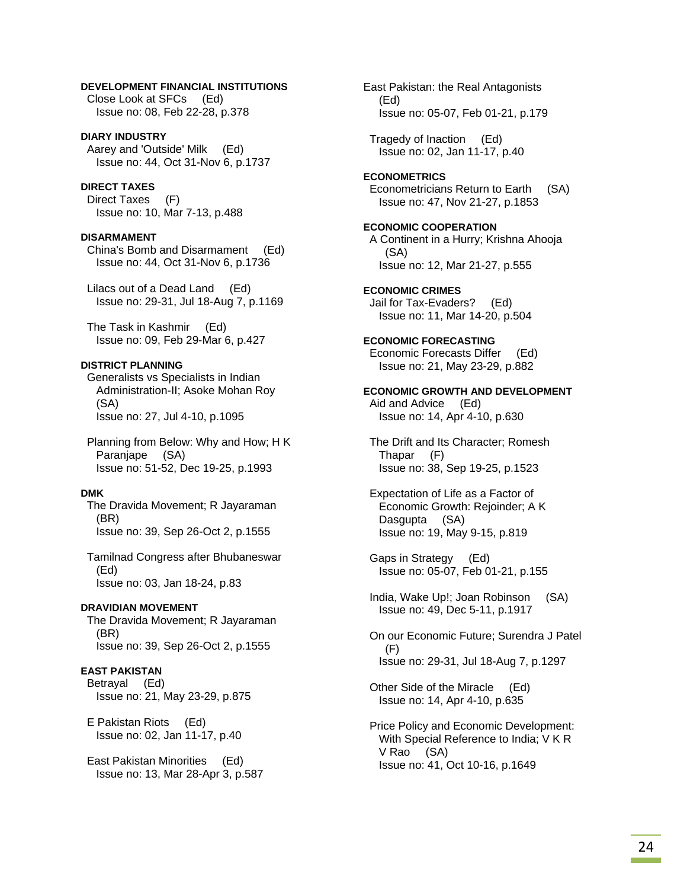**DEVELOPMENT FINANCIAL INSTITUTIONS**
Close Look at SFCs (Ed)
Issue no: 08, Feb 22-28, p.378

**DIARY INDUSTRY**
Aarey and 'Outside' Milk (Ed)
Issue no: 44, Oct 31-Nov 6, p.1737

**DIRECT TAXES**
Direct Taxes (F)
Issue no: 10, Mar 7-13, p.488

**DISARMAMENT**
China's Bomb and Disarmament (Ed)
Issue no: 44, Oct 31-Nov 6, p.1736

Lilacs out of a Dead Land (Ed)
Issue no: 29-31, Jul 18-Aug 7, p.1169

The Task in Kashmir (Ed)
Issue no: 09, Feb 29-Mar 6, p.427

**DISTRICT PLANNING**
Generalists vs Specialists in Indian Administration-II; Asoke Mohan Roy (SA)
Issue no: 27, Jul 4-10, p.1095

Planning from Below: Why and How; H K Paranjape (SA)
Issue no: 51-52, Dec 19-25, p.1993

**DMK**
The Dravida Movement; R Jayaraman (BR)
Issue no: 39, Sep 26-Oct 2, p.1555

Tamilnad Congress after Bhubaneswar (Ed)
Issue no: 03, Jan 18-24, p.83

**DRAVIDIAN MOVEMENT**
The Dravida Movement; R Jayaraman (BR)
Issue no: 39, Sep 26-Oct 2, p.1555

**EAST PAKISTAN**
Betrayal (Ed)
Issue no: 21, May 23-29, p.875

E Pakistan Riots (Ed)
Issue no: 02, Jan 11-17, p.40

East Pakistan Minorities (Ed)
Issue no: 13, Mar 28-Apr 3, p.587

East Pakistan: the Real Antagonists (Ed)
Issue no: 05-07, Feb 01-21, p.179

Tragedy of Inaction (Ed)
Issue no: 02, Jan 11-17, p.40

**ECONOMETRICS**
Econometricians Return to Earth (SA)
Issue no: 47, Nov 21-27, p.1853

**ECONOMIC COOPERATION**
A Continent in a Hurry; Krishna Ahooja (SA)
Issue no: 12, Mar 21-27, p.555

**ECONOMIC CRIMES**
Jail for Tax-Evaders? (Ed)
Issue no: 11, Mar 14-20, p.504

**ECONOMIC FORECASTING**
Economic Forecasts Differ (Ed)
Issue no: 21, May 23-29, p.882

**ECONOMIC GROWTH AND DEVELOPMENT**
Aid and Advice (Ed)
Issue no: 14, Apr 4-10, p.630

The Drift and Its Character; Romesh Thapar (F)
Issue no: 38, Sep 19-25, p.1523

Expectation of Life as a Factor of Economic Growth: Rejoinder; A K Dasgupta (SA)
Issue no: 19, May 9-15, p.819

Gaps in Strategy (Ed)
Issue no: 05-07, Feb 01-21, p.155

India, Wake Up!; Joan Robinson (SA)
Issue no: 49, Dec 5-11, p.1917

On our Economic Future; Surendra J Patel (F)
Issue no: 29-31, Jul 18-Aug 7, p.1297

Other Side of the Miracle (Ed)
Issue no: 14, Apr 4-10, p.635

Price Policy and Economic Development: With Special Reference to India; V K R V Rao (SA)
Issue no: 41, Oct 10-16, p.1649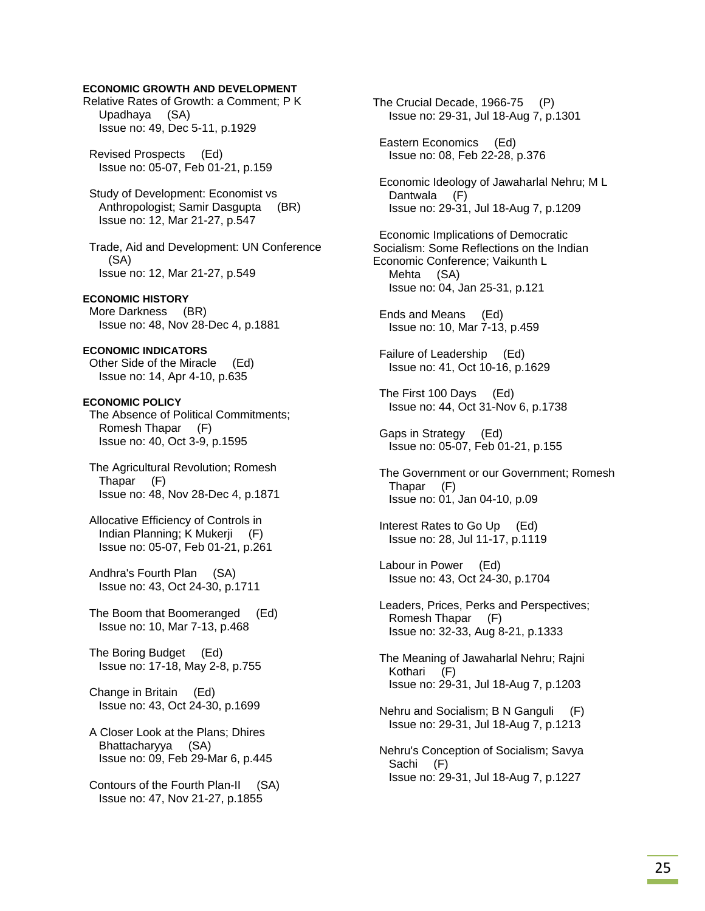#### ECONOMIC GROWTH AND DEVELOPMENT

Relative Rates of Growth: a Comment; P K Upadhaya (SA)
Issue no: 49, Dec 5-11, p.1929

Revised Prospects (Ed)
Issue no: 05-07, Feb 01-21, p.159

Study of Development: Economist vs Anthropologist; Samir Dasgupta (BR)
Issue no: 12, Mar 21-27, p.547

Trade, Aid and Development: UN Conference (SA)
Issue no: 12, Mar 21-27, p.549

#### ECONOMIC HISTORY

More Darkness (BR)
Issue no: 48, Nov 28-Dec 4, p.1881

#### ECONOMIC INDICATORS

Other Side of the Miracle (Ed)
Issue no: 14, Apr 4-10, p.635

#### ECONOMIC POLICY

The Absence of Political Commitments; Romesh Thapar (F)
Issue no: 40, Oct 3-9, p.1595

The Agricultural Revolution; Romesh Thapar (F)
Issue no: 48, Nov 28-Dec 4, p.1871

Allocative Efficiency of Controls in Indian Planning; K Mukerji (F)
Issue no: 05-07, Feb 01-21, p.261

Andhra's Fourth Plan (SA)
Issue no: 43, Oct 24-30, p.1711

The Boom that Boomeranged (Ed)
Issue no: 10, Mar 7-13, p.468

The Boring Budget (Ed)
Issue no: 17-18, May 2-8, p.755

Change in Britain (Ed)
Issue no: 43, Oct 24-30, p.1699

A Closer Look at the Plans; Dhires Bhattacharyya (SA)
Issue no: 09, Feb 29-Mar 6, p.445

Contours of the Fourth Plan-II (SA)
Issue no: 47, Nov 21-27, p.1855

The Crucial Decade, 1966-75 (P)
Issue no: 29-31, Jul 18-Aug 7, p.1301

Eastern Economics (Ed)
Issue no: 08, Feb 22-28, p.376

Economic Ideology of Jawaharlal Nehru; M L Dantwala (F)
Issue no: 29-31, Jul 18-Aug 7, p.1209

Economic Implications of Democratic Socialism: Some Reflections on the Indian Economic Conference; Vaikunth L Mehta (SA)
Issue no: 04, Jan 25-31, p.121

Ends and Means (Ed)
Issue no: 10, Mar 7-13, p.459

Failure of Leadership (Ed)
Issue no: 41, Oct 10-16, p.1629

The First 100 Days (Ed)
Issue no: 44, Oct 31-Nov 6, p.1738

Gaps in Strategy (Ed)
Issue no: 05-07, Feb 01-21, p.155

The Government or our Government; Romesh Thapar (F)
Issue no: 01, Jan 04-10, p.09

Interest Rates to Go Up (Ed)
Issue no: 28, Jul 11-17, p.1119

Labour in Power (Ed)
Issue no: 43, Oct 24-30, p.1704

Leaders, Prices, Perks and Perspectives; Romesh Thapar (F)
Issue no: 32-33, Aug 8-21, p.1333

The Meaning of Jawaharlal Nehru; Rajni Kothari (F)
Issue no: 29-31, Jul 18-Aug 7, p.1203

Nehru and Socialism; B N Ganguli (F)
Issue no: 29-31, Jul 18-Aug 7, p.1213

Nehru's Conception of Socialism; Savya Sachi (F)
Issue no: 29-31, Jul 18-Aug 7, p.1227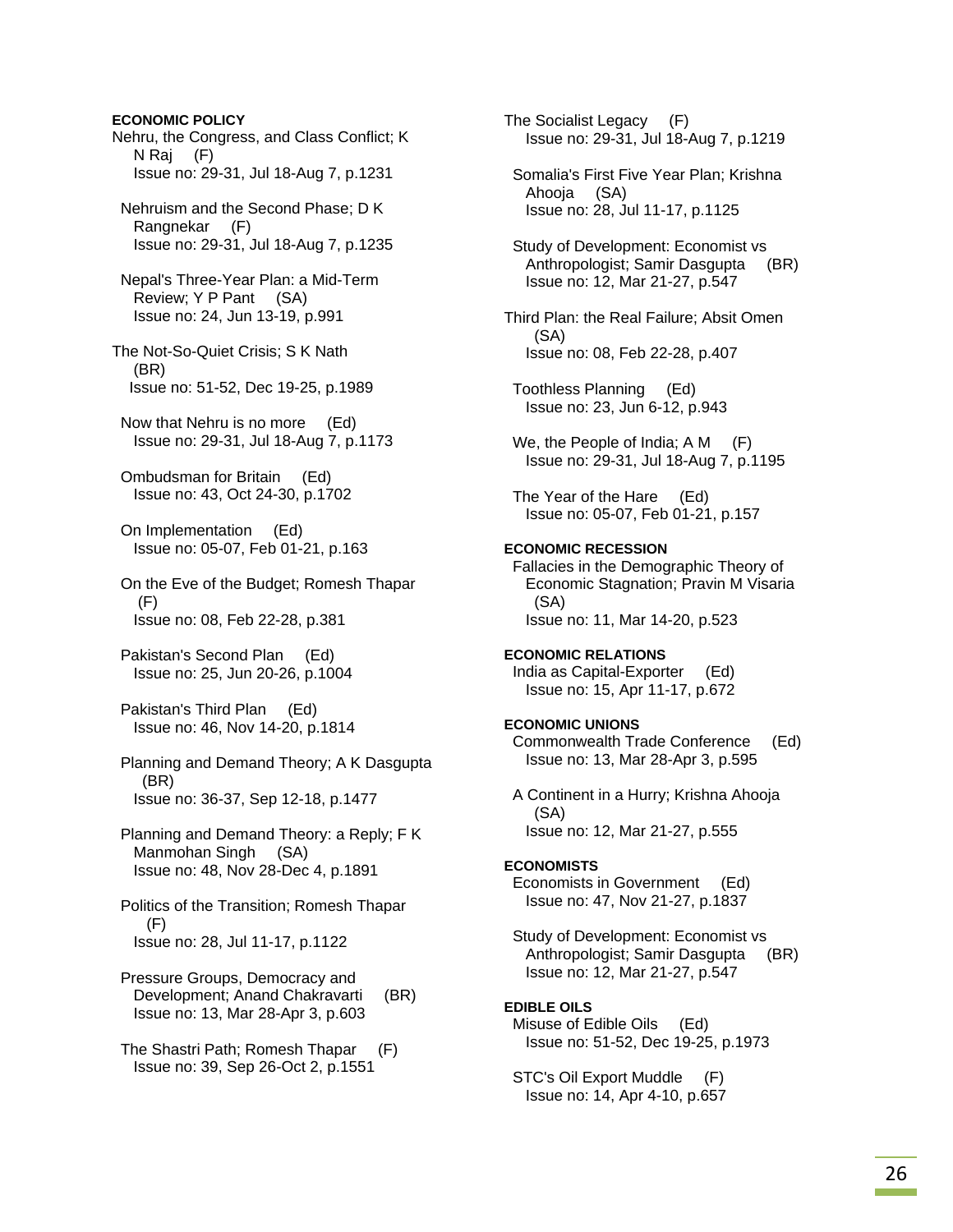**ECONOMIC POLICY**

Nehru, the Congress, and Class Conflict; K N Raj (F)
Issue no: 29-31, Jul 18-Aug 7, p.1231

Nehruism and the Second Phase; D K Rangnekar (F)
Issue no: 29-31, Jul 18-Aug 7, p.1235

Nepal's Three-Year Plan: a Mid-Term Review; Y P Pant (SA)
Issue no: 24, Jun 13-19, p.991

The Not-So-Quiet Crisis; S K Nath (BR)
Issue no: 51-52, Dec 19-25, p.1989

Now that Nehru is no more (Ed)
Issue no: 29-31, Jul 18-Aug 7, p.1173

Ombudsman for Britain (Ed)
Issue no: 43, Oct 24-30, p.1702

On Implementation (Ed)
Issue no: 05-07, Feb 01-21, p.163

On the Eve of the Budget; Romesh Thapar (F)
Issue no: 08, Feb 22-28, p.381

Pakistan's Second Plan (Ed)
Issue no: 25, Jun 20-26, p.1004

Pakistan's Third Plan (Ed)
Issue no: 46, Nov 14-20, p.1814

Planning and Demand Theory; A K Dasgupta (BR)
Issue no: 36-37, Sep 12-18, p.1477

Planning and Demand Theory: a Reply; F K Manmohan Singh (SA)
Issue no: 48, Nov 28-Dec 4, p.1891

Politics of the Transition; Romesh Thapar (F)
Issue no: 28, Jul 11-17, p.1122

Pressure Groups, Democracy and Development; Anand Chakravarti (BR)
Issue no: 13, Mar 28-Apr 3, p.603

The Shastri Path; Romesh Thapar (F)
Issue no: 39, Sep 26-Oct 2, p.1551

The Socialist Legacy (F)
Issue no: 29-31, Jul 18-Aug 7, p.1219

Somalia's First Five Year Plan; Krishna Ahooja (SA)
Issue no: 28, Jul 11-17, p.1125

Study of Development: Economist vs Anthropologist; Samir Dasgupta (BR)
Issue no: 12, Mar 21-27, p.547

Third Plan: the Real Failure; Absit Omen (SA)
Issue no: 08, Feb 22-28, p.407

Toothless Planning (Ed)
Issue no: 23, Jun 6-12, p.943

We, the People of India; A M (F)
Issue no: 29-31, Jul 18-Aug 7, p.1195

The Year of the Hare (Ed)
Issue no: 05-07, Feb 01-21, p.157

**ECONOMIC RECESSION**

Fallacies in the Demographic Theory of Economic Stagnation; Pravin M Visaria (SA)
Issue no: 11, Mar 14-20, p.523

**ECONOMIC RELATIONS**

India as Capital-Exporter (Ed)
Issue no: 15, Apr 11-17, p.672

**ECONOMIC UNIONS**

Commonwealth Trade Conference (Ed)
Issue no: 13, Mar 28-Apr 3, p.595

A Continent in a Hurry; Krishna Ahooja (SA)
Issue no: 12, Mar 21-27, p.555

**ECONOMISTS**

Economists in Government (Ed)
Issue no: 47, Nov 21-27, p.1837

Study of Development: Economist vs Anthropologist; Samir Dasgupta (BR)
Issue no: 12, Mar 21-27, p.547

**EDIBLE OILS**

Misuse of Edible Oils (Ed)
Issue no: 51-52, Dec 19-25, p.1973

STC's Oil Export Muddle (F)
Issue no: 14, Apr 4-10, p.657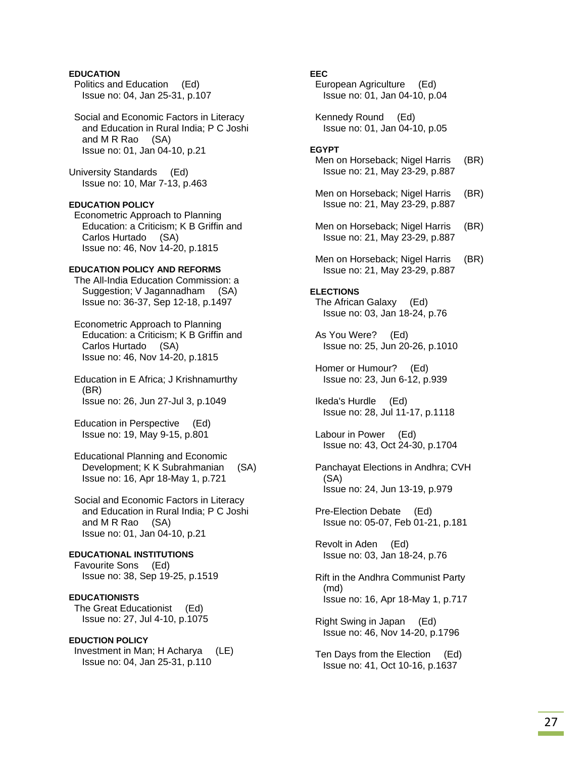**EDUCATION**

Politics and Education (Ed)
Issue no: 04, Jan 25-31, p.107

Social and Economic Factors in Literacy and Education in Rural India; P C Joshi and M R Rao (SA)
Issue no: 01, Jan 04-10, p.21

University Standards (Ed)
Issue no: 10, Mar 7-13, p.463

**EDUCATION POLICY**

Econometric Approach to Planning Education: a Criticism; K B Griffin and Carlos Hurtado (SA)
Issue no: 46, Nov 14-20, p.1815

**EDUCATION POLICY AND REFORMS**

The All-India Education Commission: a Suggestion; V Jagannadham (SA)
Issue no: 36-37, Sep 12-18, p.1497

Econometric Approach to Planning Education: a Criticism; K B Griffin and Carlos Hurtado (SA)
Issue no: 46, Nov 14-20, p.1815

Education in E Africa; J Krishnamurthy (BR)
Issue no: 26, Jun 27-Jul 3, p.1049

Education in Perspective (Ed)
Issue no: 19, May 9-15, p.801

Educational Planning and Economic Development; K K Subrahmanian (SA)
Issue no: 16, Apr 18-May 1, p.721

Social and Economic Factors in Literacy and Education in Rural India; P C Joshi and M R Rao (SA)
Issue no: 01, Jan 04-10, p.21

**EDUCATIONAL INSTITUTIONS**

Favourite Sons (Ed)
Issue no: 38, Sep 19-25, p.1519

**EDUCATIONISTS**

The Great Educationist (Ed)
Issue no: 27, Jul 4-10, p.1075

**EDUCTION POLICY**

Investment in Man; H Acharya (LE)
Issue no: 04, Jan 25-31, p.110

**EEC**

European Agriculture (Ed)
Issue no: 01, Jan 04-10, p.04

Kennedy Round (Ed)
Issue no: 01, Jan 04-10, p.05

**EGYPT**

Men on Horseback; Nigel Harris (BR)
Issue no: 21, May 23-29, p.887

Men on Horseback; Nigel Harris (BR)
Issue no: 21, May 23-29, p.887

Men on Horseback; Nigel Harris (BR)
Issue no: 21, May 23-29, p.887

Men on Horseback; Nigel Harris (BR)
Issue no: 21, May 23-29, p.887

**ELECTIONS**

The African Galaxy (Ed)
Issue no: 03, Jan 18-24, p.76

As You Were? (Ed)
Issue no: 25, Jun 20-26, p.1010

Homer or Humour? (Ed)
Issue no: 23, Jun 6-12, p.939

Ikeda's Hurdle (Ed)
Issue no: 28, Jul 11-17, p.1118

Labour in Power (Ed)
Issue no: 43, Oct 24-30, p.1704

Panchayat Elections in Andhra; CVH (SA)
Issue no: 24, Jun 13-19, p.979

Pre-Election Debate (Ed)
Issue no: 05-07, Feb 01-21, p.181

Revolt in Aden (Ed)
Issue no: 03, Jan 18-24, p.76

Rift in the Andhra Communist Party (md)
Issue no: 16, Apr 18-May 1, p.717

Right Swing in Japan (Ed)
Issue no: 46, Nov 14-20, p.1796

Ten Days from the Election (Ed)
Issue no: 41, Oct 10-16, p.1637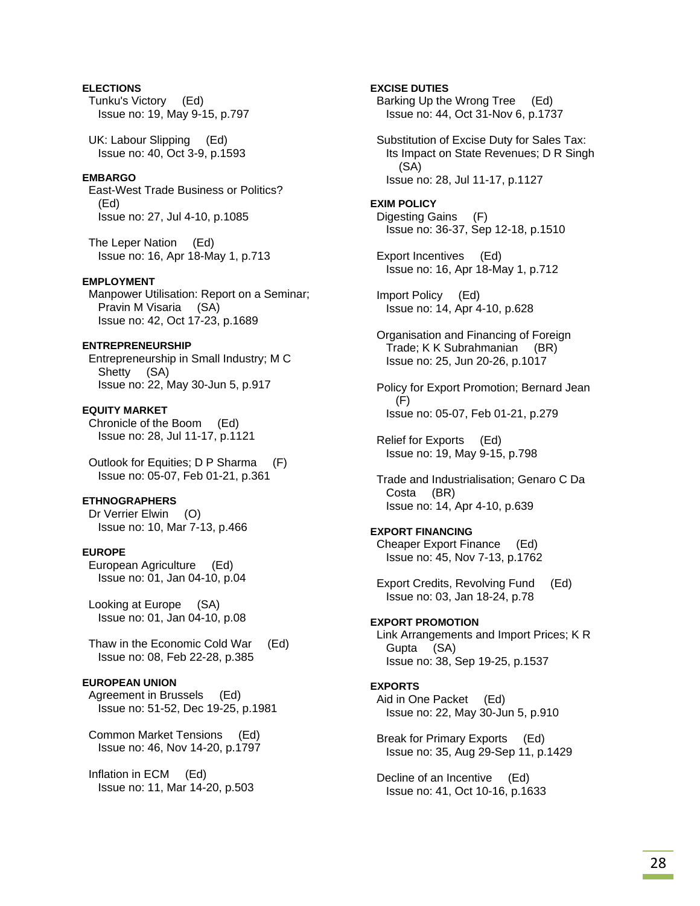**ELECTIONS**

Tunku's Victory (Ed)
Issue no: 19, May 9-15, p.797

UK: Labour Slipping (Ed)
Issue no: 40, Oct 3-9, p.1593

**EMBARGO**

East-West Trade Business or Politics? (Ed)
Issue no: 27, Jul 4-10, p.1085

The Leper Nation (Ed)
Issue no: 16, Apr 18-May 1, p.713

**EMPLOYMENT**

Manpower Utilisation: Report on a Seminar; Pravin M Visaria (SA)
Issue no: 42, Oct 17-23, p.1689

**ENTREPRENEURSHIP**

Entrepreneurship in Small Industry; M C Shetty (SA)
Issue no: 22, May 30-Jun 5, p.917

**EQUITY MARKET**

Chronicle of the Boom (Ed)
Issue no: 28, Jul 11-17, p.1121

Outlook for Equities; D P Sharma (F)
Issue no: 05-07, Feb 01-21, p.361

**ETHNOGRAPHERS**

Dr Verrier Elwin (O)
Issue no: 10, Mar 7-13, p.466

**EUROPE**

European Agriculture (Ed)
Issue no: 01, Jan 04-10, p.04

Looking at Europe (SA)
Issue no: 01, Jan 04-10, p.08

Thaw in the Economic Cold War (Ed)
Issue no: 08, Feb 22-28, p.385

**EUROPEAN UNION**

Agreement in Brussels (Ed)
Issue no: 51-52, Dec 19-25, p.1981

Common Market Tensions (Ed)
Issue no: 46, Nov 14-20, p.1797

Inflation in ECM (Ed)
Issue no: 11, Mar 14-20, p.503

**EXCISE DUTIES**

Barking Up the Wrong Tree (Ed)
Issue no: 44, Oct 31-Nov 6, p.1737

Substitution of Excise Duty for Sales Tax: Its Impact on State Revenues; D R Singh (SA)
Issue no: 28, Jul 11-17, p.1127

**EXIM POLICY**

Digesting Gains (F)
Issue no: 36-37, Sep 12-18, p.1510

Export Incentives (Ed)
Issue no: 16, Apr 18-May 1, p.712

Import Policy (Ed)
Issue no: 14, Apr 4-10, p.628

Organisation and Financing of Foreign Trade; K K Subrahmanian (BR)
Issue no: 25, Jun 20-26, p.1017

Policy for Export Promotion; Bernard Jean (F)
Issue no: 05-07, Feb 01-21, p.279

Relief for Exports (Ed)
Issue no: 19, May 9-15, p.798

Trade and Industrialisation; Genaro C Da Costa (BR)
Issue no: 14, Apr 4-10, p.639

**EXPORT FINANCING**

Cheaper Export Finance (Ed)
Issue no: 45, Nov 7-13, p.1762

Export Credits, Revolving Fund (Ed)
Issue no: 03, Jan 18-24, p.78

**EXPORT PROMOTION**

Link Arrangements and Import Prices; K R Gupta (SA)
Issue no: 38, Sep 19-25, p.1537

**EXPORTS**

Aid in One Packet (Ed)
Issue no: 22, May 30-Jun 5, p.910

Break for Primary Exports (Ed)
Issue no: 35, Aug 29-Sep 11, p.1429

Decline of an Incentive (Ed)
Issue no: 41, Oct 10-16, p.1633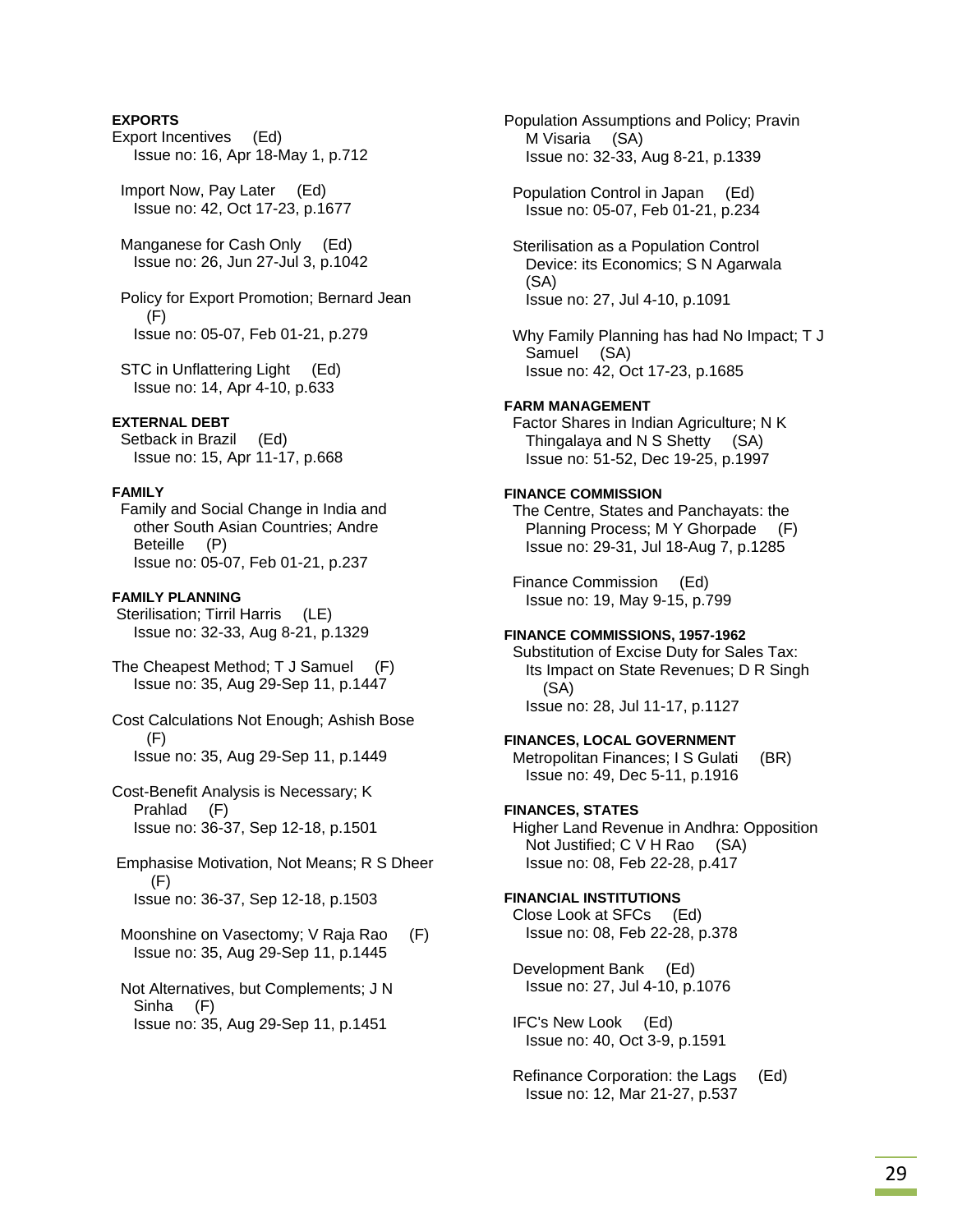**EXPORTS**

Export Incentives (Ed)
Issue no: 16, Apr 18-May 1, p.712

Import Now, Pay Later (Ed)
Issue no: 42, Oct 17-23, p.1677

Manganese for Cash Only (Ed)
Issue no: 26, Jun 27-Jul 3, p.1042

Policy for Export Promotion; Bernard Jean (F)
Issue no: 05-07, Feb 01-21, p.279

STC in Unflattering Light (Ed)
Issue no: 14, Apr 4-10, p.633

**EXTERNAL DEBT**

Setback in Brazil (Ed)
Issue no: 15, Apr 11-17, p.668

**FAMILY**

Family and Social Change in India and other South Asian Countries; Andre Beteille (P)
Issue no: 05-07, Feb 01-21, p.237

**FAMILY PLANNING**

Sterilisation; Tirril Harris (LE)
Issue no: 32-33, Aug 8-21, p.1329

The Cheapest Method; T J Samuel (F)
Issue no: 35, Aug 29-Sep 11, p.1447

Cost Calculations Not Enough; Ashish Bose (F)
Issue no: 35, Aug 29-Sep 11, p.1449

Cost-Benefit Analysis is Necessary; K Prahlad (F)
Issue no: 36-37, Sep 12-18, p.1501

Emphasise Motivation, Not Means; R S Dheer (F)
Issue no: 36-37, Sep 12-18, p.1503

Moonshine on Vasectomy; V Raja Rao (F)
Issue no: 35, Aug 29-Sep 11, p.1445

Not Alternatives, but Complements; J N Sinha (F)
Issue no: 35, Aug 29-Sep 11, p.1451

Population Assumptions and Policy; Pravin M Visaria (SA)
Issue no: 32-33, Aug 8-21, p.1339

Population Control in Japan (Ed)
Issue no: 05-07, Feb 01-21, p.234

Sterilisation as a Population Control Device: its Economics; S N Agarwala (SA)
Issue no: 27, Jul 4-10, p.1091

Why Family Planning has had No Impact; T J Samuel (SA)
Issue no: 42, Oct 17-23, p.1685

**FARM MANAGEMENT**

Factor Shares in Indian Agriculture; N K Thingalaya and N S Shetty (SA)
Issue no: 51-52, Dec 19-25, p.1997

**FINANCE COMMISSION**

The Centre, States and Panchayats: the Planning Process; M Y Ghorpade (F)
Issue no: 29-31, Jul 18-Aug 7, p.1285

Finance Commission (Ed)
Issue no: 19, May 9-15, p.799

**FINANCE COMMISSIONS, 1957-1962**

Substitution of Excise Duty for Sales Tax: Its Impact on State Revenues; D R Singh (SA)
Issue no: 28, Jul 11-17, p.1127

**FINANCES, LOCAL GOVERNMENT**

Metropolitan Finances; I S Gulati (BR)
Issue no: 49, Dec 5-11, p.1916

**FINANCES, STATES**

Higher Land Revenue in Andhra: Opposition Not Justified; C V H Rao (SA)
Issue no: 08, Feb 22-28, p.417

**FINANCIAL INSTITUTIONS**

Close Look at SFCs (Ed)
Issue no: 08, Feb 22-28, p.378

Development Bank (Ed)
Issue no: 27, Jul 4-10, p.1076

IFC's New Look (Ed)
Issue no: 40, Oct 3-9, p.1591

Refinance Corporation: the Lags (Ed)
Issue no: 12, Mar 21-27, p.537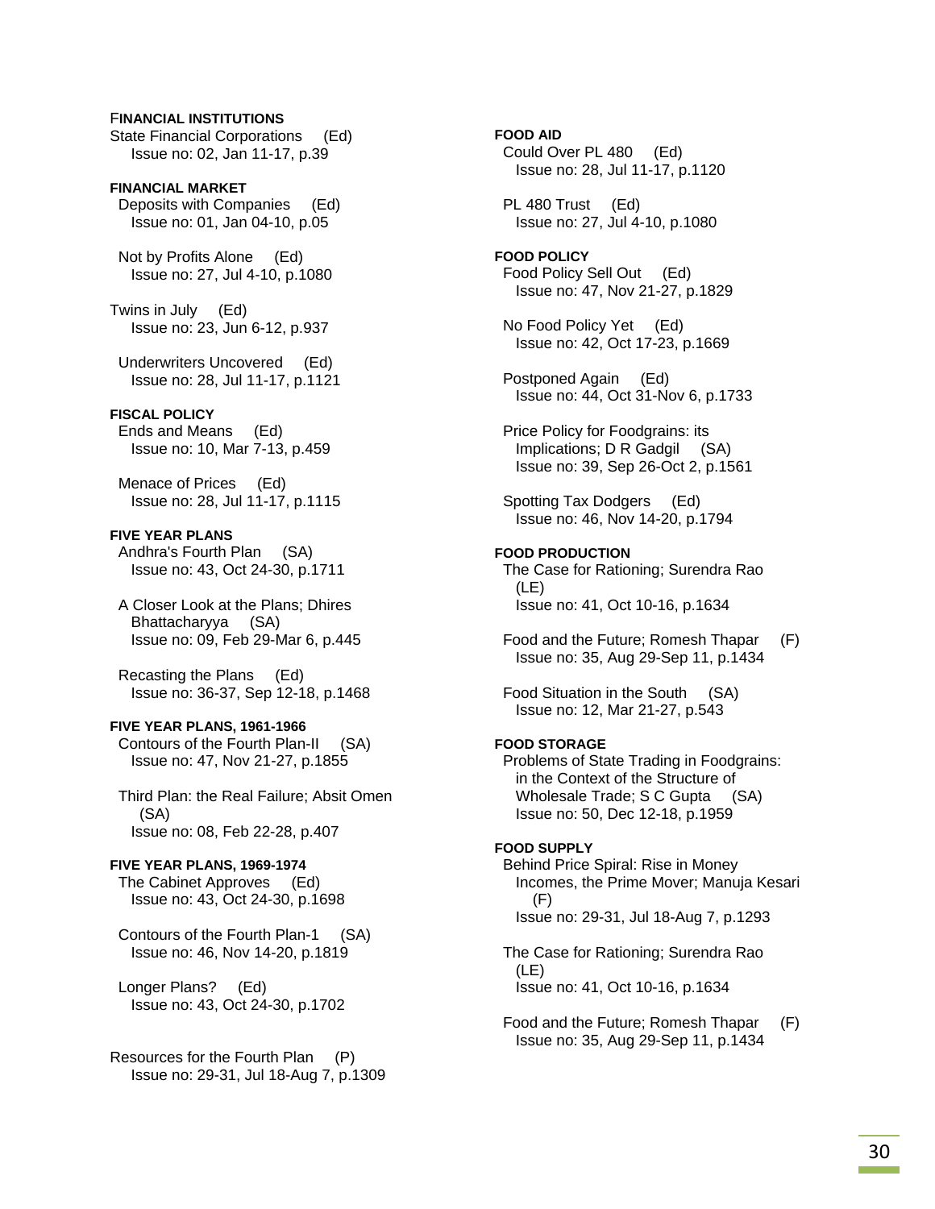**FINANCIAL INSTITUTIONS**

State Financial Corporations (Ed)
Issue no: 02, Jan 11-17, p.39

**FINANCIAL MARKET**

Deposits with Companies (Ed)
Issue no: 01, Jan 04-10, p.05

Not by Profits Alone (Ed)
Issue no: 27, Jul 4-10, p.1080

Twins in July (Ed)
Issue no: 23, Jun 6-12, p.937

Underwriters Uncovered (Ed)
Issue no: 28, Jul 11-17, p.1121

**FISCAL POLICY**

Ends and Means (Ed)
Issue no: 10, Mar 7-13, p.459

Menace of Prices (Ed)
Issue no: 28, Jul 11-17, p.1115

**FIVE YEAR PLANS**

Andhra's Fourth Plan (SA)
Issue no: 43, Oct 24-30, p.1711

A Closer Look at the Plans; Dhires Bhattacharyya (SA)
Issue no: 09, Feb 29-Mar 6, p.445

Recasting the Plans (Ed)
Issue no: 36-37, Sep 12-18, p.1468

**FIVE YEAR PLANS, 1961-1966**

Contours of the Fourth Plan-II (SA)
Issue no: 47, Nov 21-27, p.1855

Third Plan: the Real Failure; Absit Omen (SA)
Issue no: 08, Feb 22-28, p.407

**FIVE YEAR PLANS, 1969-1974**

The Cabinet Approves (Ed)
Issue no: 43, Oct 24-30, p.1698

Contours of the Fourth Plan-1 (SA)
Issue no: 46, Nov 14-20, p.1819

Longer Plans? (Ed)
Issue no: 43, Oct 24-30, p.1702

Resources for the Fourth Plan (P)
Issue no: 29-31, Jul 18-Aug 7, p.1309

**FOOD AID**

Could Over PL 480 (Ed)
Issue no: 28, Jul 11-17, p.1120

PL 480 Trust (Ed)
Issue no: 27, Jul 4-10, p.1080

**FOOD POLICY**

Food Policy Sell Out (Ed)
Issue no: 47, Nov 21-27, p.1829

No Food Policy Yet (Ed)
Issue no: 42, Oct 17-23, p.1669

Postponed Again (Ed)
Issue no: 44, Oct 31-Nov 6, p.1733

Price Policy for Foodgrains: its Implications; D R Gadgil (SA)
Issue no: 39, Sep 26-Oct 2, p.1561

Spotting Tax Dodgers (Ed)
Issue no: 46, Nov 14-20, p.1794

**FOOD PRODUCTION**

The Case for Rationing; Surendra Rao (LE)
Issue no: 41, Oct 10-16, p.1634

Food and the Future; Romesh Thapar (F)
Issue no: 35, Aug 29-Sep 11, p.1434

Food Situation in the South (SA)
Issue no: 12, Mar 21-27, p.543

**FOOD STORAGE**

Problems of State Trading in Foodgrains: in the Context of the Structure of Wholesale Trade; S C Gupta (SA)
Issue no: 50, Dec 12-18, p.1959

**FOOD SUPPLY**

Behind Price Spiral: Rise in Money Incomes, the Prime Mover; Manuja Kesari (F)
Issue no: 29-31, Jul 18-Aug 7, p.1293

The Case for Rationing; Surendra Rao (LE)
Issue no: 41, Oct 10-16, p.1634

Food and the Future; Romesh Thapar (F)
Issue no: 35, Aug 29-Sep 11, p.1434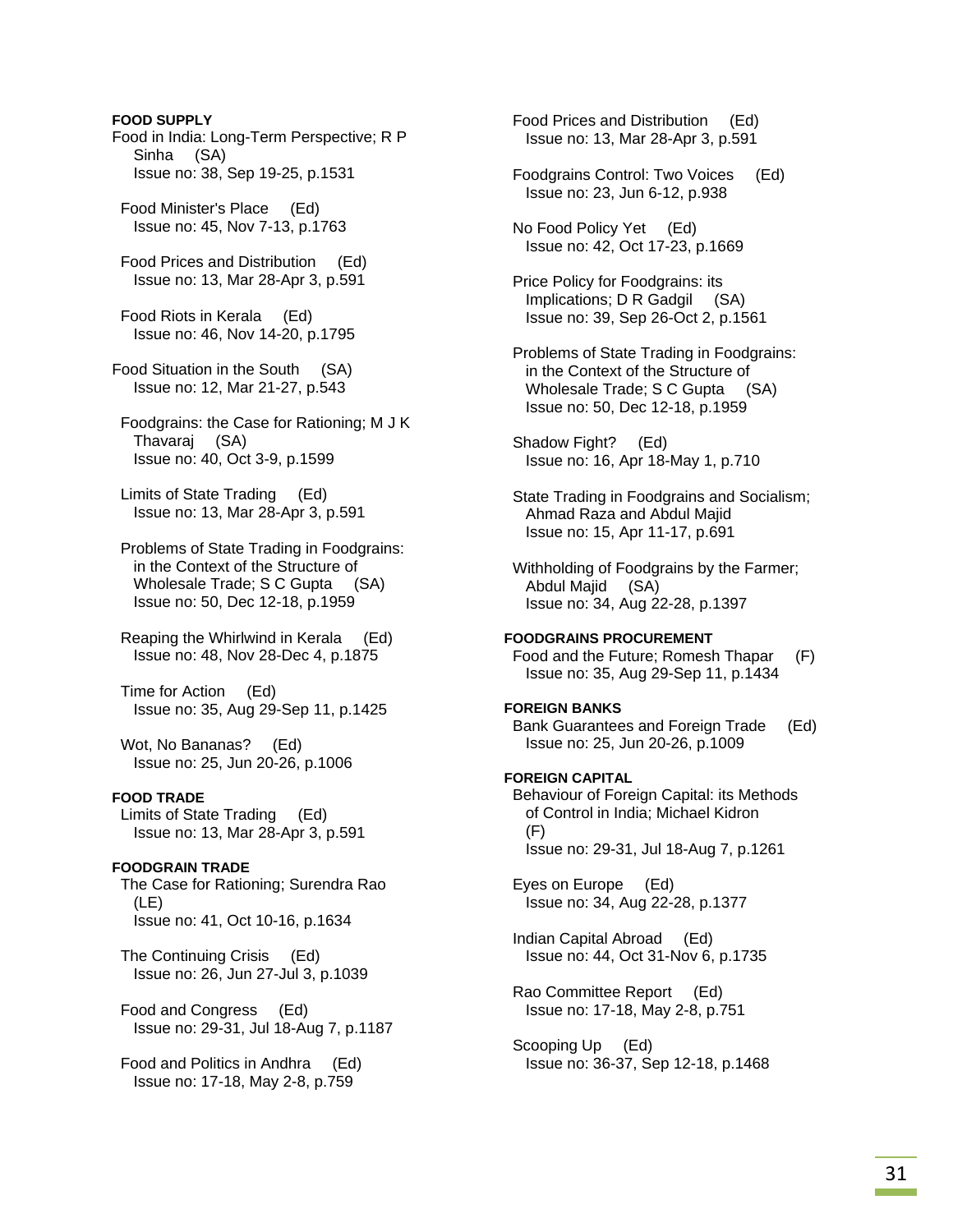**FOOD SUPPLY**

Food in India: Long-Term Perspective; R P Sinha (SA)
Issue no: 38, Sep 19-25, p.1531

Food Minister's Place (Ed)
Issue no: 45, Nov 7-13, p.1763

Food Prices and Distribution (Ed)
Issue no: 13, Mar 28-Apr 3, p.591

Food Riots in Kerala (Ed)
Issue no: 46, Nov 14-20, p.1795

Food Situation in the South (SA)
Issue no: 12, Mar 21-27, p.543

Foodgrains: the Case for Rationing; M J K Thavaraj (SA)
Issue no: 40, Oct 3-9, p.1599

Limits of State Trading (Ed)
Issue no: 13, Mar 28-Apr 3, p.591

Problems of State Trading in Foodgrains: in the Context of the Structure of Wholesale Trade; S C Gupta (SA)
Issue no: 50, Dec 12-18, p.1959

Reaping the Whirlwind in Kerala (Ed)
Issue no: 48, Nov 28-Dec 4, p.1875

Time for Action (Ed)
Issue no: 35, Aug 29-Sep 11, p.1425

Wot, No Bananas? (Ed)
Issue no: 25, Jun 20-26, p.1006

**FOOD TRADE**

Limits of State Trading (Ed)
Issue no: 13, Mar 28-Apr 3, p.591

**FOODGRAIN TRADE**

The Case for Rationing; Surendra Rao (LE)
Issue no: 41, Oct 10-16, p.1634

The Continuing Crisis (Ed)
Issue no: 26, Jun 27-Jul 3, p.1039

Food and Congress (Ed)
Issue no: 29-31, Jul 18-Aug 7, p.1187

Food and Politics in Andhra (Ed)
Issue no: 17-18, May 2-8, p.759

Food Prices and Distribution (Ed)
Issue no: 13, Mar 28-Apr 3, p.591

Foodgrains Control: Two Voices (Ed)
Issue no: 23, Jun 6-12, p.938

No Food Policy Yet (Ed)
Issue no: 42, Oct 17-23, p.1669

Price Policy for Foodgrains: its Implications; D R Gadgil (SA)
Issue no: 39, Sep 26-Oct 2, p.1561

Problems of State Trading in Foodgrains: in the Context of the Structure of Wholesale Trade; S C Gupta (SA)
Issue no: 50, Dec 12-18, p.1959

Shadow Fight? (Ed)
Issue no: 16, Apr 18-May 1, p.710

State Trading in Foodgrains and Socialism; Ahmad Raza and Abdul Majid
Issue no: 15, Apr 11-17, p.691

Withholding of Foodgrains by the Farmer; Abdul Majid (SA)
Issue no: 34, Aug 22-28, p.1397

**FOODGRAINS PROCUREMENT**

Food and the Future; Romesh Thapar (F)
Issue no: 35, Aug 29-Sep 11, p.1434

**FOREIGN BANKS**

Bank Guarantees and Foreign Trade (Ed)
Issue no: 25, Jun 20-26, p.1009

**FOREIGN CAPITAL**

Behaviour of Foreign Capital: its Methods of Control in India; Michael Kidron (F)
Issue no: 29-31, Jul 18-Aug 7, p.1261

Eyes on Europe (Ed)
Issue no: 34, Aug 22-28, p.1377

Indian Capital Abroad (Ed)
Issue no: 44, Oct 31-Nov 6, p.1735

Rao Committee Report (Ed)
Issue no: 17-18, May 2-8, p.751

Scooping Up (Ed)
Issue no: 36-37, Sep 12-18, p.1468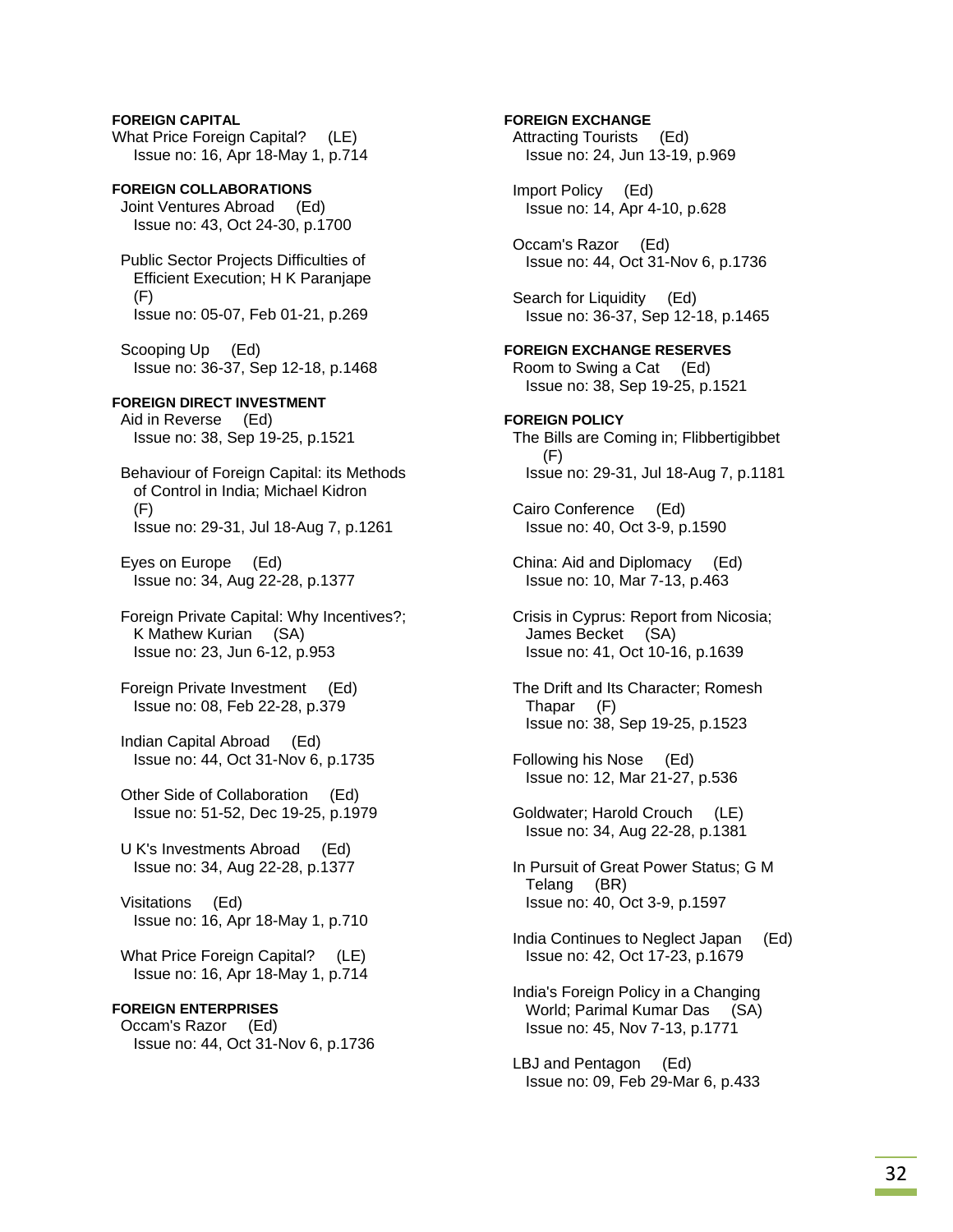**FOREIGN CAPITAL**

What Price Foreign Capital? (LE)
Issue no: 16, Apr 18-May 1, p.714

**FOREIGN COLLABORATIONS**

Joint Ventures Abroad (Ed)
Issue no: 43, Oct 24-30, p.1700

Public Sector Projects Difficulties of Efficient Execution; H K Paranjape (F)
Issue no: 05-07, Feb 01-21, p.269

Scooping Up (Ed)
Issue no: 36-37, Sep 12-18, p.1468

**FOREIGN DIRECT INVESTMENT**

Aid in Reverse (Ed)
Issue no: 38, Sep 19-25, p.1521

Behaviour of Foreign Capital: its Methods of Control in India; Michael Kidron (F)
Issue no: 29-31, Jul 18-Aug 7, p.1261

Eyes on Europe (Ed)
Issue no: 34, Aug 22-28, p.1377

Foreign Private Capital: Why Incentives?; K Mathew Kurian (SA)
Issue no: 23, Jun 6-12, p.953

Foreign Private Investment (Ed)
Issue no: 08, Feb 22-28, p.379

Indian Capital Abroad (Ed)
Issue no: 44, Oct 31-Nov 6, p.1735

Other Side of Collaboration (Ed)
Issue no: 51-52, Dec 19-25, p.1979

U K's Investments Abroad (Ed)
Issue no: 34, Aug 22-28, p.1377

Visitations (Ed)
Issue no: 16, Apr 18-May 1, p.710

What Price Foreign Capital? (LE)
Issue no: 16, Apr 18-May 1, p.714

**FOREIGN ENTERPRISES**

Occam's Razor (Ed)
Issue no: 44, Oct 31-Nov 6, p.1736

**FOREIGN EXCHANGE**

Attracting Tourists (Ed)
Issue no: 24, Jun 13-19, p.969

Import Policy (Ed)
Issue no: 14, Apr 4-10, p.628

Occam's Razor (Ed)
Issue no: 44, Oct 31-Nov 6, p.1736

Search for Liquidity (Ed)
Issue no: 36-37, Sep 12-18, p.1465

**FOREIGN EXCHANGE RESERVES**

Room to Swing a Cat (Ed)
Issue no: 38, Sep 19-25, p.1521

**FOREIGN POLICY**

The Bills are Coming in; Flibbertigibbet (F)
Issue no: 29-31, Jul 18-Aug 7, p.1181

Cairo Conference (Ed)
Issue no: 40, Oct 3-9, p.1590

China: Aid and Diplomacy (Ed)
Issue no: 10, Mar 7-13, p.463

Crisis in Cyprus: Report from Nicosia; James Becket (SA)
Issue no: 41, Oct 10-16, p.1639

The Drift and Its Character; Romesh Thapar (F)
Issue no: 38, Sep 19-25, p.1523

Following his Nose (Ed)
Issue no: 12, Mar 21-27, p.536

Goldwater; Harold Crouch (LE)
Issue no: 34, Aug 22-28, p.1381

In Pursuit of Great Power Status; G M Telang (BR)
Issue no: 40, Oct 3-9, p.1597

India Continues to Neglect Japan (Ed)
Issue no: 42, Oct 17-23, p.1679

India's Foreign Policy in a Changing World; Parimal Kumar Das (SA)
Issue no: 45, Nov 7-13, p.1771

LBJ and Pentagon (Ed)
Issue no: 09, Feb 29-Mar 6, p.433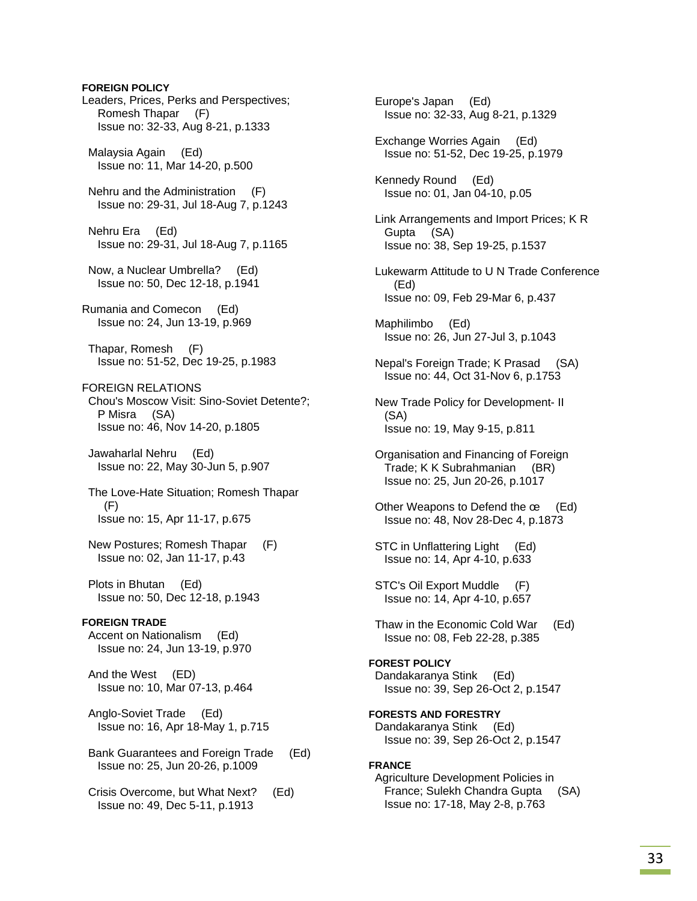**FOREIGN POLICY**

Leaders, Prices, Perks and Perspectives; Romesh Thapar (F)
Issue no: 32-33, Aug 8-21, p.1333

Malaysia Again (Ed)
Issue no: 11, Mar 14-20, p.500

Nehru and the Administration (F)
Issue no: 29-31, Jul 18-Aug 7, p.1243

Nehru Era (Ed)
Issue no: 29-31, Jul 18-Aug 7, p.1165

Now, a Nuclear Umbrella? (Ed)
Issue no: 50, Dec 12-18, p.1941

Rumania and Comecon (Ed)
Issue no: 24, Jun 13-19, p.969

Thapar, Romesh (F)
Issue no: 51-52, Dec 19-25, p.1983

FOREIGN RELATIONS

Chou's Moscow Visit: Sino-Soviet Detente?; P Misra (SA)
Issue no: 46, Nov 14-20, p.1805

Jawaharlal Nehru (Ed)
Issue no: 22, May 30-Jun 5, p.907

The Love-Hate Situation; Romesh Thapar (F)
Issue no: 15, Apr 11-17, p.675

New Postures; Romesh Thapar (F)
Issue no: 02, Jan 11-17, p.43

Plots in Bhutan (Ed)
Issue no: 50, Dec 12-18, p.1943

**FOREIGN TRADE**

Accent on Nationalism (Ed)
Issue no: 24, Jun 13-19, p.970

And the West (ED)
Issue no: 10, Mar 07-13, p.464

Anglo-Soviet Trade (Ed)
Issue no: 16, Apr 18-May 1, p.715

Bank Guarantees and Foreign Trade (Ed)
Issue no: 25, Jun 20-26, p.1009

Crisis Overcome, but What Next? (Ed)
Issue no: 49, Dec 5-11, p.1913

Europe's Japan (Ed)
Issue no: 32-33, Aug 8-21, p.1329

Exchange Worries Again (Ed)
Issue no: 51-52, Dec 19-25, p.1979

Kennedy Round (Ed)
Issue no: 01, Jan 04-10, p.05

Link Arrangements and Import Prices; K R Gupta (SA)
Issue no: 38, Sep 19-25, p.1537

Lukewarm Attitude to U N Trade Conference (Ed)
Issue no: 09, Feb 29-Mar 6, p.437

Maphilimbo (Ed)
Issue no: 26, Jun 27-Jul 3, p.1043

Nepal's Foreign Trade; K Prasad (SA)
Issue no: 44, Oct 31-Nov 6, p.1753

New Trade Policy for Development- II (SA)
Issue no: 19, May 9-15, p.811

Organisation and Financing of Foreign Trade; K K Subrahmanian (BR)
Issue no: 25, Jun 20-26, p.1017

Other Weapons to Defend the œ (Ed)
Issue no: 48, Nov 28-Dec 4, p.1873

STC in Unflattering Light (Ed)
Issue no: 14, Apr 4-10, p.633

STC's Oil Export Muddle (F)
Issue no: 14, Apr 4-10, p.657

Thaw in the Economic Cold War (Ed)
Issue no: 08, Feb 22-28, p.385

**FOREST POLICY**

Dandakaranya Stink (Ed)
Issue no: 39, Sep 26-Oct 2, p.1547

**FORESTS AND FORESTRY**

Dandakaranya Stink (Ed)
Issue no: 39, Sep 26-Oct 2, p.1547

**FRANCE**

Agriculture Development Policies in France; Sulekh Chandra Gupta (SA)
Issue no: 17-18, May 2-8, p.763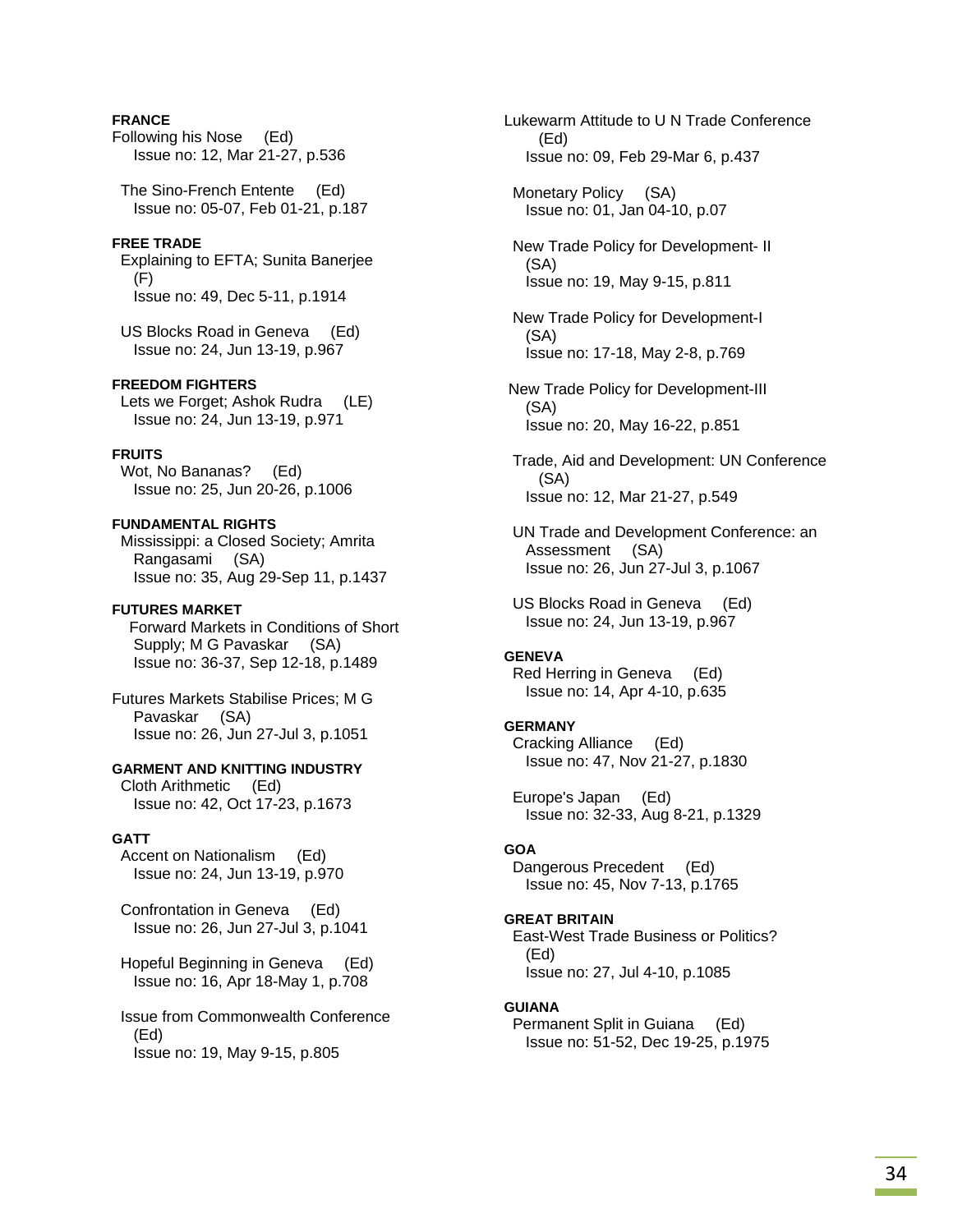**FRANCE**

Following his Nose (Ed)
Issue no: 12, Mar 21-27, p.536

The Sino-French Entente (Ed)
Issue no: 05-07, Feb 01-21, p.187

**FREE TRADE**

Explaining to EFTA; Sunita Banerjee (F)
Issue no: 49, Dec 5-11, p.1914

US Blocks Road in Geneva (Ed)
Issue no: 24, Jun 13-19, p.967

**FREEDOM FIGHTERS**

Lets we Forget; Ashok Rudra (LE)
Issue no: 24, Jun 13-19, p.971

**FRUITS**

Wot, No Bananas? (Ed)
Issue no: 25, Jun 20-26, p.1006

**FUNDAMENTAL RIGHTS**

Mississippi: a Closed Society; Amrita Rangasami (SA)
Issue no: 35, Aug 29-Sep 11, p.1437

**FUTURES MARKET**

Forward Markets in Conditions of Short Supply; M G Pavaskar (SA)
Issue no: 36-37, Sep 12-18, p.1489

Futures Markets Stabilise Prices; M G Pavaskar (SA)
Issue no: 26, Jun 27-Jul 3, p.1051

**GARMENT AND KNITTING INDUSTRY**

Cloth Arithmetic (Ed)
Issue no: 42, Oct 17-23, p.1673

**GATT**

Accent on Nationalism (Ed)
Issue no: 24, Jun 13-19, p.970

Confrontation in Geneva (Ed)
Issue no: 26, Jun 27-Jul 3, p.1041

Hopeful Beginning in Geneva (Ed)
Issue no: 16, Apr 18-May 1, p.708

Issue from Commonwealth Conference (Ed)
Issue no: 19, May 9-15, p.805

Lukewarm Attitude to U N Trade Conference (Ed)
Issue no: 09, Feb 29-Mar 6, p.437

Monetary Policy (SA)
Issue no: 01, Jan 04-10, p.07

New Trade Policy for Development- II (SA)
Issue no: 19, May 9-15, p.811

New Trade Policy for Development-I (SA)
Issue no: 17-18, May 2-8, p.769

New Trade Policy for Development-III (SA)
Issue no: 20, May 16-22, p.851

Trade, Aid and Development: UN Conference (SA)
Issue no: 12, Mar 21-27, p.549

UN Trade and Development Conference: an Assessment (SA)
Issue no: 26, Jun 27-Jul 3, p.1067

US Blocks Road in Geneva (Ed)
Issue no: 24, Jun 13-19, p.967

**GENEVA**

Red Herring in Geneva (Ed)
Issue no: 14, Apr 4-10, p.635

**GERMANY**

Cracking Alliance (Ed)
Issue no: 47, Nov 21-27, p.1830

Europe's Japan (Ed)
Issue no: 32-33, Aug 8-21, p.1329

**GOA**

Dangerous Precedent (Ed)
Issue no: 45, Nov 7-13, p.1765

**GREAT BRITAIN**

East-West Trade Business or Politics? (Ed)
Issue no: 27, Jul 4-10, p.1085

**GUIANA**

Permanent Split in Guiana (Ed)
Issue no: 51-52, Dec 19-25, p.1975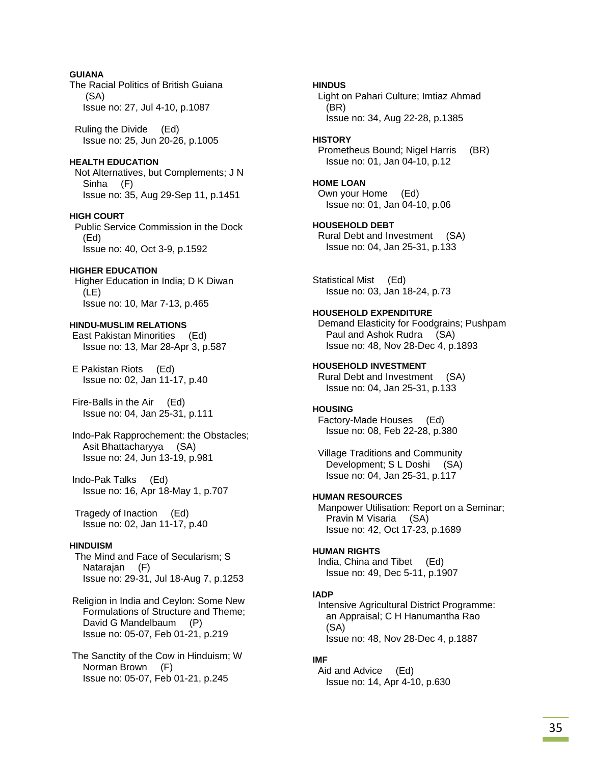**GUIANA**

The Racial Politics of British Guiana (SA)
Issue no: 27, Jul 4-10, p.1087

Ruling the Divide (Ed)
Issue no: 25, Jun 20-26, p.1005

**HEALTH EDUCATION**

Not Alternatives, but Complements; J N Sinha (F)
Issue no: 35, Aug 29-Sep 11, p.1451

**HIGH COURT**

Public Service Commission in the Dock (Ed)
Issue no: 40, Oct 3-9, p.1592

**HIGHER EDUCATION**

Higher Education in India; D K Diwan (LE)
Issue no: 10, Mar 7-13, p.465

**HINDU-MUSLIM RELATIONS**

East Pakistan Minorities (Ed)
Issue no: 13, Mar 28-Apr 3, p.587

E Pakistan Riots (Ed)
Issue no: 02, Jan 11-17, p.40

Fire-Balls in the Air (Ed)
Issue no: 04, Jan 25-31, p.111

Indo-Pak Rapprochement: the Obstacles; Asit Bhattacharyya (SA)
Issue no: 24, Jun 13-19, p.981

Indo-Pak Talks (Ed)
Issue no: 16, Apr 18-May 1, p.707

Tragedy of Inaction (Ed)
Issue no: 02, Jan 11-17, p.40

**HINDUISM**

The Mind and Face of Secularism; S Natarajan (F)
Issue no: 29-31, Jul 18-Aug 7, p.1253

Religion in India and Ceylon: Some New Formulations of Structure and Theme; David G Mandelbaum (P)
Issue no: 05-07, Feb 01-21, p.219

The Sanctity of the Cow in Hinduism; W Norman Brown (F)
Issue no: 05-07, Feb 01-21, p.245

**HINDUS**

Light on Pahari Culture; Imtiaz Ahmad (BR)
Issue no: 34, Aug 22-28, p.1385

**HISTORY**

Prometheus Bound; Nigel Harris (BR)
Issue no: 01, Jan 04-10, p.12

**HOME LOAN**

Own your Home (Ed)
Issue no: 01, Jan 04-10, p.06

**HOUSEHOLD DEBT**

Rural Debt and Investment (SA)
Issue no: 04, Jan 25-31, p.133

Statistical Mist (Ed)
Issue no: 03, Jan 18-24, p.73

**HOUSEHOLD EXPENDITURE**

Demand Elasticity for Foodgrains; Pushpam Paul and Ashok Rudra (SA)
Issue no: 48, Nov 28-Dec 4, p.1893

**HOUSEHOLD INVESTMENT**

Rural Debt and Investment (SA)
Issue no: 04, Jan 25-31, p.133

**HOUSING**

Factory-Made Houses (Ed)
Issue no: 08, Feb 22-28, p.380

Village Traditions and Community Development; S L Doshi (SA)
Issue no: 04, Jan 25-31, p.117

**HUMAN RESOURCES**

Manpower Utilisation: Report on a Seminar; Pravin M Visaria (SA)
Issue no: 42, Oct 17-23, p.1689

**HUMAN RIGHTS**

India, China and Tibet (Ed)
Issue no: 49, Dec 5-11, p.1907

**IADP**

Intensive Agricultural District Programme: an Appraisal; C H Hanumantha Rao (SA)
Issue no: 48, Nov 28-Dec 4, p.1887

**IMF**

Aid and Advice (Ed)
Issue no: 14, Apr 4-10, p.630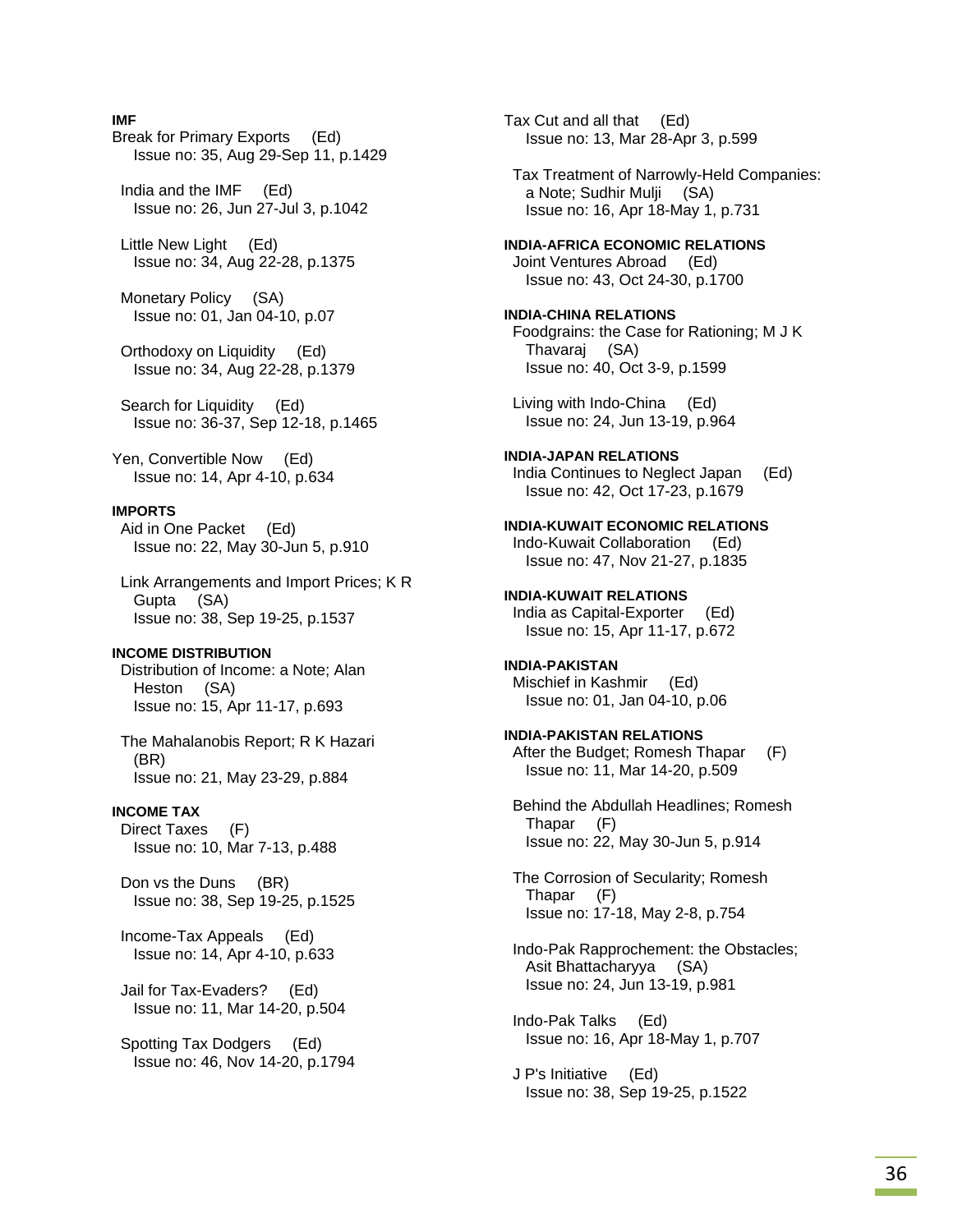**IMF**

Break for Primary Exports (Ed)
Issue no: 35, Aug 29-Sep 11, p.1429

India and the IMF (Ed)
Issue no: 26, Jun 27-Jul 3, p.1042

Little New Light (Ed)
Issue no: 34, Aug 22-28, p.1375

Monetary Policy (SA)
Issue no: 01, Jan 04-10, p.07

Orthodoxy on Liquidity (Ed)
Issue no: 34, Aug 22-28, p.1379

Search for Liquidity (Ed)
Issue no: 36-37, Sep 12-18, p.1465

Yen, Convertible Now (Ed)
Issue no: 14, Apr 4-10, p.634

**IMPORTS**

Aid in One Packet (Ed)
Issue no: 22, May 30-Jun 5, p.910

Link Arrangements and Import Prices; K R Gupta (SA)
Issue no: 38, Sep 19-25, p.1537

**INCOME DISTRIBUTION**

Distribution of Income: a Note; Alan Heston (SA)
Issue no: 15, Apr 11-17, p.693

The Mahalanobis Report; R K Hazari (BR)
Issue no: 21, May 23-29, p.884

**INCOME TAX**

Direct Taxes (F)
Issue no: 10, Mar 7-13, p.488

Don vs the Duns (BR)
Issue no: 38, Sep 19-25, p.1525

Income-Tax Appeals (Ed)
Issue no: 14, Apr 4-10, p.633

Jail for Tax-Evaders? (Ed)
Issue no: 11, Mar 14-20, p.504

Spotting Tax Dodgers (Ed)
Issue no: 46, Nov 14-20, p.1794

Tax Cut and all that (Ed)
Issue no: 13, Mar 28-Apr 3, p.599

Tax Treatment of Narrowly-Held Companies: a Note; Sudhir Mulji (SA)
Issue no: 16, Apr 18-May 1, p.731

**INDIA-AFRICA ECONOMIC RELATIONS**

Joint Ventures Abroad (Ed)
Issue no: 43, Oct 24-30, p.1700

**INDIA-CHINA RELATIONS**

Foodgrains: the Case for Rationing; M J K Thavaraj (SA)
Issue no: 40, Oct 3-9, p.1599

Living with Indo-China (Ed)
Issue no: 24, Jun 13-19, p.964

**INDIA-JAPAN RELATIONS**

India Continues to Neglect Japan (Ed)
Issue no: 42, Oct 17-23, p.1679

**INDIA-KUWAIT ECONOMIC RELATIONS**

Indo-Kuwait Collaboration (Ed)
Issue no: 47, Nov 21-27, p.1835

**INDIA-KUWAIT RELATIONS**

India as Capital-Exporter (Ed)
Issue no: 15, Apr 11-17, p.672

**INDIA-PAKISTAN**

Mischief in Kashmir (Ed)
Issue no: 01, Jan 04-10, p.06

**INDIA-PAKISTAN RELATIONS**

After the Budget; Romesh Thapar (F)
Issue no: 11, Mar 14-20, p.509

Behind the Abdullah Headlines; Romesh Thapar (F)
Issue no: 22, May 30-Jun 5, p.914

The Corrosion of Secularity; Romesh Thapar (F)
Issue no: 17-18, May 2-8, p.754

Indo-Pak Rapprochement: the Obstacles; Asit Bhattacharyya (SA)
Issue no: 24, Jun 13-19, p.981

Indo-Pak Talks (Ed)
Issue no: 16, Apr 18-May 1, p.707

J P's Initiative (Ed)
Issue no: 38, Sep 19-25, p.1522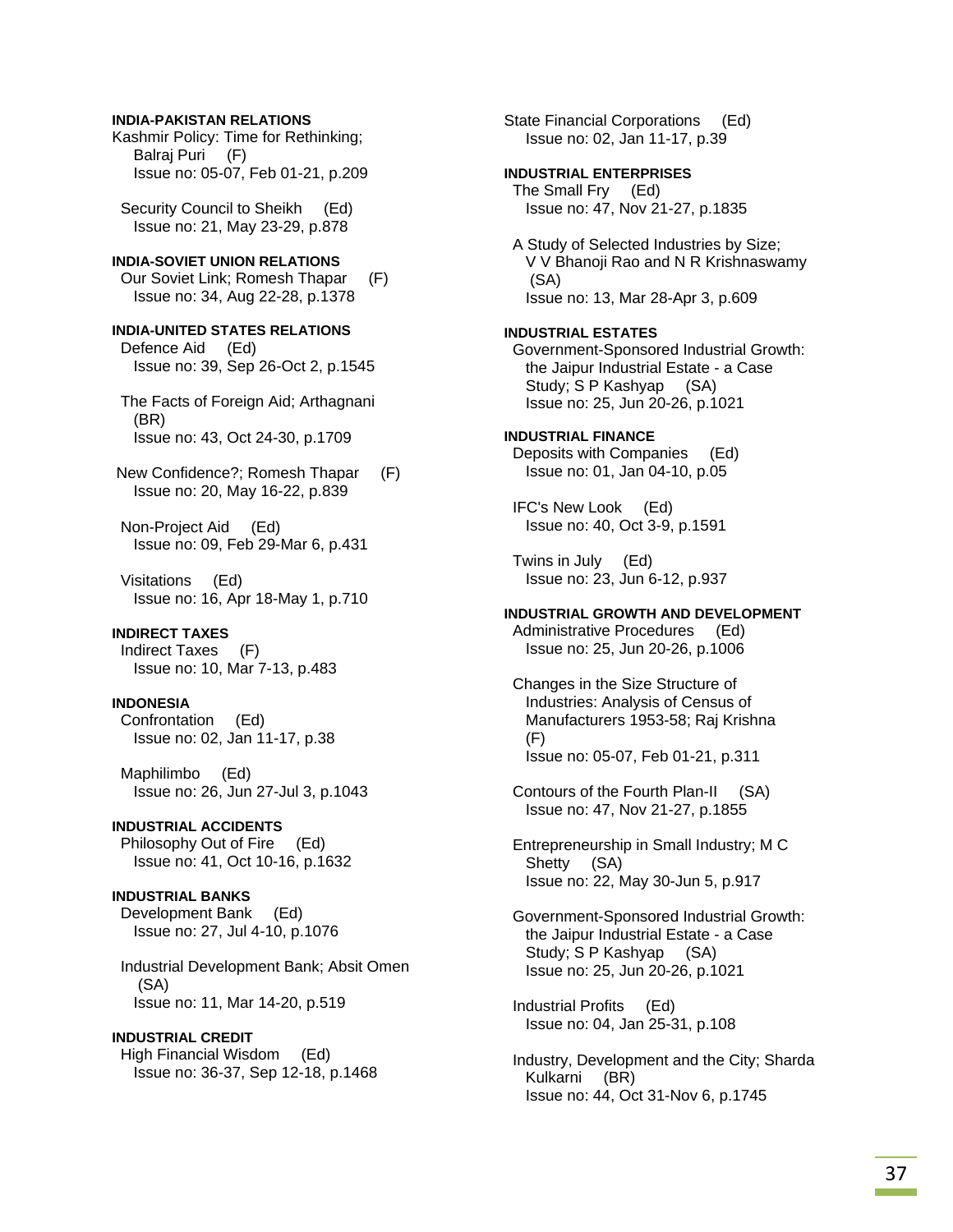**INDIA-PAKISTAN RELATIONS**

Kashmir Policy: Time for Rethinking; Balraj Puri (F)
Issue no: 05-07, Feb 01-21, p.209

Security Council to Sheikh (Ed)
Issue no: 21, May 23-29, p.878

**INDIA-SOVIET UNION RELATIONS**

Our Soviet Link; Romesh Thapar (F)
Issue no: 34, Aug 22-28, p.1378

**INDIA-UNITED STATES RELATIONS**

Defence Aid (Ed)
Issue no: 39, Sep 26-Oct 2, p.1545

The Facts of Foreign Aid; Arthagnani (BR)
Issue no: 43, Oct 24-30, p.1709

New Confidence?; Romesh Thapar (F)
Issue no: 20, May 16-22, p.839

Non-Project Aid (Ed)
Issue no: 09, Feb 29-Mar 6, p.431

Visitations (Ed)
Issue no: 16, Apr 18-May 1, p.710

**INDIRECT TAXES**

Indirect Taxes (F)
Issue no: 10, Mar 7-13, p.483

**INDONESIA**

Confrontation (Ed)
Issue no: 02, Jan 11-17, p.38

Maphilimbo (Ed)
Issue no: 26, Jun 27-Jul 3, p.1043

**INDUSTRIAL ACCIDENTS**

Philosophy Out of Fire (Ed)
Issue no: 41, Oct 10-16, p.1632

**INDUSTRIAL BANKS**

Development Bank (Ed)
Issue no: 27, Jul 4-10, p.1076

Industrial Development Bank; Absit Omen (SA)
Issue no: 11, Mar 14-20, p.519

**INDUSTRIAL CREDIT**

High Financial Wisdom (Ed)
Issue no: 36-37, Sep 12-18, p.1468

State Financial Corporations (Ed)
Issue no: 02, Jan 11-17, p.39

**INDUSTRIAL ENTERPRISES**

The Small Fry (Ed)
Issue no: 47, Nov 21-27, p.1835

A Study of Selected Industries by Size; V V Bhanoji Rao and N R Krishnaswamy (SA)
Issue no: 13, Mar 28-Apr 3, p.609

**INDUSTRIAL ESTATES**

Government-Sponsored Industrial Growth: the Jaipur Industrial Estate - a Case Study; S P Kashyap (SA)
Issue no: 25, Jun 20-26, p.1021

**INDUSTRIAL FINANCE**

Deposits with Companies (Ed)
Issue no: 01, Jan 04-10, p.05

IFC's New Look (Ed)
Issue no: 40, Oct 3-9, p.1591

Twins in July (Ed)
Issue no: 23, Jun 6-12, p.937

**INDUSTRIAL GROWTH AND DEVELOPMENT**

Administrative Procedures (Ed)
Issue no: 25, Jun 20-26, p.1006

Changes in the Size Structure of Industries: Analysis of Census of Manufacturers 1953-58; Raj Krishna (F)
Issue no: 05-07, Feb 01-21, p.311

Contours of the Fourth Plan-II (SA)
Issue no: 47, Nov 21-27, p.1855

Entrepreneurship in Small Industry; M C Shetty (SA)
Issue no: 22, May 30-Jun 5, p.917

Government-Sponsored Industrial Growth: the Jaipur Industrial Estate - a Case Study; S P Kashyap (SA)
Issue no: 25, Jun 20-26, p.1021

Industrial Profits (Ed)
Issue no: 04, Jan 25-31, p.108

Industry, Development and the City; Sharda Kulkarni (BR)
Issue no: 44, Oct 31-Nov 6, p.1745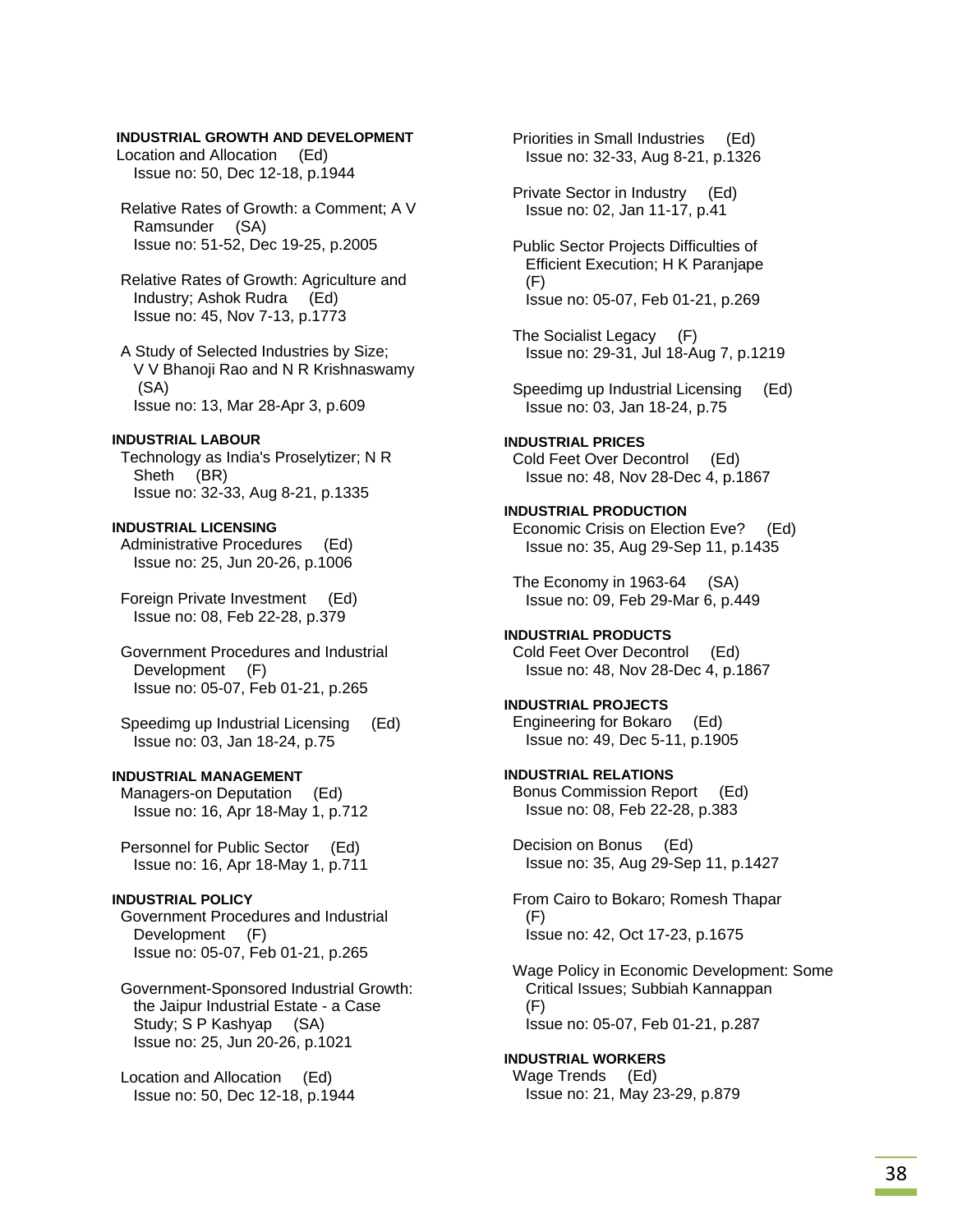**INDUSTRIAL GROWTH AND DEVELOPMENT**

Location and Allocation (Ed)
Issue no: 50, Dec 12-18, p.1944

Relative Rates of Growth: a Comment; A V Ramsunder (SA)
Issue no: 51-52, Dec 19-25, p.2005

Relative Rates of Growth: Agriculture and Industry; Ashok Rudra (Ed)
Issue no: 45, Nov 7-13, p.1773

A Study of Selected Industries by Size; V V Bhanoji Rao and N R Krishnaswamy (SA)
Issue no: 13, Mar 28-Apr 3, p.609

**INDUSTRIAL LABOUR**

Technology as India's Proselytizer; N R Sheth (BR)
Issue no: 32-33, Aug 8-21, p.1335

**INDUSTRIAL LICENSING**

Administrative Procedures (Ed)
Issue no: 25, Jun 20-26, p.1006

Foreign Private Investment (Ed)
Issue no: 08, Feb 22-28, p.379

Government Procedures and Industrial Development (F)
Issue no: 05-07, Feb 01-21, p.265

Speedimg up Industrial Licensing (Ed)
Issue no: 03, Jan 18-24, p.75

**INDUSTRIAL MANAGEMENT**

Managers-on Deputation (Ed)
Issue no: 16, Apr 18-May 1, p.712

Personnel for Public Sector (Ed)
Issue no: 16, Apr 18-May 1, p.711

**INDUSTRIAL POLICY**

Government Procedures and Industrial Development (F)
Issue no: 05-07, Feb 01-21, p.265

Government-Sponsored Industrial Growth: the Jaipur Industrial Estate - a Case Study; S P Kashyap (SA)
Issue no: 25, Jun 20-26, p.1021

Location and Allocation (Ed)
Issue no: 50, Dec 12-18, p.1944

Priorities in Small Industries (Ed)
Issue no: 32-33, Aug 8-21, p.1326

Private Sector in Industry (Ed)
Issue no: 02, Jan 11-17, p.41

Public Sector Projects Difficulties of Efficient Execution; H K Paranjape (F)
Issue no: 05-07, Feb 01-21, p.269

The Socialist Legacy (F)
Issue no: 29-31, Jul 18-Aug 7, p.1219

Speedimg up Industrial Licensing (Ed)
Issue no: 03, Jan 18-24, p.75

**INDUSTRIAL PRICES**

Cold Feet Over Decontrol (Ed)
Issue no: 48, Nov 28-Dec 4, p.1867

**INDUSTRIAL PRODUCTION**

Economic Crisis on Election Eve? (Ed)
Issue no: 35, Aug 29-Sep 11, p.1435

The Economy in 1963-64 (SA)
Issue no: 09, Feb 29-Mar 6, p.449

**INDUSTRIAL PRODUCTS**

Cold Feet Over Decontrol (Ed)
Issue no: 48, Nov 28-Dec 4, p.1867

**INDUSTRIAL PROJECTS**

Engineering for Bokaro (Ed)
Issue no: 49, Dec 5-11, p.1905

**INDUSTRIAL RELATIONS**

Bonus Commission Report (Ed)
Issue no: 08, Feb 22-28, p.383

Decision on Bonus (Ed)
Issue no: 35, Aug 29-Sep 11, p.1427

From Cairo to Bokaro; Romesh Thapar (F)
Issue no: 42, Oct 17-23, p.1675

Wage Policy in Economic Development: Some Critical Issues; Subbiah Kannappan (F)
Issue no: 05-07, Feb 01-21, p.287

**INDUSTRIAL WORKERS**

Wage Trends (Ed)
Issue no: 21, May 23-29, p.879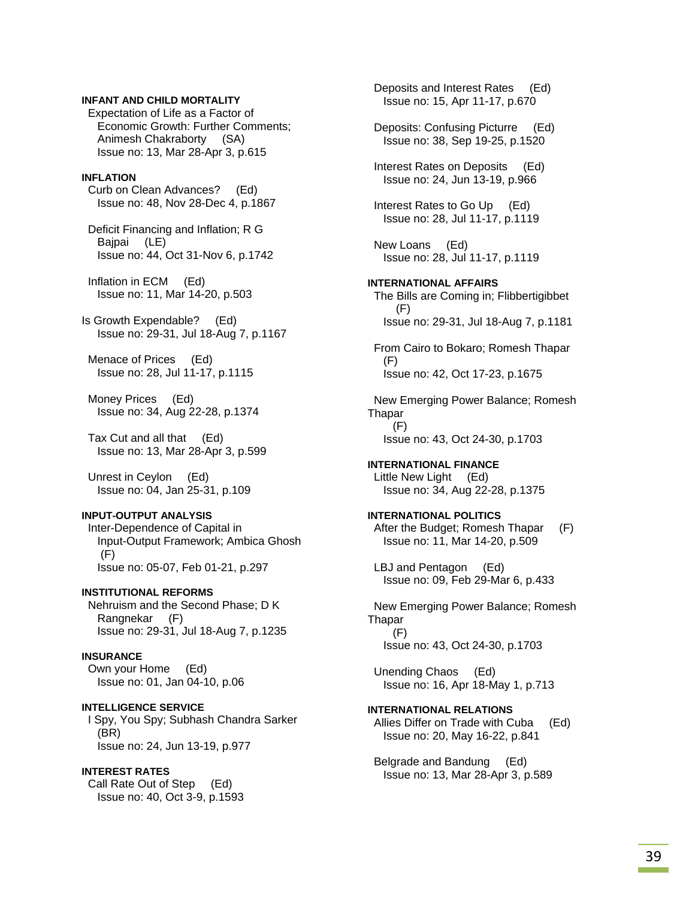**INFANT AND CHILD MORTALITY**

Expectation of Life as a Factor of Economic Growth: Further Comments; Animesh Chakraborty (SA)
Issue no: 13, Mar 28-Apr 3, p.615

**INFLATION**

Curb on Clean Advances? (Ed)
Issue no: 48, Nov 28-Dec 4, p.1867

Deficit Financing and Inflation; R G Bajpai (LE)
Issue no: 44, Oct 31-Nov 6, p.1742

Inflation in ECM (Ed)
Issue no: 11, Mar 14-20, p.503

Is Growth Expendable? (Ed)
Issue no: 29-31, Jul 18-Aug 7, p.1167

Menace of Prices (Ed)
Issue no: 28, Jul 11-17, p.1115

Money Prices (Ed)
Issue no: 34, Aug 22-28, p.1374

Tax Cut and all that (Ed)
Issue no: 13, Mar 28-Apr 3, p.599

Unrest in Ceylon (Ed)
Issue no: 04, Jan 25-31, p.109

**INPUT-OUTPUT ANALYSIS**

Inter-Dependence of Capital in Input-Output Framework; Ambica Ghosh (F)
Issue no: 05-07, Feb 01-21, p.297

**INSTITUTIONAL REFORMS**

Nehruism and the Second Phase; D K Rangnekar (F)
Issue no: 29-31, Jul 18-Aug 7, p.1235

**INSURANCE**

Own your Home (Ed)
Issue no: 01, Jan 04-10, p.06

**INTELLIGENCE SERVICE**

I Spy, You Spy; Subhash Chandra Sarker (BR)
Issue no: 24, Jun 13-19, p.977

**INTEREST RATES**

Call Rate Out of Step (Ed)
Issue no: 40, Oct 3-9, p.1593

Deposits and Interest Rates (Ed)
Issue no: 15, Apr 11-17, p.670

Deposits: Confusing Picturre (Ed)
Issue no: 38, Sep 19-25, p.1520

Interest Rates on Deposits (Ed)
Issue no: 24, Jun 13-19, p.966

Interest Rates to Go Up (Ed)
Issue no: 28, Jul 11-17, p.1119

New Loans (Ed)
Issue no: 28, Jul 11-17, p.1119

**INTERNATIONAL AFFAIRS**

The Bills are Coming in; Flibbertigibbet (F)
Issue no: 29-31, Jul 18-Aug 7, p.1181

From Cairo to Bokaro; Romesh Thapar (F)
Issue no: 42, Oct 17-23, p.1675

New Emerging Power Balance; Romesh Thapar (F)
Issue no: 43, Oct 24-30, p.1703

**INTERNATIONAL FINANCE**

Little New Light (Ed)
Issue no: 34, Aug 22-28, p.1375

**INTERNATIONAL POLITICS**

After the Budget; Romesh Thapar (F)
Issue no: 11, Mar 14-20, p.509

LBJ and Pentagon (Ed)
Issue no: 09, Feb 29-Mar 6, p.433

New Emerging Power Balance; Romesh Thapar (F)
Issue no: 43, Oct 24-30, p.1703

Unending Chaos (Ed)
Issue no: 16, Apr 18-May 1, p.713

**INTERNATIONAL RELATIONS**

Allies Differ on Trade with Cuba (Ed)
Issue no: 20, May 16-22, p.841

Belgrade and Bandung (Ed)
Issue no: 13, Mar 28-Apr 3, p.589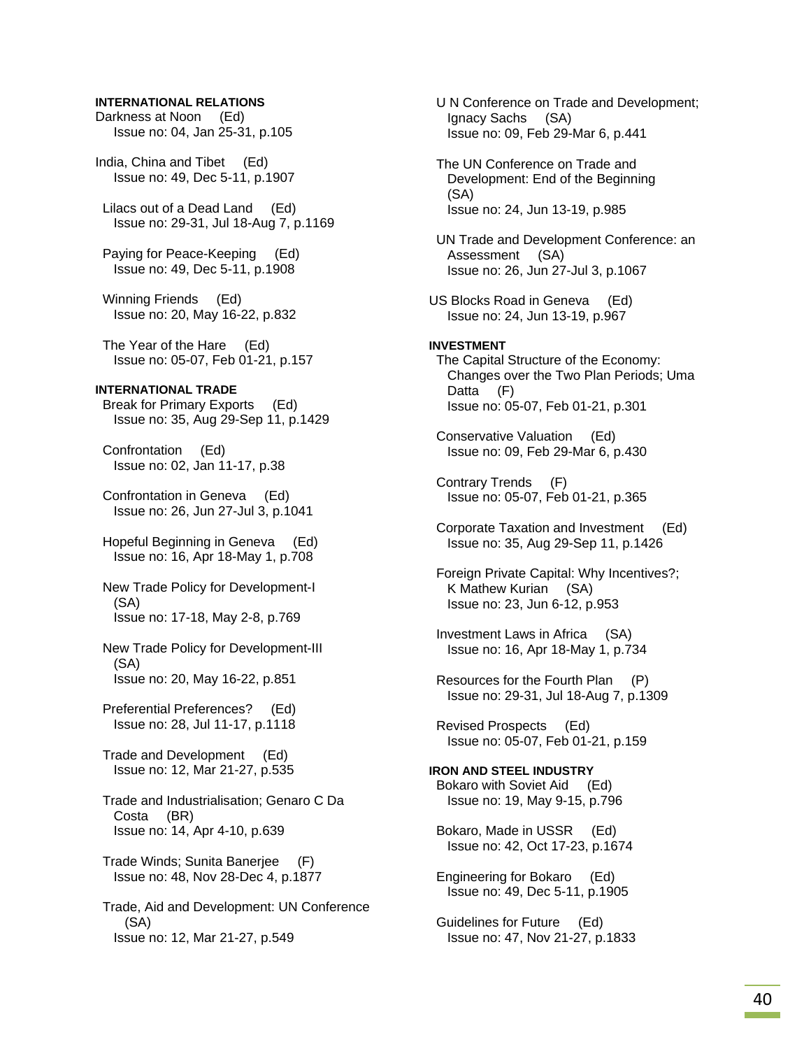**INTERNATIONAL RELATIONS**

Darkness at Noon (Ed)
Issue no: 04, Jan 25-31, p.105

India, China and Tibet (Ed)
Issue no: 49, Dec 5-11, p.1907

Lilacs out of a Dead Land (Ed)
Issue no: 29-31, Jul 18-Aug 7, p.1169

Paying for Peace-Keeping (Ed)
Issue no: 49, Dec 5-11, p.1908

Winning Friends (Ed)
Issue no: 20, May 16-22, p.832

The Year of the Hare (Ed)
Issue no: 05-07, Feb 01-21, p.157

**INTERNATIONAL TRADE**

Break for Primary Exports (Ed)
Issue no: 35, Aug 29-Sep 11, p.1429

Confrontation (Ed)
Issue no: 02, Jan 11-17, p.38

Confrontation in Geneva (Ed)
Issue no: 26, Jun 27-Jul 3, p.1041

Hopeful Beginning in Geneva (Ed)
Issue no: 16, Apr 18-May 1, p.708

New Trade Policy for Development-I (SA)
Issue no: 17-18, May 2-8, p.769

New Trade Policy for Development-III (SA)
Issue no: 20, May 16-22, p.851

Preferential Preferences? (Ed)
Issue no: 28, Jul 11-17, p.1118

Trade and Development (Ed)
Issue no: 12, Mar 21-27, p.535

Trade and Industrialisation; Genaro C Da Costa (BR)
Issue no: 14, Apr 4-10, p.639

Trade Winds; Sunita Banerjee (F)
Issue no: 48, Nov 28-Dec 4, p.1877

Trade, Aid and Development: UN Conference (SA)
Issue no: 12, Mar 21-27, p.549

U N Conference on Trade and Development; Ignacy Sachs (SA)
Issue no: 09, Feb 29-Mar 6, p.441

The UN Conference on Trade and Development: End of the Beginning (SA)
Issue no: 24, Jun 13-19, p.985

UN Trade and Development Conference: an Assessment (SA)
Issue no: 26, Jun 27-Jul 3, p.1067

US Blocks Road in Geneva (Ed)
Issue no: 24, Jun 13-19, p.967

**INVESTMENT**

The Capital Structure of the Economy: Changes over the Two Plan Periods; Uma Datta (F)
Issue no: 05-07, Feb 01-21, p.301

Conservative Valuation (Ed)
Issue no: 09, Feb 29-Mar 6, p.430

Contrary Trends (F)
Issue no: 05-07, Feb 01-21, p.365

Corporate Taxation and Investment (Ed)
Issue no: 35, Aug 29-Sep 11, p.1426

Foreign Private Capital: Why Incentives?; K Mathew Kurian (SA)
Issue no: 23, Jun 6-12, p.953

Investment Laws in Africa (SA)
Issue no: 16, Apr 18-May 1, p.734

Resources for the Fourth Plan (P)
Issue no: 29-31, Jul 18-Aug 7, p.1309

Revised Prospects (Ed)
Issue no: 05-07, Feb 01-21, p.159

**IRON AND STEEL INDUSTRY**

Bokaro with Soviet Aid (Ed)
Issue no: 19, May 9-15, p.796

Bokaro, Made in USSR (Ed)
Issue no: 42, Oct 17-23, p.1674

Engineering for Bokaro (Ed)
Issue no: 49, Dec 5-11, p.1905

Guidelines for Future (Ed)
Issue no: 47, Nov 21-27, p.1833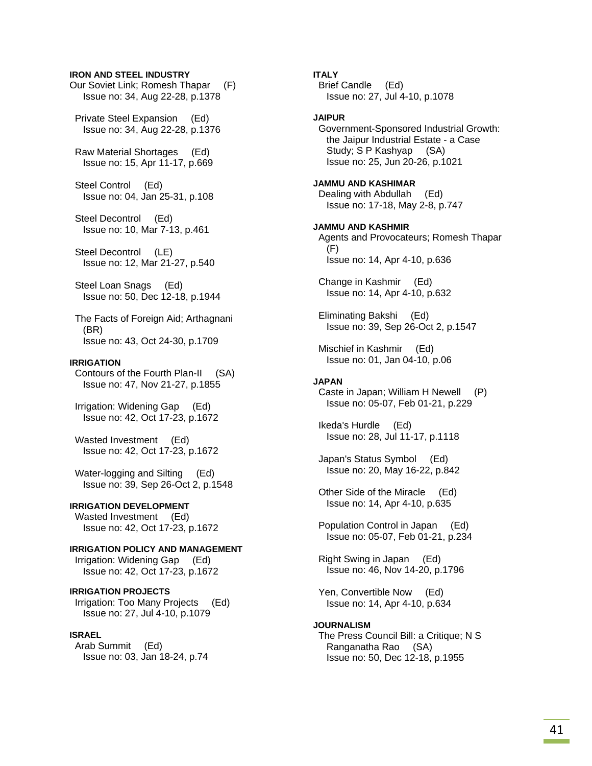**IRON AND STEEL INDUSTRY**

Our Soviet Link; Romesh Thapar (F)
Issue no: 34, Aug 22-28, p.1378

Private Steel Expansion (Ed)
Issue no: 34, Aug 22-28, p.1376

Raw Material Shortages (Ed)
Issue no: 15, Apr 11-17, p.669

Steel Control (Ed)
Issue no: 04, Jan 25-31, p.108

Steel Decontrol (Ed)
Issue no: 10, Mar 7-13, p.461

Steel Decontrol (LE)
Issue no: 12, Mar 21-27, p.540

Steel Loan Snags (Ed)
Issue no: 50, Dec 12-18, p.1944

The Facts of Foreign Aid; Arthagnani (BR)
Issue no: 43, Oct 24-30, p.1709

**IRRIGATION**

Contours of the Fourth Plan-II (SA)
Issue no: 47, Nov 21-27, p.1855

Irrigation: Widening Gap (Ed)
Issue no: 42, Oct 17-23, p.1672

Wasted Investment (Ed)
Issue no: 42, Oct 17-23, p.1672

Water-logging and Silting (Ed)
Issue no: 39, Sep 26-Oct 2, p.1548

**IRRIGATION DEVELOPMENT**

Wasted Investment (Ed)
Issue no: 42, Oct 17-23, p.1672

**IRRIGATION POLICY AND MANAGEMENT**

Irrigation: Widening Gap (Ed)
Issue no: 42, Oct 17-23, p.1672

**IRRIGATION PROJECTS**

Irrigation: Too Many Projects (Ed)
Issue no: 27, Jul 4-10, p.1079

**ISRAEL**

Arab Summit (Ed)
Issue no: 03, Jan 18-24, p.74

**ITALY**

Brief Candle (Ed)
Issue no: 27, Jul 4-10, p.1078

**JAIPUR**

Government-Sponsored Industrial Growth: the Jaipur Industrial Estate - a Case Study; S P Kashyap (SA)
Issue no: 25, Jun 20-26, p.1021

**JAMMU AND KASHIMAR**

Dealing with Abdullah (Ed)
Issue no: 17-18, May 2-8, p.747

**JAMMU AND KASHMIR**

Agents and Provocateurs; Romesh Thapar (F)
Issue no: 14, Apr 4-10, p.636

Change in Kashmir (Ed)
Issue no: 14, Apr 4-10, p.632

Eliminating Bakshi (Ed)
Issue no: 39, Sep 26-Oct 2, p.1547

Mischief in Kashmir (Ed)
Issue no: 01, Jan 04-10, p.06

**JAPAN**

Caste in Japan; William H Newell (P)
Issue no: 05-07, Feb 01-21, p.229

Ikeda's Hurdle (Ed)
Issue no: 28, Jul 11-17, p.1118

Japan's Status Symbol (Ed)
Issue no: 20, May 16-22, p.842

Other Side of the Miracle (Ed)
Issue no: 14, Apr 4-10, p.635

Population Control in Japan (Ed)
Issue no: 05-07, Feb 01-21, p.234

Right Swing in Japan (Ed)
Issue no: 46, Nov 14-20, p.1796

Yen, Convertible Now (Ed)
Issue no: 14, Apr 4-10, p.634

**JOURNALISM**

The Press Council Bill: a Critique; N S Ranganatha Rao (SA)
Issue no: 50, Dec 12-18, p.1955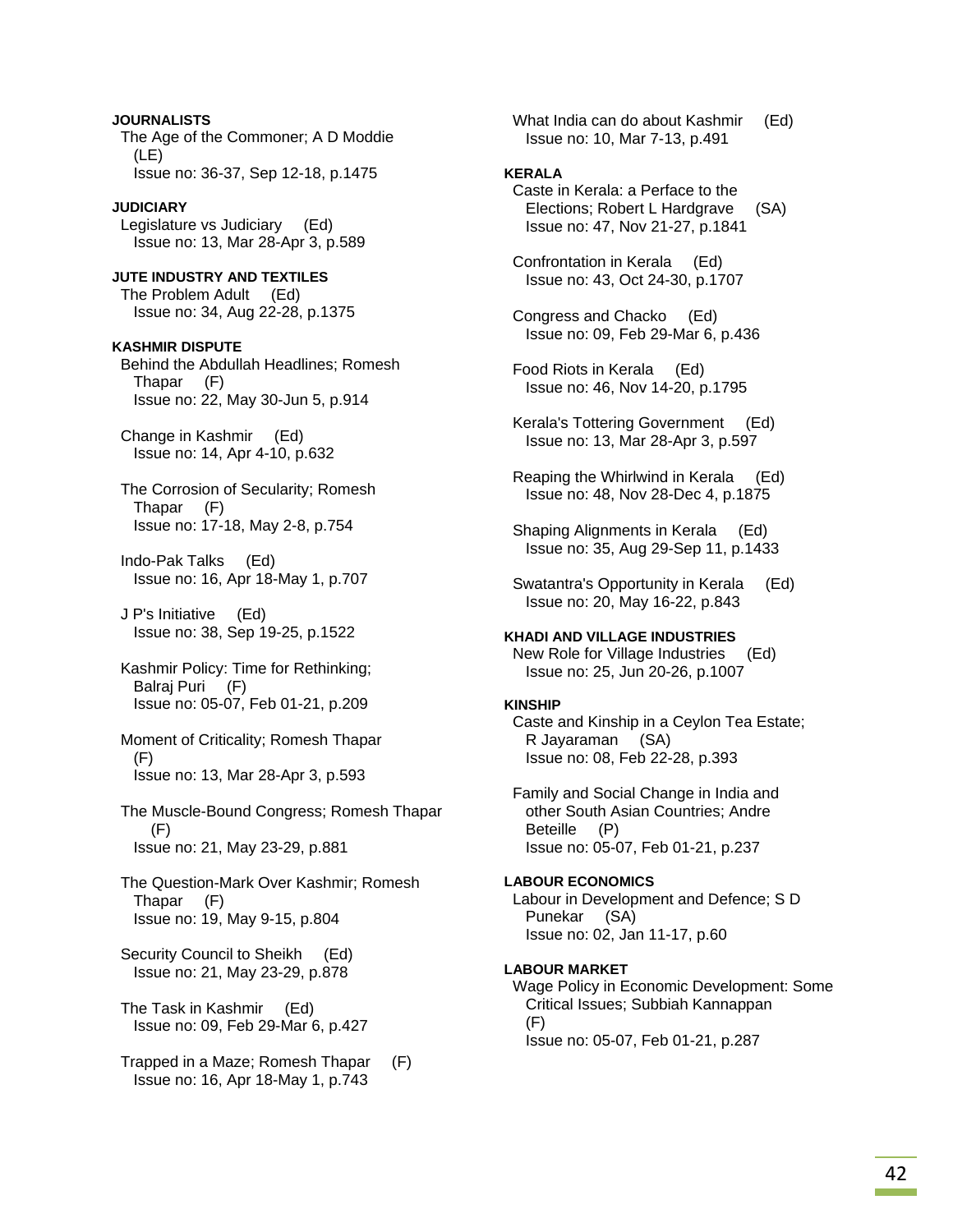**JOURNALISTS**

The Age of the Commoner; A D Moddie (LE)
Issue no: 36-37, Sep 12-18, p.1475

**JUDICIARY**

Legislature vs Judiciary (Ed)
Issue no: 13, Mar 28-Apr 3, p.589

**JUTE INDUSTRY AND TEXTILES**

The Problem Adult (Ed)
Issue no: 34, Aug 22-28, p.1375

**KASHMIR DISPUTE**

Behind the Abdullah Headlines; Romesh Thapar (F)
Issue no: 22, May 30-Jun 5, p.914

Change in Kashmir (Ed)
Issue no: 14, Apr 4-10, p.632

The Corrosion of Secularity; Romesh Thapar (F)
Issue no: 17-18, May 2-8, p.754

Indo-Pak Talks (Ed)
Issue no: 16, Apr 18-May 1, p.707

J P's Initiative (Ed)
Issue no: 38, Sep 19-25, p.1522

Kashmir Policy: Time for Rethinking; Balraj Puri (F)
Issue no: 05-07, Feb 01-21, p.209

Moment of Criticality; Romesh Thapar (F)
Issue no: 13, Mar 28-Apr 3, p.593

The Muscle-Bound Congress; Romesh Thapar (F)
Issue no: 21, May 23-29, p.881

The Question-Mark Over Kashmir; Romesh Thapar (F)
Issue no: 19, May 9-15, p.804

Security Council to Sheikh (Ed)
Issue no: 21, May 23-29, p.878

The Task in Kashmir (Ed)
Issue no: 09, Feb 29-Mar 6, p.427

Trapped in a Maze; Romesh Thapar (F)
Issue no: 16, Apr 18-May 1, p.743

What India can do about Kashmir (Ed)
Issue no: 10, Mar 7-13, p.491

**KERALA**

Caste in Kerala: a Perface to the Elections; Robert L Hardgrave (SA)
Issue no: 47, Nov 21-27, p.1841

Confrontation in Kerala (Ed)
Issue no: 43, Oct 24-30, p.1707

Congress and Chacko (Ed)
Issue no: 09, Feb 29-Mar 6, p.436

Food Riots in Kerala (Ed)
Issue no: 46, Nov 14-20, p.1795

Kerala's Tottering Government (Ed)
Issue no: 13, Mar 28-Apr 3, p.597

Reaping the Whirlwind in Kerala (Ed)
Issue no: 48, Nov 28-Dec 4, p.1875

Shaping Alignments in Kerala (Ed)
Issue no: 35, Aug 29-Sep 11, p.1433

Swatantra's Opportunity in Kerala (Ed)
Issue no: 20, May 16-22, p.843

**KHADI AND VILLAGE INDUSTRIES**

New Role for Village Industries (Ed)
Issue no: 25, Jun 20-26, p.1007

**KINSHIP**

Caste and Kinship in a Ceylon Tea Estate; R Jayaraman (SA)
Issue no: 08, Feb 22-28, p.393

Family and Social Change in India and other South Asian Countries; Andre Beteille (P)
Issue no: 05-07, Feb 01-21, p.237

**LABOUR ECONOMICS**

Labour in Development and Defence; S D Punekar (SA)
Issue no: 02, Jan 11-17, p.60

**LABOUR MARKET**

Wage Policy in Economic Development: Some Critical Issues; Subbiah Kannappan (F)
Issue no: 05-07, Feb 01-21, p.287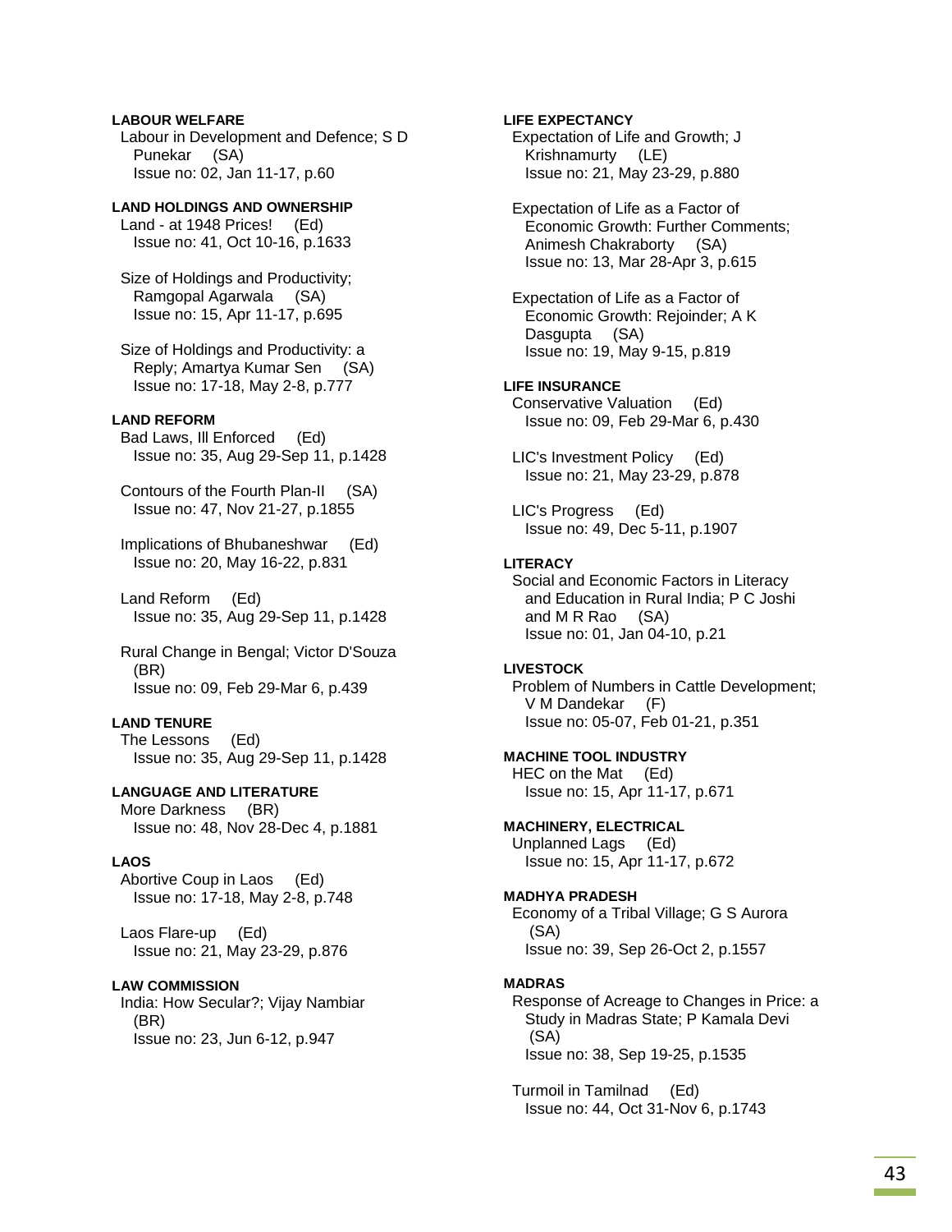**LABOUR WELFARE**

Labour in Development and Defence; S D Punekar (SA)
Issue no: 02, Jan 11-17, p.60

**LAND HOLDINGS AND OWNERSHIP**

Land - at 1948 Prices! (Ed)
Issue no: 41, Oct 10-16, p.1633

Size of Holdings and Productivity; Ramgopal Agarwala (SA)
Issue no: 15, Apr 11-17, p.695

Size of Holdings and Productivity: a Reply; Amartya Kumar Sen (SA)
Issue no: 17-18, May 2-8, p.777

**LAND REFORM**

Bad Laws, Ill Enforced (Ed)
Issue no: 35, Aug 29-Sep 11, p.1428

Contours of the Fourth Plan-II (SA)
Issue no: 47, Nov 21-27, p.1855

Implications of Bhubaneshwar (Ed)
Issue no: 20, May 16-22, p.831

Land Reform (Ed)
Issue no: 35, Aug 29-Sep 11, p.1428

Rural Change in Bengal; Victor D'Souza (BR)
Issue no: 09, Feb 29-Mar 6, p.439

**LAND TENURE**

The Lessons (Ed)
Issue no: 35, Aug 29-Sep 11, p.1428

**LANGUAGE AND LITERATURE**

More Darkness (BR)
Issue no: 48, Nov 28-Dec 4, p.1881

**LAOS**

Abortive Coup in Laos (Ed)
Issue no: 17-18, May 2-8, p.748

Laos Flare-up (Ed)
Issue no: 21, May 23-29, p.876

**LAW COMMISSION**

India: How Secular?; Vijay Nambiar (BR)
Issue no: 23, Jun 6-12, p.947

**LIFE EXPECTANCY**

Expectation of Life and Growth; J Krishnamurty (LE)
Issue no: 21, May 23-29, p.880

Expectation of Life as a Factor of Economic Growth: Further Comments; Animesh Chakraborty (SA)
Issue no: 13, Mar 28-Apr 3, p.615

Expectation of Life as a Factor of Economic Growth: Rejoinder; A K Dasgupta (SA)
Issue no: 19, May 9-15, p.819

**LIFE INSURANCE**

Conservative Valuation (Ed)
Issue no: 09, Feb 29-Mar 6, p.430

LIC's Investment Policy (Ed)
Issue no: 21, May 23-29, p.878

LIC's Progress (Ed)
Issue no: 49, Dec 5-11, p.1907

**LITERACY**

Social and Economic Factors in Literacy and Education in Rural India; P C Joshi and M R Rao (SA)
Issue no: 01, Jan 04-10, p.21

**LIVESTOCK**

Problem of Numbers in Cattle Development; V M Dandekar (F)
Issue no: 05-07, Feb 01-21, p.351

**MACHINE TOOL INDUSTRY**

HEC on the Mat (Ed)
Issue no: 15, Apr 11-17, p.671

**MACHINERY, ELECTRICAL**

Unplanned Lags (Ed)
Issue no: 15, Apr 11-17, p.672

**MADHYA PRADESH**

Economy of a Tribal Village; G S Aurora (SA)
Issue no: 39, Sep 26-Oct 2, p.1557

**MADRAS**

Response of Acreage to Changes in Price: a Study in Madras State; P Kamala Devi (SA)
Issue no: 38, Sep 19-25, p.1535

Turmoil in Tamilnad (Ed)
Issue no: 44, Oct 31-Nov 6, p.1743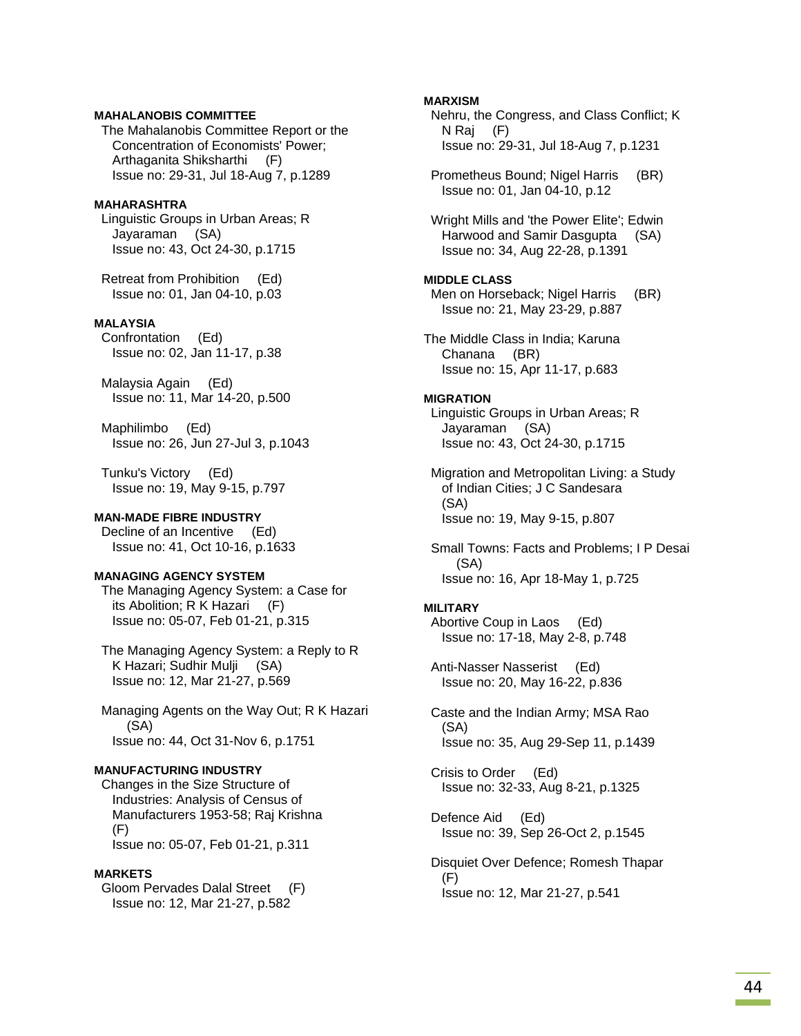**MAHALANOBIS COMMITTEE**

The Mahalanobis Committee Report or the Concentration of Economists' Power; Arthaganita Shiksharthi (F)
Issue no: 29-31, Jul 18-Aug 7, p.1289

**MAHARASHTRA**

Linguistic Groups in Urban Areas; R Jayaraman (SA)
Issue no: 43, Oct 24-30, p.1715

Retreat from Prohibition (Ed)
Issue no: 01, Jan 04-10, p.03

**MALAYSIA**

Confrontation (Ed)
Issue no: 02, Jan 11-17, p.38

Malaysia Again (Ed)
Issue no: 11, Mar 14-20, p.500

Maphilimbo (Ed)
Issue no: 26, Jun 27-Jul 3, p.1043

Tunku's Victory (Ed)
Issue no: 19, May 9-15, p.797

**MAN-MADE FIBRE INDUSTRY**

Decline of an Incentive (Ed)
Issue no: 41, Oct 10-16, p.1633

**MANAGING AGENCY SYSTEM**

The Managing Agency System: a Case for its Abolition; R K Hazari (F)
Issue no: 05-07, Feb 01-21, p.315

The Managing Agency System: a Reply to R K Hazari; Sudhir Mulji (SA)
Issue no: 12, Mar 21-27, p.569

Managing Agents on the Way Out; R K Hazari (SA)
Issue no: 44, Oct 31-Nov 6, p.1751

**MANUFACTURING INDUSTRY**

Changes in the Size Structure of Industries: Analysis of Census of Manufacturers 1953-58; Raj Krishna (F)
Issue no: 05-07, Feb 01-21, p.311

**MARKETS**

Gloom Pervades Dalal Street (F)
Issue no: 12, Mar 21-27, p.582

**MARXISM**

Nehru, the Congress, and Class Conflict; K N Raj (F)
Issue no: 29-31, Jul 18-Aug 7, p.1231

Prometheus Bound; Nigel Harris (BR)
Issue no: 01, Jan 04-10, p.12

Wright Mills and 'the Power Elite'; Edwin Harwood and Samir Dasgupta (SA)
Issue no: 34, Aug 22-28, p.1391

**MIDDLE CLASS**

Men on Horseback; Nigel Harris (BR)
Issue no: 21, May 23-29, p.887

The Middle Class in India; Karuna Chanana (BR)
Issue no: 15, Apr 11-17, p.683

**MIGRATION**

Linguistic Groups in Urban Areas; R Jayaraman (SA)
Issue no: 43, Oct 24-30, p.1715

Migration and Metropolitan Living: a Study of Indian Cities; J C Sandesara (SA)
Issue no: 19, May 9-15, p.807

Small Towns: Facts and Problems; I P Desai (SA)
Issue no: 16, Apr 18-May 1, p.725

**MILITARY**

Abortive Coup in Laos (Ed)
Issue no: 17-18, May 2-8, p.748

Anti-Nasser Nasserist (Ed)
Issue no: 20, May 16-22, p.836

Caste and the Indian Army; MSA Rao (SA)
Issue no: 35, Aug 29-Sep 11, p.1439

Crisis to Order (Ed)
Issue no: 32-33, Aug 8-21, p.1325

Defence Aid (Ed)
Issue no: 39, Sep 26-Oct 2, p.1545

Disquiet Over Defence; Romesh Thapar (F)
Issue no: 12, Mar 21-27, p.541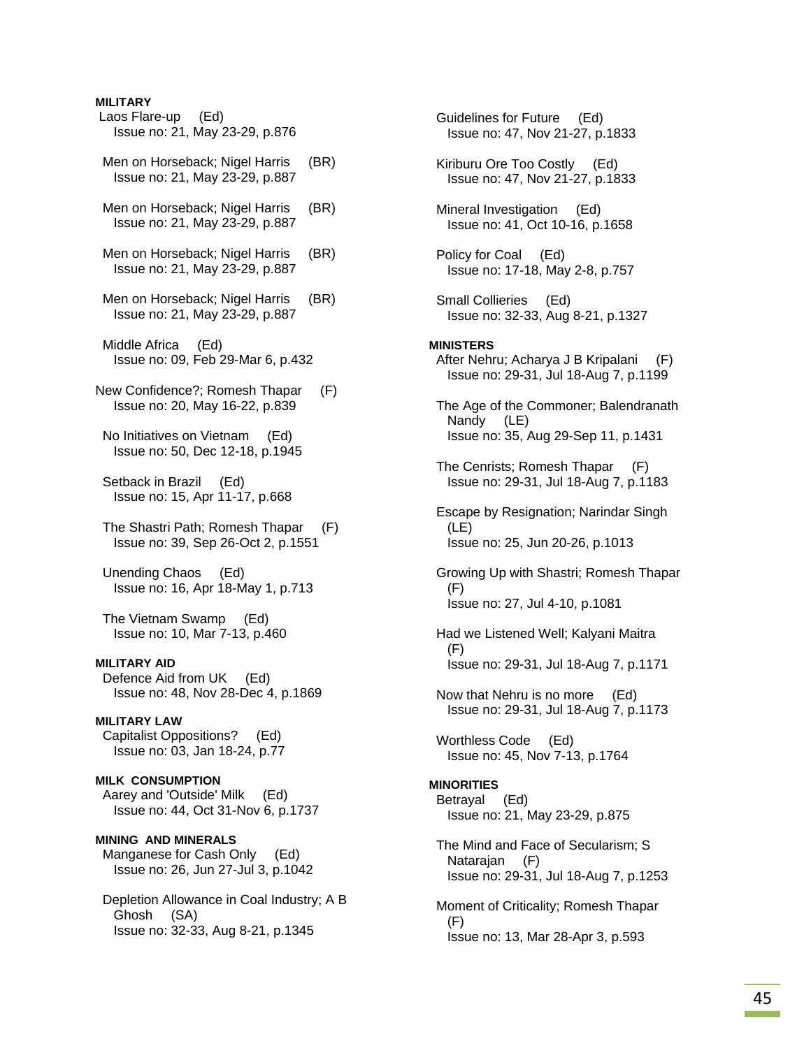**MILITARY**

Laos Flare-up (Ed)
Issue no: 21, May 23-29, p.876

Men on Horseback; Nigel Harris (BR)
Issue no: 21, May 23-29, p.887

Men on Horseback; Nigel Harris (BR)
Issue no: 21, May 23-29, p.887

Men on Horseback; Nigel Harris (BR)
Issue no: 21, May 23-29, p.887

Men on Horseback; Nigel Harris (BR)
Issue no: 21, May 23-29, p.887

Middle Africa (Ed)
Issue no: 09, Feb 29-Mar 6, p.432

New Confidence?; Romesh Thapar (F)
Issue no: 20, May 16-22, p.839

No Initiatives on Vietnam (Ed)
Issue no: 50, Dec 12-18, p.1945

Setback in Brazil (Ed)
Issue no: 15, Apr 11-17, p.668

The Shastri Path; Romesh Thapar (F)
Issue no: 39, Sep 26-Oct 2, p.1551

Unending Chaos (Ed)
Issue no: 16, Apr 18-May 1, p.713

The Vietnam Swamp (Ed)
Issue no: 10, Mar 7-13, p.460

**MILITARY AID**

Defence Aid from UK (Ed)
Issue no: 48, Nov 28-Dec 4, p.1869

**MILITARY LAW**

Capitalist Oppositions? (Ed)
Issue no: 03, Jan 18-24, p.77

**MILK CONSUMPTION**

Aarey and 'Outside' Milk (Ed)
Issue no: 44, Oct 31-Nov 6, p.1737

**MINING AND MINERALS**

Manganese for Cash Only (Ed)
Issue no: 26, Jun 27-Jul 3, p.1042

Depletion Allowance in Coal Industry; A B Ghosh (SA)
Issue no: 32-33, Aug 8-21, p.1345

Guidelines for Future (Ed)
Issue no: 47, Nov 21-27, p.1833

Kiriburu Ore Too Costly (Ed)
Issue no: 47, Nov 21-27, p.1833

Mineral Investigation (Ed)
Issue no: 41, Oct 10-16, p.1658

Policy for Coal (Ed)
Issue no: 17-18, May 2-8, p.757

Small Collieries (Ed)
Issue no: 32-33, Aug 8-21, p.1327

**MINISTERS**

After Nehru; Acharya J B Kripalani (F)
Issue no: 29-31, Jul 18-Aug 7, p.1199

The Age of the Commoner; Balendranath Nandy (LE)
Issue no: 35, Aug 29-Sep 11, p.1431

The Cenrists; Romesh Thapar (F)
Issue no: 29-31, Jul 18-Aug 7, p.1183

Escape by Resignation; Narindar Singh (LE)
Issue no: 25, Jun 20-26, p.1013

Growing Up with Shastri; Romesh Thapar (F)
Issue no: 27, Jul 4-10, p.1081

Had we Listened Well; Kalyani Maitra (F)
Issue no: 29-31, Jul 18-Aug 7, p.1171

Now that Nehru is no more (Ed)
Issue no: 29-31, Jul 18-Aug 7, p.1173

Worthless Code (Ed)
Issue no: 45, Nov 7-13, p.1764

**MINORITIES**

Betrayal (Ed)
Issue no: 21, May 23-29, p.875

The Mind and Face of Secularism; S Natarajan (F)
Issue no: 29-31, Jul 18-Aug 7, p.1253

Moment of Criticality; Romesh Thapar (F)
Issue no: 13, Mar 28-Apr 3, p.593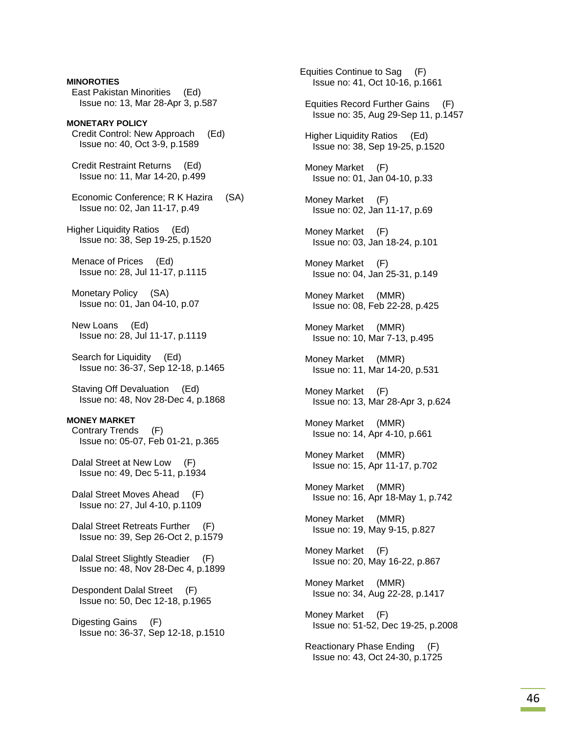**MINOROTIES**

East Pakistan Minorities (Ed)
Issue no: 13, Mar 28-Apr 3, p.587

**MONETARY POLICY**

Credit Control: New Approach (Ed)
Issue no: 40, Oct 3-9, p.1589

Credit Restraint Returns (Ed)
Issue no: 11, Mar 14-20, p.499

Economic Conference; R K Hazira (SA)
Issue no: 02, Jan 11-17, p.49

Higher Liquidity Ratios (Ed)
Issue no: 38, Sep 19-25, p.1520

Menace of Prices (Ed)
Issue no: 28, Jul 11-17, p.1115

Monetary Policy (SA)
Issue no: 01, Jan 04-10, p.07

New Loans (Ed)
Issue no: 28, Jul 11-17, p.1119

Search for Liquidity (Ed)
Issue no: 36-37, Sep 12-18, p.1465

Staving Off Devaluation (Ed)
Issue no: 48, Nov 28-Dec 4, p.1868

**MONEY MARKET**

Contrary Trends (F)
Issue no: 05-07, Feb 01-21, p.365

Dalal Street at New Low (F)
Issue no: 49, Dec 5-11, p.1934

Dalal Street Moves Ahead (F)
Issue no: 27, Jul 4-10, p.1109

Dalal Street Retreats Further (F)
Issue no: 39, Sep 26-Oct 2, p.1579

Dalal Street Slightly Steadier (F)
Issue no: 48, Nov 28-Dec 4, p.1899

Despondent Dalal Street (F)
Issue no: 50, Dec 12-18, p.1965

Digesting Gains (F)
Issue no: 36-37, Sep 12-18, p.1510

Equities Continue to Sag (F)
Issue no: 41, Oct 10-16, p.1661

Equities Record Further Gains (F)
Issue no: 35, Aug 29-Sep 11, p.1457

Higher Liquidity Ratios (Ed)
Issue no: 38, Sep 19-25, p.1520

Money Market (F)
Issue no: 01, Jan 04-10, p.33

Money Market (F)
Issue no: 02, Jan 11-17, p.69

Money Market (F)
Issue no: 03, Jan 18-24, p.101

Money Market (F)
Issue no: 04, Jan 25-31, p.149

Money Market (MMR)
Issue no: 08, Feb 22-28, p.425

Money Market (MMR)
Issue no: 10, Mar 7-13, p.495

Money Market (MMR)
Issue no: 11, Mar 14-20, p.531

Money Market (F)
Issue no: 13, Mar 28-Apr 3, p.624

Money Market (MMR)
Issue no: 14, Apr 4-10, p.661

Money Market (MMR)
Issue no: 15, Apr 11-17, p.702

Money Market (MMR)
Issue no: 16, Apr 18-May 1, p.742

Money Market (MMR)
Issue no: 19, May 9-15, p.827

Money Market (F)
Issue no: 20, May 16-22, p.867

Money Market (MMR)
Issue no: 34, Aug 22-28, p.1417

Money Market (F)
Issue no: 51-52, Dec 19-25, p.2008

Reactionary Phase Ending (F)
Issue no: 43, Oct 24-30, p.1725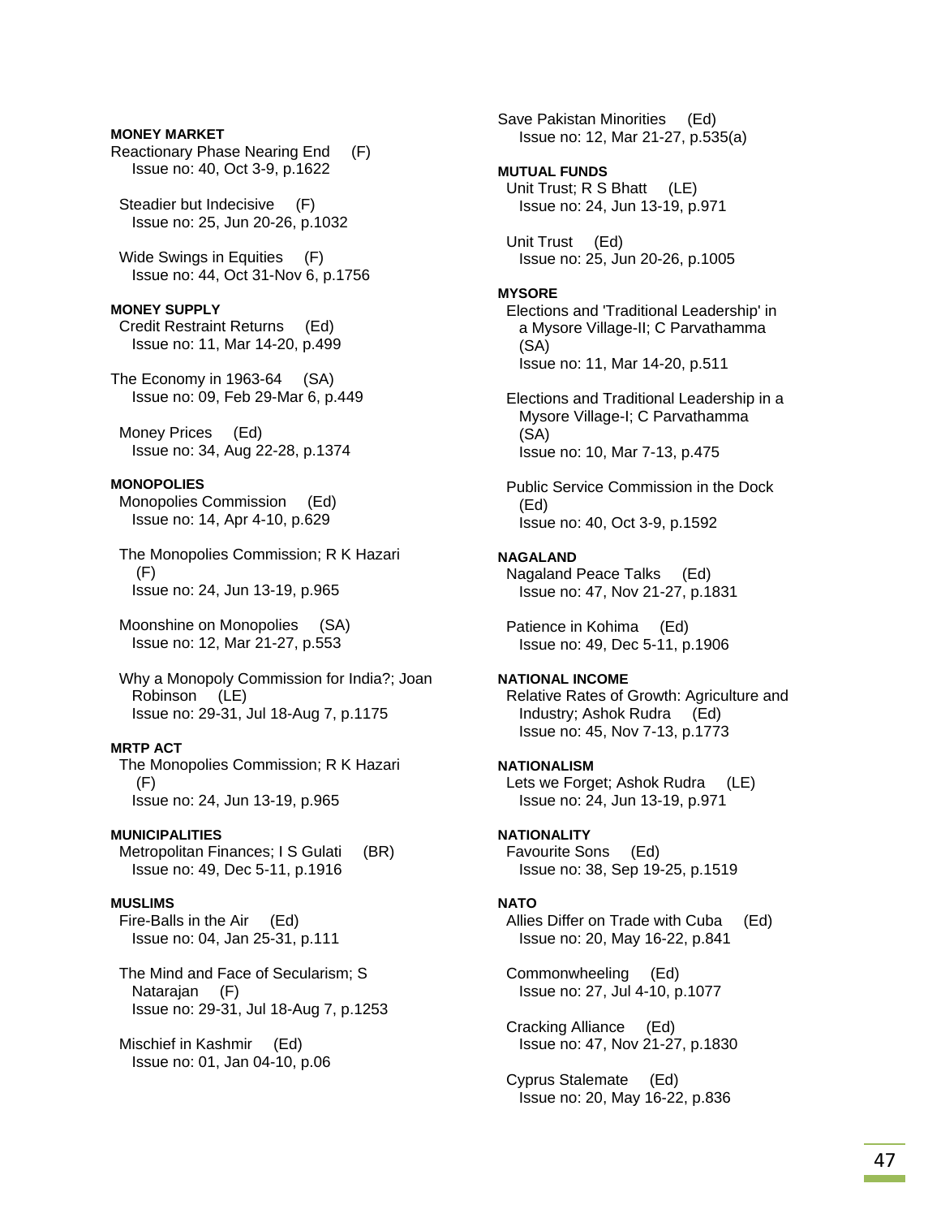**MONEY MARKET**

Reactionary Phase Nearing End (F)
Issue no: 40, Oct 3-9, p.1622

Steadier but Indecisive (F)
Issue no: 25, Jun 20-26, p.1032

Wide Swings in Equities (F)
Issue no: 44, Oct 31-Nov 6, p.1756

**MONEY SUPPLY**

Credit Restraint Returns (Ed)
Issue no: 11, Mar 14-20, p.499

The Economy in 1963-64 (SA)
Issue no: 09, Feb 29-Mar 6, p.449

Money Prices (Ed)
Issue no: 34, Aug 22-28, p.1374

**MONOPOLIES**

Monopolies Commission (Ed)
Issue no: 14, Apr 4-10, p.629

The Monopolies Commission; R K Hazari (F)
Issue no: 24, Jun 13-19, p.965

Moonshine on Monopolies (SA)
Issue no: 12, Mar 21-27, p.553

Why a Monopoly Commission for India?; Joan Robinson (LE)
Issue no: 29-31, Jul 18-Aug 7, p.1175

**MRTP ACT**

The Monopolies Commission; R K Hazari (F)
Issue no: 24, Jun 13-19, p.965

**MUNICIPALITIES**

Metropolitan Finances; I S Gulati (BR)
Issue no: 49, Dec 5-11, p.1916

**MUSLIMS**

Fire-Balls in the Air (Ed)
Issue no: 04, Jan 25-31, p.111

The Mind and Face of Secularism; S Natarajan (F)
Issue no: 29-31, Jul 18-Aug 7, p.1253

Mischief in Kashmir (Ed)
Issue no: 01, Jan 04-10, p.06

Save Pakistan Minorities (Ed)
Issue no: 12, Mar 21-27, p.535(a)

**MUTUAL FUNDS**

Unit Trust; R S Bhatt (LE)
Issue no: 24, Jun 13-19, p.971

Unit Trust (Ed)
Issue no: 25, Jun 20-26, p.1005

**MYSORE**

Elections and 'Traditional Leadership' in a Mysore Village-II; C Parvathamma (SA)
Issue no: 11, Mar 14-20, p.511

Elections and Traditional Leadership in a Mysore Village-I; C Parvathamma (SA)
Issue no: 10, Mar 7-13, p.475

Public Service Commission in the Dock (Ed)
Issue no: 40, Oct 3-9, p.1592

**NAGALAND**

Nagaland Peace Talks (Ed)
Issue no: 47, Nov 21-27, p.1831

Patience in Kohima (Ed)
Issue no: 49, Dec 5-11, p.1906

**NATIONAL INCOME**

Relative Rates of Growth: Agriculture and Industry; Ashok Rudra (Ed)
Issue no: 45, Nov 7-13, p.1773

**NATIONALISM**

Lets we Forget; Ashok Rudra (LE)
Issue no: 24, Jun 13-19, p.971

**NATIONALITY**

Favourite Sons (Ed)
Issue no: 38, Sep 19-25, p.1519

**NATO**

Allies Differ on Trade with Cuba (Ed)
Issue no: 20, May 16-22, p.841

Commonwheeling (Ed)
Issue no: 27, Jul 4-10, p.1077

Cracking Alliance (Ed)
Issue no: 47, Nov 21-27, p.1830

Cyprus Stalemate (Ed)
Issue no: 20, May 16-22, p.836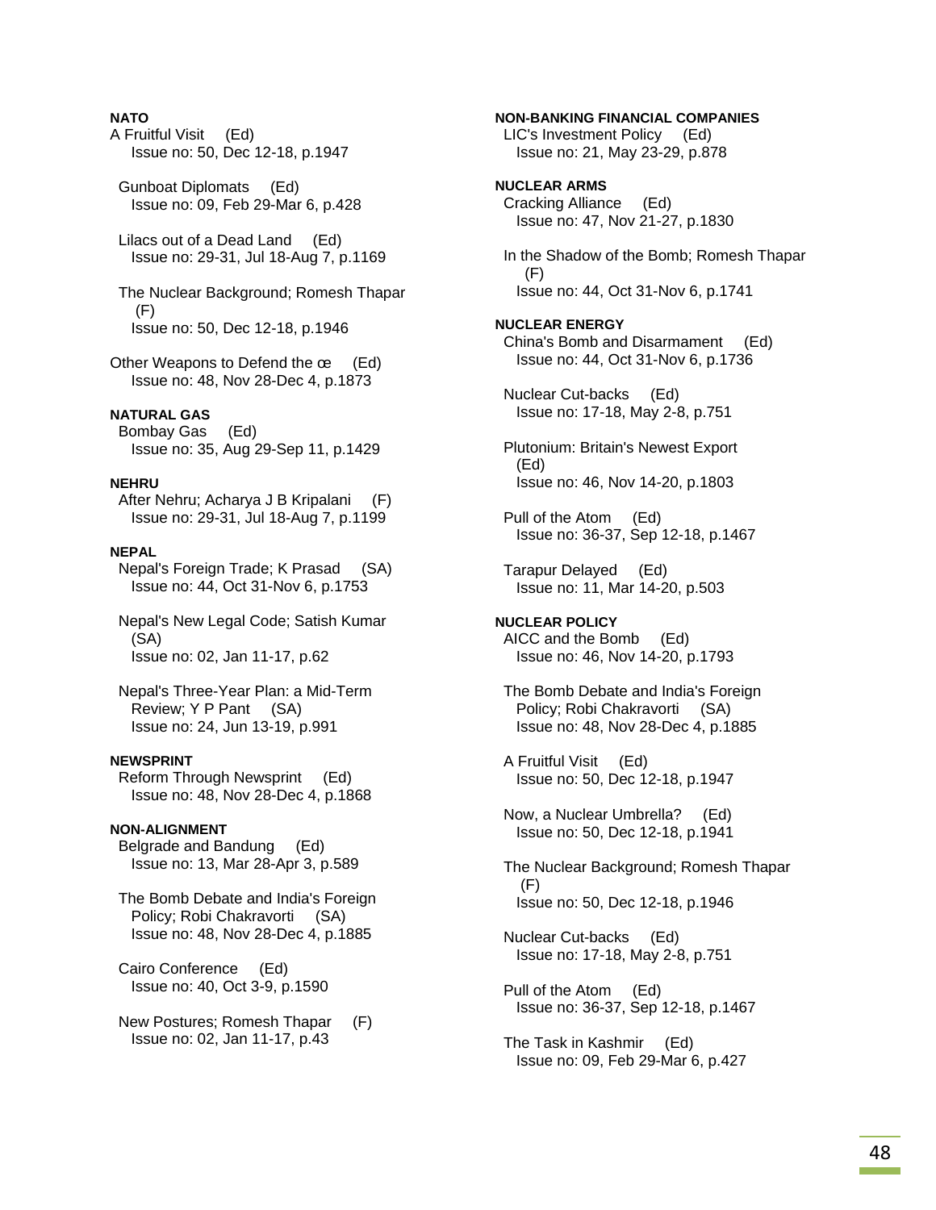**NATO**

A Fruitful Visit (Ed)
Issue no: 50, Dec 12-18, p.1947

Gunboat Diplomats (Ed)
Issue no: 09, Feb 29-Mar 6, p.428

Lilacs out of a Dead Land (Ed)
Issue no: 29-31, Jul 18-Aug 7, p.1169

The Nuclear Background; Romesh Thapar (F)
Issue no: 50, Dec 12-18, p.1946

Other Weapons to Defend the œ (Ed)
Issue no: 48, Nov 28-Dec 4, p.1873

**NATURAL GAS**

Bombay Gas (Ed)
Issue no: 35, Aug 29-Sep 11, p.1429

**NEHRU**

After Nehru; Acharya J B Kripalani (F)
Issue no: 29-31, Jul 18-Aug 7, p.1199

**NEPAL**

Nepal's Foreign Trade; K Prasad (SA)
Issue no: 44, Oct 31-Nov 6, p.1753

Nepal's New Legal Code; Satish Kumar (SA)
Issue no: 02, Jan 11-17, p.62

Nepal's Three-Year Plan: a Mid-Term Review; Y P Pant (SA)
Issue no: 24, Jun 13-19, p.991

**NEWSPRINT**

Reform Through Newsprint (Ed)
Issue no: 48, Nov 28-Dec 4, p.1868

**NON-ALIGNMENT**

Belgrade and Bandung (Ed)
Issue no: 13, Mar 28-Apr 3, p.589

The Bomb Debate and India's Foreign Policy; Robi Chakravorti (SA)
Issue no: 48, Nov 28-Dec 4, p.1885

Cairo Conference (Ed)
Issue no: 40, Oct 3-9, p.1590

New Postures; Romesh Thapar (F)
Issue no: 02, Jan 11-17, p.43

**NON-BANKING FINANCIAL COMPANIES**

LIC's Investment Policy (Ed)
Issue no: 21, May 23-29, p.878

**NUCLEAR ARMS**

Cracking Alliance (Ed)
Issue no: 47, Nov 21-27, p.1830

In the Shadow of the Bomb; Romesh Thapar (F)
Issue no: 44, Oct 31-Nov 6, p.1741

**NUCLEAR ENERGY**

China's Bomb and Disarmament (Ed)
Issue no: 44, Oct 31-Nov 6, p.1736

Nuclear Cut-backs (Ed)
Issue no: 17-18, May 2-8, p.751

Plutonium: Britain's Newest Export (Ed)
Issue no: 46, Nov 14-20, p.1803

Pull of the Atom (Ed)
Issue no: 36-37, Sep 12-18, p.1467

Tarapur Delayed (Ed)
Issue no: 11, Mar 14-20, p.503

**NUCLEAR POLICY**

AICC and the Bomb (Ed)
Issue no: 46, Nov 14-20, p.1793

The Bomb Debate and India's Foreign Policy; Robi Chakravorti (SA)
Issue no: 48, Nov 28-Dec 4, p.1885

A Fruitful Visit (Ed)
Issue no: 50, Dec 12-18, p.1947

Now, a Nuclear Umbrella? (Ed)
Issue no: 50, Dec 12-18, p.1941

The Nuclear Background; Romesh Thapar (F)
Issue no: 50, Dec 12-18, p.1946

Nuclear Cut-backs (Ed)
Issue no: 17-18, May 2-8, p.751

Pull of the Atom (Ed)
Issue no: 36-37, Sep 12-18, p.1467

The Task in Kashmir (Ed)
Issue no: 09, Feb 29-Mar 6, p.427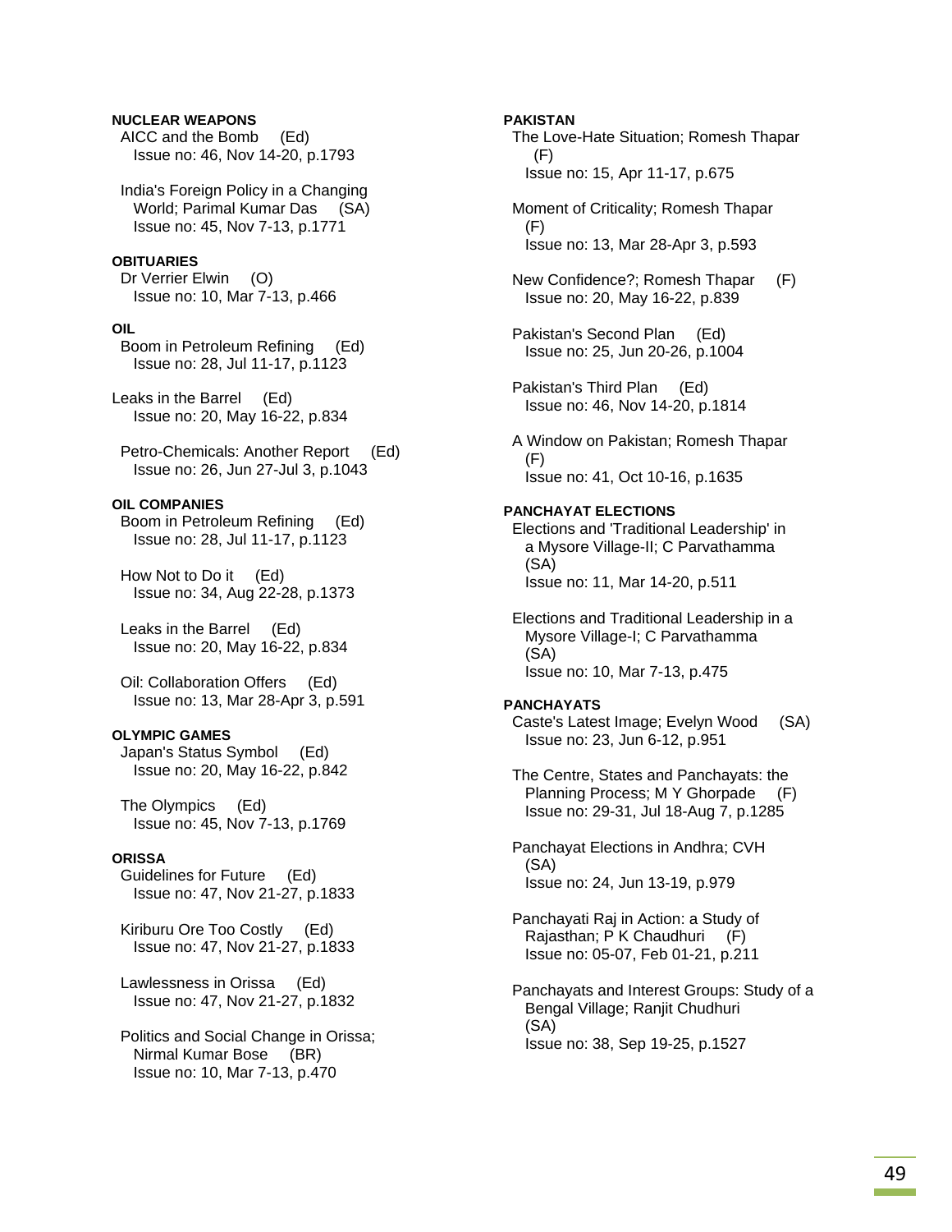**NUCLEAR WEAPONS**

AICC and the Bomb (Ed)
Issue no: 46, Nov 14-20, p.1793

India's Foreign Policy in a Changing World; Parimal Kumar Das (SA)
Issue no: 45, Nov 7-13, p.1771

**OBITUARIES**

Dr Verrier Elwin (O)
Issue no: 10, Mar 7-13, p.466

**OIL**

Boom in Petroleum Refining (Ed)
Issue no: 28, Jul 11-17, p.1123

Leaks in the Barrel (Ed)
Issue no: 20, May 16-22, p.834

Petro-Chemicals: Another Report (Ed)
Issue no: 26, Jun 27-Jul 3, p.1043

**OIL COMPANIES**

Boom in Petroleum Refining (Ed)
Issue no: 28, Jul 11-17, p.1123

How Not to Do it (Ed)
Issue no: 34, Aug 22-28, p.1373

Leaks in the Barrel (Ed)
Issue no: 20, May 16-22, p.834

Oil: Collaboration Offers (Ed)
Issue no: 13, Mar 28-Apr 3, p.591

**OLYMPIC GAMES**

Japan's Status Symbol (Ed)
Issue no: 20, May 16-22, p.842

The Olympics (Ed)
Issue no: 45, Nov 7-13, p.1769

**ORISSA**

Guidelines for Future (Ed)
Issue no: 47, Nov 21-27, p.1833

Kiriburu Ore Too Costly (Ed)
Issue no: 47, Nov 21-27, p.1833

Lawlessness in Orissa (Ed)
Issue no: 47, Nov 21-27, p.1832

Politics and Social Change in Orissa; Nirmal Kumar Bose (BR)
Issue no: 10, Mar 7-13, p.470

**PAKISTAN**

The Love-Hate Situation; Romesh Thapar (F)
Issue no: 15, Apr 11-17, p.675

Moment of Criticality; Romesh Thapar (F)
Issue no: 13, Mar 28-Apr 3, p.593

New Confidence?; Romesh Thapar (F)
Issue no: 20, May 16-22, p.839

Pakistan's Second Plan (Ed)
Issue no: 25, Jun 20-26, p.1004

Pakistan's Third Plan (Ed)
Issue no: 46, Nov 14-20, p.1814

A Window on Pakistan; Romesh Thapar (F)
Issue no: 41, Oct 10-16, p.1635

**PANCHAYAT ELECTIONS**

Elections and 'Traditional Leadership' in a Mysore Village-II; C Parvathamma (SA)
Issue no: 11, Mar 14-20, p.511

Elections and Traditional Leadership in a Mysore Village-I; C Parvathamma (SA)
Issue no: 10, Mar 7-13, p.475

**PANCHAYATS**

Caste's Latest Image; Evelyn Wood (SA)
Issue no: 23, Jun 6-12, p.951

The Centre, States and Panchayats: the Planning Process; M Y Ghorpade (F)
Issue no: 29-31, Jul 18-Aug 7, p.1285

Panchayat Elections in Andhra; CVH (SA)
Issue no: 24, Jun 13-19, p.979

Panchayati Raj in Action: a Study of Rajasthan; P K Chaudhuri (F)
Issue no: 05-07, Feb 01-21, p.211

Panchayats and Interest Groups: Study of a Bengal Village; Ranjit Chudhuri (SA)
Issue no: 38, Sep 19-25, p.1527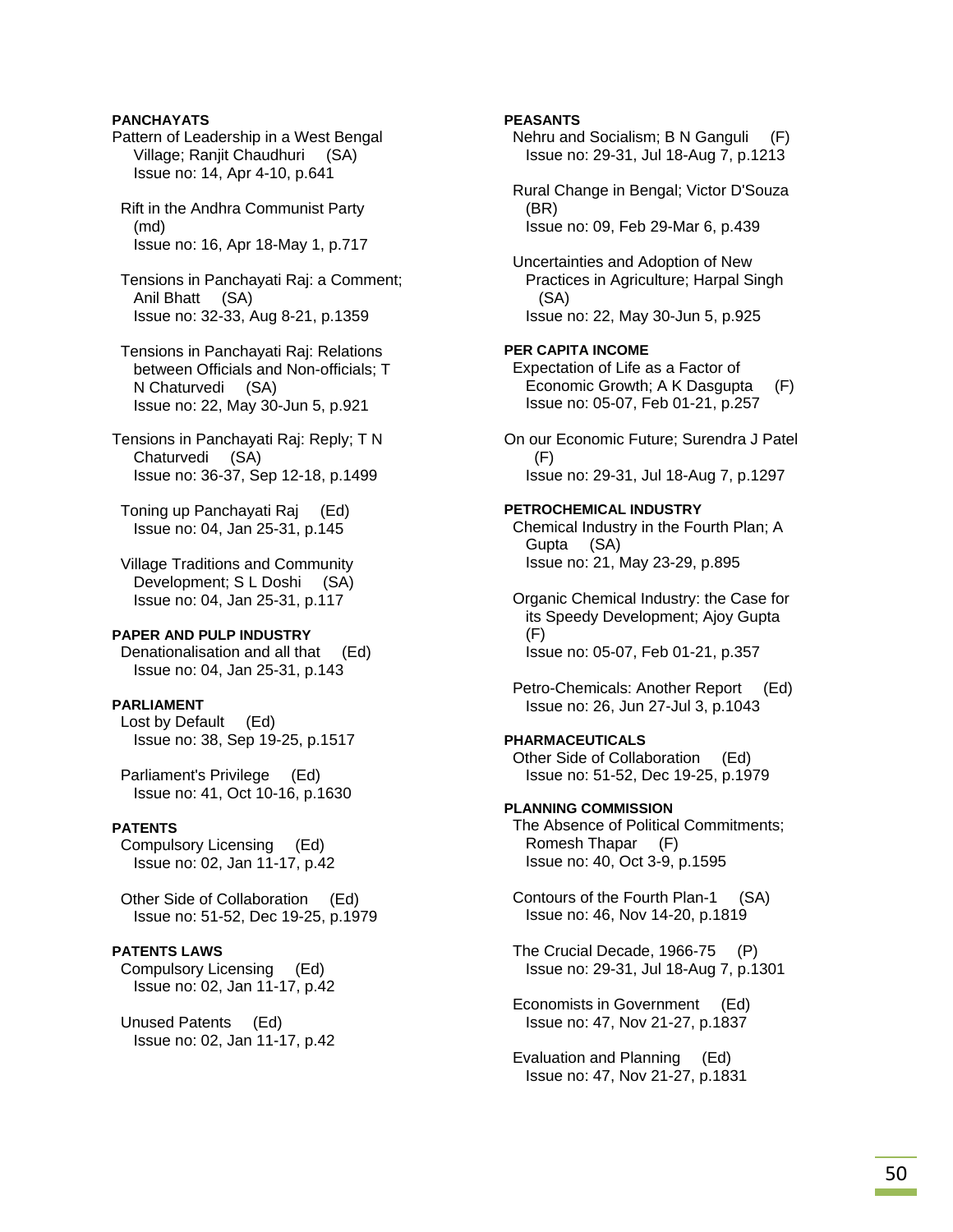**PANCHAYATS**

Pattern of Leadership in a West Bengal Village; Ranjit Chaudhuri (SA)
Issue no: 14, Apr 4-10, p.641

Rift in the Andhra Communist Party (md)
Issue no: 16, Apr 18-May 1, p.717

Tensions in Panchayati Raj: a Comment; Anil Bhatt (SA)
Issue no: 32-33, Aug 8-21, p.1359

Tensions in Panchayati Raj: Relations between Officials and Non-officials; T N Chaturvedi (SA)
Issue no: 22, May 30-Jun 5, p.921

Tensions in Panchayati Raj: Reply; T N Chaturvedi (SA)
Issue no: 36-37, Sep 12-18, p.1499

Toning up Panchayati Raj (Ed)
Issue no: 04, Jan 25-31, p.145

Village Traditions and Community Development; S L Doshi (SA)
Issue no: 04, Jan 25-31, p.117

**PAPER AND PULP INDUSTRY**

Denationalisation and all that (Ed)
Issue no: 04, Jan 25-31, p.143

**PARLIAMENT**

Lost by Default (Ed)
Issue no: 38, Sep 19-25, p.1517

Parliament's Privilege (Ed)
Issue no: 41, Oct 10-16, p.1630

**PATENTS**

Compulsory Licensing (Ed)
Issue no: 02, Jan 11-17, p.42

Other Side of Collaboration (Ed)
Issue no: 51-52, Dec 19-25, p.1979

**PATENTS LAWS**

Compulsory Licensing (Ed)
Issue no: 02, Jan 11-17, p.42

Unused Patents (Ed)
Issue no: 02, Jan 11-17, p.42

**PEASANTS**

Nehru and Socialism; B N Ganguli (F)
Issue no: 29-31, Jul 18-Aug 7, p.1213

Rural Change in Bengal; Victor D'Souza (BR)
Issue no: 09, Feb 29-Mar 6, p.439

Uncertainties and Adoption of New Practices in Agriculture; Harpal Singh (SA)
Issue no: 22, May 30-Jun 5, p.925

**PER CAPITA INCOME**

Expectation of Life as a Factor of Economic Growth; A K Dasgupta (F)
Issue no: 05-07, Feb 01-21, p.257

On our Economic Future; Surendra J Patel (F)
Issue no: 29-31, Jul 18-Aug 7, p.1297

**PETROCHEMICAL INDUSTRY**

Chemical Industry in the Fourth Plan; A Gupta (SA)
Issue no: 21, May 23-29, p.895

Organic Chemical Industry: the Case for its Speedy Development; Ajoy Gupta (F)
Issue no: 05-07, Feb 01-21, p.357

Petro-Chemicals: Another Report (Ed)
Issue no: 26, Jun 27-Jul 3, p.1043

**PHARMACEUTICALS**

Other Side of Collaboration (Ed)
Issue no: 51-52, Dec 19-25, p.1979

**PLANNING COMMISSION**

The Absence of Political Commitments; Romesh Thapar (F)
Issue no: 40, Oct 3-9, p.1595

Contours of the Fourth Plan-1 (SA)
Issue no: 46, Nov 14-20, p.1819

The Crucial Decade, 1966-75 (P)
Issue no: 29-31, Jul 18-Aug 7, p.1301

Economists in Government (Ed)
Issue no: 47, Nov 21-27, p.1837

Evaluation and Planning (Ed)
Issue no: 47, Nov 21-27, p.1831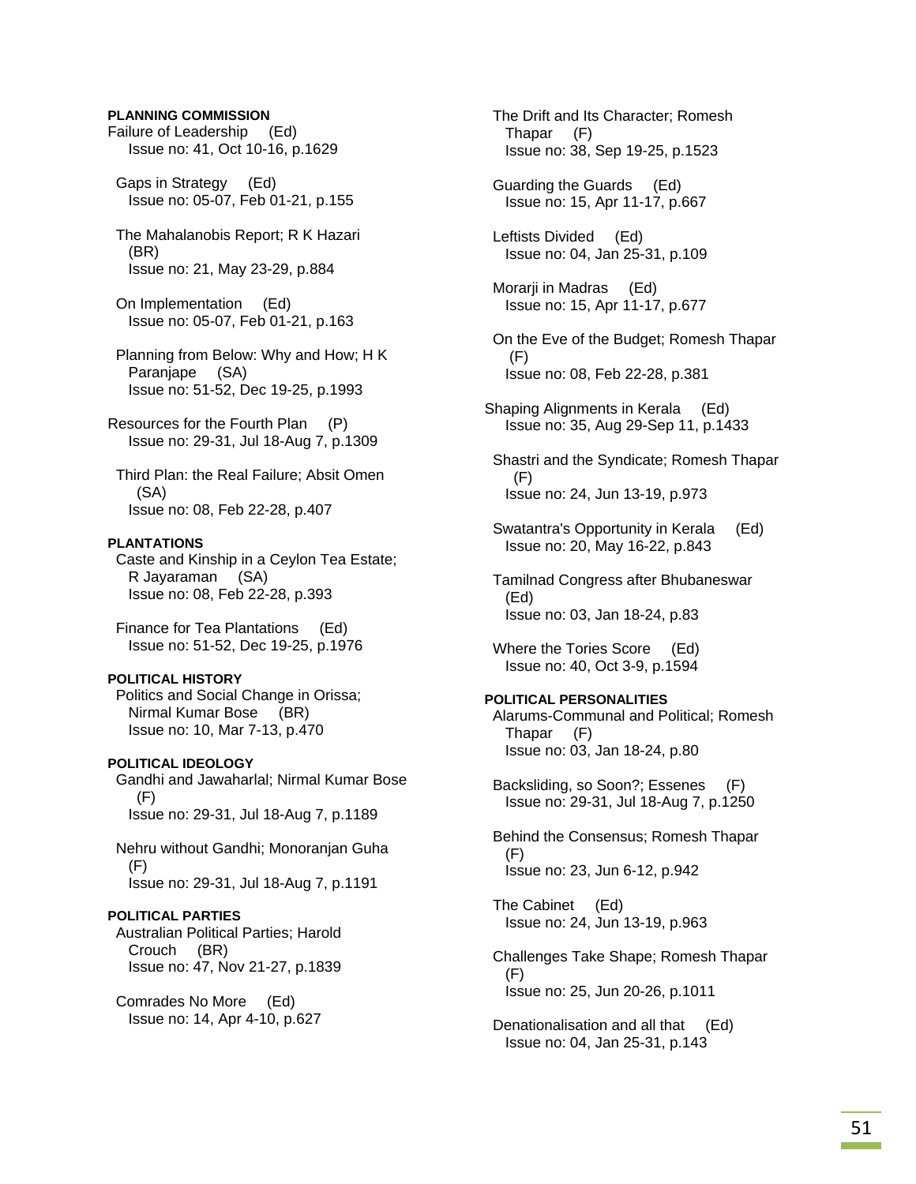**PLANNING COMMISSION**

Failure of Leadership (Ed)
Issue no: 41, Oct 10-16, p.1629

Gaps in Strategy (Ed)
Issue no: 05-07, Feb 01-21, p.155

The Mahalanobis Report; R K Hazari (BR)
Issue no: 21, May 23-29, p.884

On Implementation (Ed)
Issue no: 05-07, Feb 01-21, p.163

Planning from Below: Why and How; H K Paranjape (SA)
Issue no: 51-52, Dec 19-25, p.1993

Resources for the Fourth Plan (P)
Issue no: 29-31, Jul 18-Aug 7, p.1309

Third Plan: the Real Failure; Absit Omen (SA)
Issue no: 08, Feb 22-28, p.407

**PLANTATIONS**

Caste and Kinship in a Ceylon Tea Estate; R Jayaraman (SA)
Issue no: 08, Feb 22-28, p.393

Finance for Tea Plantations (Ed)
Issue no: 51-52, Dec 19-25, p.1976

**POLITICAL HISTORY**

Politics and Social Change in Orissa; Nirmal Kumar Bose (BR)
Issue no: 10, Mar 7-13, p.470

**POLITICAL IDEOLOGY**

Gandhi and Jawaharlal; Nirmal Kumar Bose (F)
Issue no: 29-31, Jul 18-Aug 7, p.1189

Nehru without Gandhi; Monoranjan Guha (F)
Issue no: 29-31, Jul 18-Aug 7, p.1191

**POLITICAL PARTIES**

Australian Political Parties; Harold Crouch (BR)
Issue no: 47, Nov 21-27, p.1839

Comrades No More (Ed)
Issue no: 14, Apr 4-10, p.627

The Drift and Its Character; Romesh Thapar (F)
Issue no: 38, Sep 19-25, p.1523

Guarding the Guards (Ed)
Issue no: 15, Apr 11-17, p.667

Leftists Divided (Ed)
Issue no: 04, Jan 25-31, p.109

Morarji in Madras (Ed)
Issue no: 15, Apr 11-17, p.677

On the Eve of the Budget; Romesh Thapar (F)
Issue no: 08, Feb 22-28, p.381

Shaping Alignments in Kerala (Ed)
Issue no: 35, Aug 29-Sep 11, p.1433

Shastri and the Syndicate; Romesh Thapar (F)
Issue no: 24, Jun 13-19, p.973

Swatantra's Opportunity in Kerala (Ed)
Issue no: 20, May 16-22, p.843

Tamilnad Congress after Bhubaneswar (Ed)
Issue no: 03, Jan 18-24, p.83

Where the Tories Score (Ed)
Issue no: 40, Oct 3-9, p.1594

**POLITICAL PERSONALITIES**

Alarums-Communal and Political; Romesh Thapar (F)
Issue no: 03, Jan 18-24, p.80

Backsliding, so Soon?; Essenes (F)
Issue no: 29-31, Jul 18-Aug 7, p.1250

Behind the Consensus; Romesh Thapar (F)
Issue no: 23, Jun 6-12, p.942

The Cabinet (Ed)
Issue no: 24, Jun 13-19, p.963

Challenges Take Shape; Romesh Thapar (F)
Issue no: 25, Jun 20-26, p.1011

Denationalisation and all that (Ed)
Issue no: 04, Jan 25-31, p.143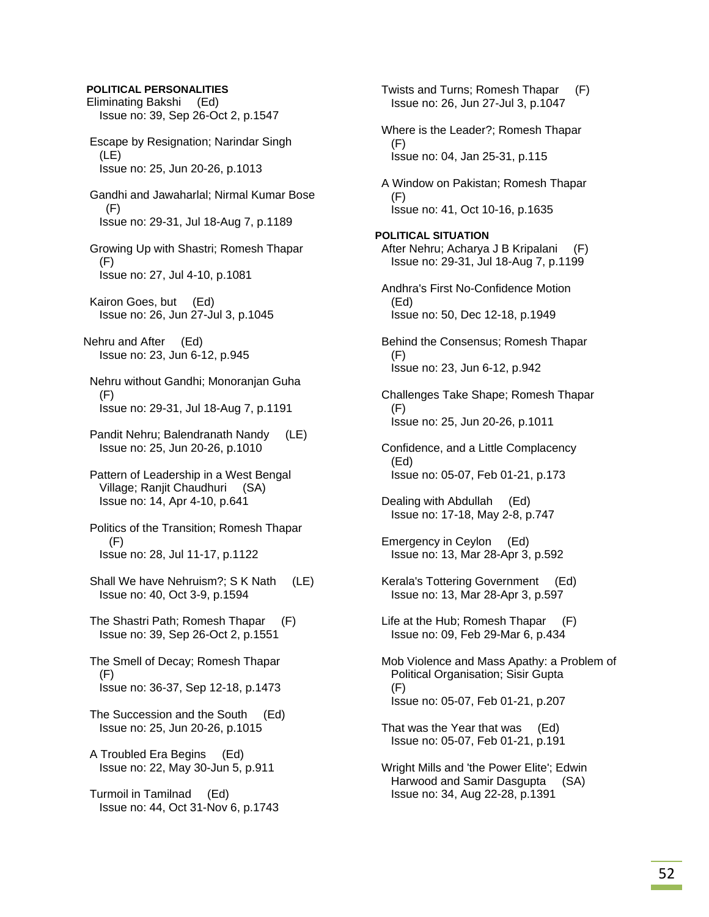**POLITICAL PERSONALITIES**

Eliminating Bakshi (Ed)
Issue no: 39, Sep 26-Oct 2, p.1547

Escape by Resignation; Narindar Singh (LE)
Issue no: 25, Jun 20-26, p.1013

Gandhi and Jawaharlal; Nirmal Kumar Bose (F)
Issue no: 29-31, Jul 18-Aug 7, p.1189

Growing Up with Shastri; Romesh Thapar (F)
Issue no: 27, Jul 4-10, p.1081

Kairon Goes, but (Ed)
Issue no: 26, Jun 27-Jul 3, p.1045

Nehru and After (Ed)
Issue no: 23, Jun 6-12, p.945

Nehru without Gandhi; Monoranjan Guha (F)
Issue no: 29-31, Jul 18-Aug 7, p.1191

Pandit Nehru; Balendranath Nandy (LE)
Issue no: 25, Jun 20-26, p.1010

Pattern of Leadership in a West Bengal Village; Ranjit Chaudhuri (SA)
Issue no: 14, Apr 4-10, p.641

Politics of the Transition; Romesh Thapar (F)
Issue no: 28, Jul 11-17, p.1122

Shall We have Nehruism?; S K Nath (LE)
Issue no: 40, Oct 3-9, p.1594

The Shastri Path; Romesh Thapar (F)
Issue no: 39, Sep 26-Oct 2, p.1551

The Smell of Decay; Romesh Thapar (F)
Issue no: 36-37, Sep 12-18, p.1473

The Succession and the South (Ed)
Issue no: 25, Jun 20-26, p.1015

A Troubled Era Begins (Ed)
Issue no: 22, May 30-Jun 5, p.911

Turmoil in Tamilnad (Ed)
Issue no: 44, Oct 31-Nov 6, p.1743

Twists and Turns; Romesh Thapar (F)
Issue no: 26, Jun 27-Jul 3, p.1047

Where is the Leader?; Romesh Thapar (F)
Issue no: 04, Jan 25-31, p.115

A Window on Pakistan; Romesh Thapar (F)
Issue no: 41, Oct 10-16, p.1635

**POLITICAL SITUATION**

After Nehru; Acharya J B Kripalani (F)
Issue no: 29-31, Jul 18-Aug 7, p.1199

Andhra's First No-Confidence Motion (Ed)
Issue no: 50, Dec 12-18, p.1949

Behind the Consensus; Romesh Thapar (F)
Issue no: 23, Jun 6-12, p.942

Challenges Take Shape; Romesh Thapar (F)
Issue no: 25, Jun 20-26, p.1011

Confidence, and a Little Complacency (Ed)
Issue no: 05-07, Feb 01-21, p.173

Dealing with Abdullah (Ed)
Issue no: 17-18, May 2-8, p.747

Emergency in Ceylon (Ed)
Issue no: 13, Mar 28-Apr 3, p.592

Kerala's Tottering Government (Ed)
Issue no: 13, Mar 28-Apr 3, p.597

Life at the Hub; Romesh Thapar (F)
Issue no: 09, Feb 29-Mar 6, p.434

Mob Violence and Mass Apathy: a Problem of Political Organisation; Sisir Gupta (F)
Issue no: 05-07, Feb 01-21, p.207

That was the Year that was (Ed)
Issue no: 05-07, Feb 01-21, p.191

Wright Mills and 'the Power Elite'; Edwin Harwood and Samir Dasgupta (SA)
Issue no: 34, Aug 22-28, p.1391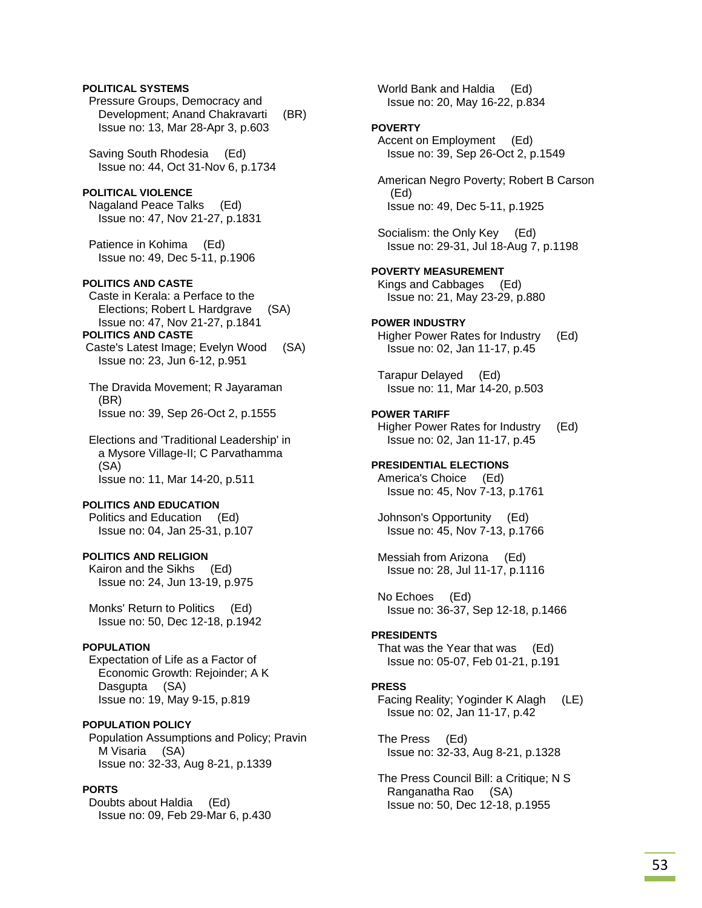**POLITICAL SYSTEMS**
Pressure Groups, Democracy and Development; Anand Chakravarti (BR)
Issue no: 13, Mar 28-Apr 3, p.603

Saving South Rhodesia (Ed)
Issue no: 44, Oct 31-Nov 6, p.1734

**POLITICAL VIOLENCE**
Nagaland Peace Talks (Ed)
Issue no: 47, Nov 21-27, p.1831

Patience in Kohima (Ed)
Issue no: 49, Dec 5-11, p.1906

**POLITICS AND CASTE**
Caste in Kerala: a Perface to the Elections; Robert L Hardgrave (SA)
Issue no: 47, Nov 21-27, p.1841

**POLITICS AND CASTE**
Caste's Latest Image; Evelyn Wood (SA)
Issue no: 23, Jun 6-12, p.951

The Dravida Movement; R Jayaraman (BR)
Issue no: 39, Sep 26-Oct 2, p.1555

Elections and 'Traditional Leadership' in a Mysore Village-II; C Parvathamma (SA)
Issue no: 11, Mar 14-20, p.511

**POLITICS AND EDUCATION**
Politics and Education (Ed)
Issue no: 04, Jan 25-31, p.107

**POLITICS AND RELIGION**
Kairon and the Sikhs (Ed)
Issue no: 24, Jun 13-19, p.975

Monks' Return to Politics (Ed)
Issue no: 50, Dec 12-18, p.1942

**POPULATION**
Expectation of Life as a Factor of Economic Growth: Rejoinder; A K Dasgupta (SA)
Issue no: 19, May 9-15, p.819

**POPULATION POLICY**
Population Assumptions and Policy; Pravin M Visaria (SA)
Issue no: 32-33, Aug 8-21, p.1339

**PORTS**
Doubts about Haldia (Ed)
Issue no: 09, Feb 29-Mar 6, p.430

World Bank and Haldia (Ed)
Issue no: 20, May 16-22, p.834

**POVERTY**
Accent on Employment (Ed)
Issue no: 39, Sep 26-Oct 2, p.1549

American Negro Poverty; Robert B Carson (Ed)
Issue no: 49, Dec 5-11, p.1925

Socialism: the Only Key (Ed)
Issue no: 29-31, Jul 18-Aug 7, p.1198

**POVERTY MEASUREMENT**
Kings and Cabbages (Ed)
Issue no: 21, May 23-29, p.880

**POWER INDUSTRY**
Higher Power Rates for Industry (Ed)
Issue no: 02, Jan 11-17, p.45

Tarapur Delayed (Ed)
Issue no: 11, Mar 14-20, p.503

**POWER TARIFF**
Higher Power Rates for Industry (Ed)
Issue no: 02, Jan 11-17, p.45

**PRESIDENTIAL ELECTIONS**
America's Choice (Ed)
Issue no: 45, Nov 7-13, p.1761

Johnson's Opportunity (Ed)
Issue no: 45, Nov 7-13, p.1766

Messiah from Arizona (Ed)
Issue no: 28, Jul 11-17, p.1116

No Echoes (Ed)
Issue no: 36-37, Sep 12-18, p.1466

**PRESIDENTS**
That was the Year that was (Ed)
Issue no: 05-07, Feb 01-21, p.191

**PRESS**
Facing Reality; Yoginder K Alagh (LE)
Issue no: 02, Jan 11-17, p.42

The Press (Ed)
Issue no: 32-33, Aug 8-21, p.1328

The Press Council Bill: a Critique; N S Ranganatha Rao (SA)
Issue no: 50, Dec 12-18, p.1955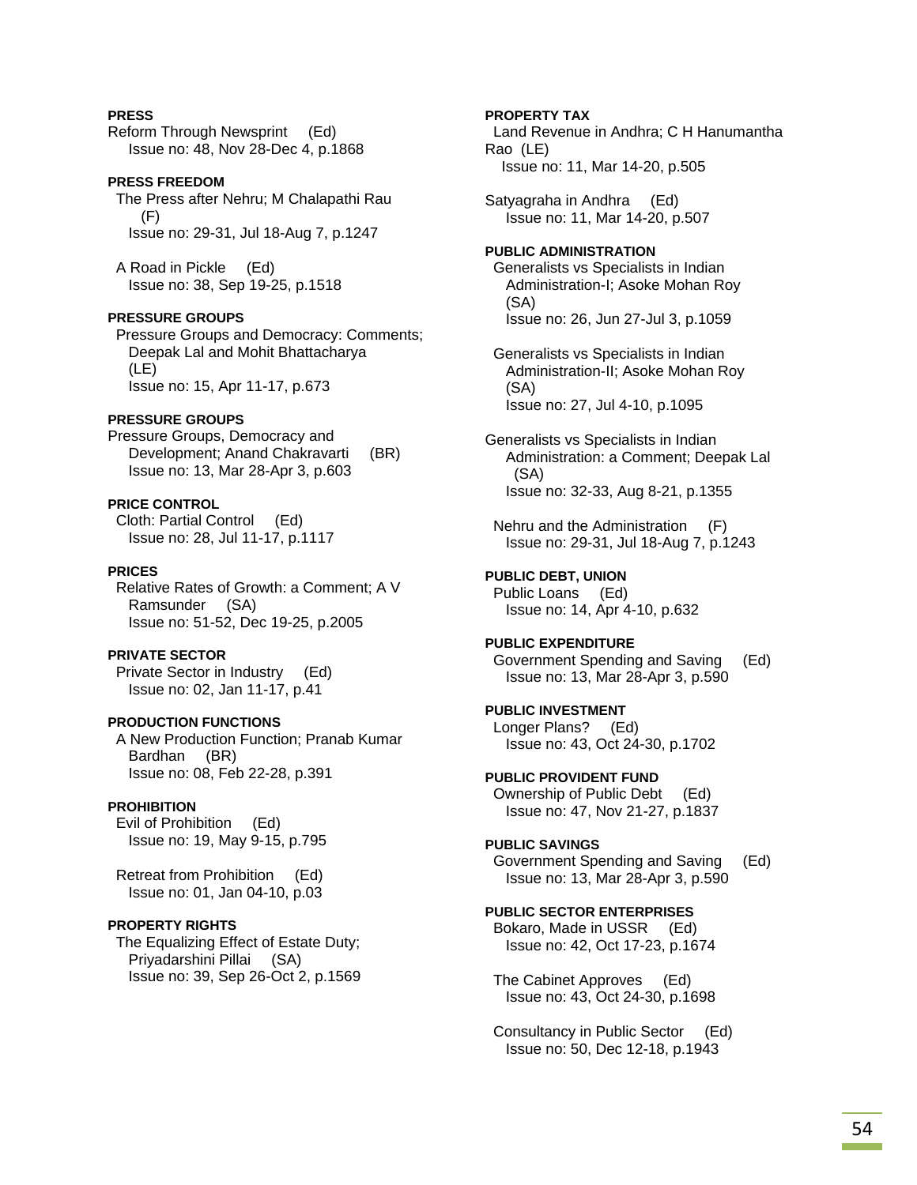**PRESS**

Reform Through Newsprint (Ed)
Issue no: 48, Nov 28-Dec 4, p.1868

**PRESS FREEDOM**

The Press after Nehru; M Chalapathi Rau (F)
Issue no: 29-31, Jul 18-Aug 7, p.1247

A Road in Pickle (Ed)
Issue no: 38, Sep 19-25, p.1518

**PRESSURE GROUPS**

Pressure Groups and Democracy: Comments; Deepak Lal and Mohit Bhattacharya (LE)
Issue no: 15, Apr 11-17, p.673

**PRESSURE GROUPS**

Pressure Groups, Democracy and Development; Anand Chakravarti (BR)
Issue no: 13, Mar 28-Apr 3, p.603

**PRICE CONTROL**

Cloth: Partial Control (Ed)
Issue no: 28, Jul 11-17, p.1117

**PRICES**

Relative Rates of Growth: a Comment; A V Ramsunder (SA)
Issue no: 51-52, Dec 19-25, p.2005

**PRIVATE SECTOR**

Private Sector in Industry (Ed)
Issue no: 02, Jan 11-17, p.41

**PRODUCTION FUNCTIONS**

A New Production Function; Pranab Kumar Bardhan (BR)
Issue no: 08, Feb 22-28, p.391

**PROHIBITION**

Evil of Prohibition (Ed)
Issue no: 19, May 9-15, p.795

Retreat from Prohibition (Ed)
Issue no: 01, Jan 04-10, p.03

**PROPERTY RIGHTS**

The Equalizing Effect of Estate Duty; Priyadarshini Pillai (SA)
Issue no: 39, Sep 26-Oct 2, p.1569

**PROPERTY TAX**

Land Revenue in Andhra; C H Hanumantha Rao (LE)
Issue no: 11, Mar 14-20, p.505

Satyagraha in Andhra (Ed)
Issue no: 11, Mar 14-20, p.507

**PUBLIC ADMINISTRATION**

Generalists vs Specialists in Indian Administration-I; Asoke Mohan Roy (SA)
Issue no: 26, Jun 27-Jul 3, p.1059

Generalists vs Specialists in Indian Administration-II; Asoke Mohan Roy (SA)
Issue no: 27, Jul 4-10, p.1095

Generalists vs Specialists in Indian Administration: a Comment; Deepak Lal (SA)
Issue no: 32-33, Aug 8-21, p.1355

Nehru and the Administration (F)
Issue no: 29-31, Jul 18-Aug 7, p.1243

**PUBLIC DEBT, UNION**

Public Loans (Ed)
Issue no: 14, Apr 4-10, p.632

**PUBLIC EXPENDITURE**

Government Spending and Saving (Ed)
Issue no: 13, Mar 28-Apr 3, p.590

**PUBLIC INVESTMENT**

Longer Plans? (Ed)
Issue no: 43, Oct 24-30, p.1702

**PUBLIC PROVIDENT FUND**

Ownership of Public Debt (Ed)
Issue no: 47, Nov 21-27, p.1837

**PUBLIC SAVINGS**

Government Spending and Saving (Ed)
Issue no: 13, Mar 28-Apr 3, p.590

**PUBLIC SECTOR ENTERPRISES**

Bokaro, Made in USSR (Ed)
Issue no: 42, Oct 17-23, p.1674

The Cabinet Approves (Ed)
Issue no: 43, Oct 24-30, p.1698

Consultancy in Public Sector (Ed)
Issue no: 50, Dec 12-18, p.1943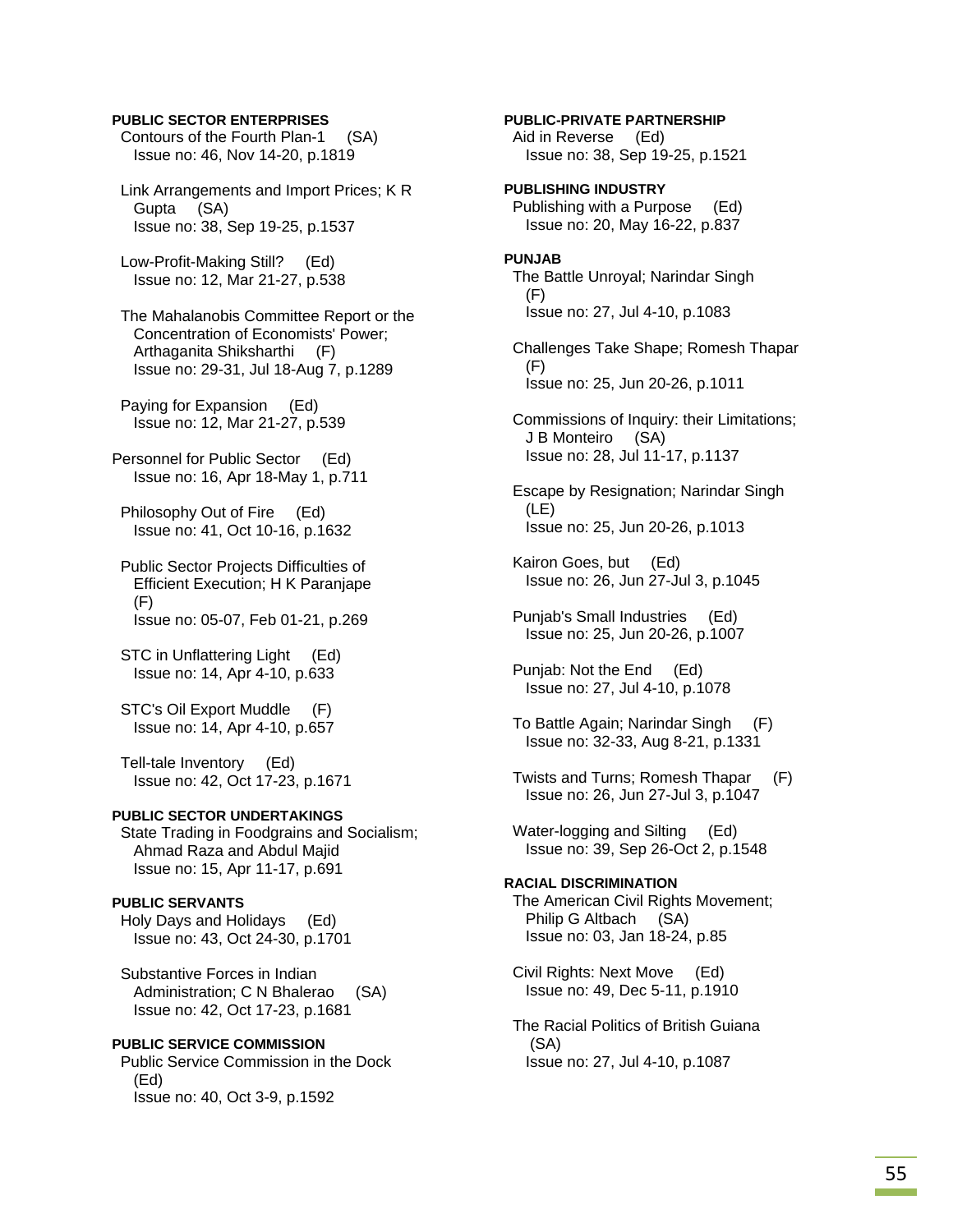**PUBLIC SECTOR ENTERPRISES**

Contours of the Fourth Plan-1 (SA)
Issue no: 46, Nov 14-20, p.1819

Link Arrangements and Import Prices; K R Gupta (SA)
Issue no: 38, Sep 19-25, p.1537

Low-Profit-Making Still? (Ed)
Issue no: 12, Mar 21-27, p.538

The Mahalanobis Committee Report or the Concentration of Economists' Power; Arthaganita Shiksharthi (F)
Issue no: 29-31, Jul 18-Aug 7, p.1289

Paying for Expansion (Ed)
Issue no: 12, Mar 21-27, p.539

Personnel for Public Sector (Ed)
Issue no: 16, Apr 18-May 1, p.711

Philosophy Out of Fire (Ed)
Issue no: 41, Oct 10-16, p.1632

Public Sector Projects Difficulties of Efficient Execution; H K Paranjape (F)
Issue no: 05-07, Feb 01-21, p.269

STC in Unflattering Light (Ed)
Issue no: 14, Apr 4-10, p.633

STC's Oil Export Muddle (F)
Issue no: 14, Apr 4-10, p.657

Tell-tale Inventory (Ed)
Issue no: 42, Oct 17-23, p.1671

**PUBLIC SECTOR UNDERTAKINGS**

State Trading in Foodgrains and Socialism; Ahmad Raza and Abdul Majid
Issue no: 15, Apr 11-17, p.691

**PUBLIC SERVANTS**

Holy Days and Holidays (Ed)
Issue no: 43, Oct 24-30, p.1701

Substantive Forces in Indian Administration; C N Bhalerao (SA)
Issue no: 42, Oct 17-23, p.1681

**PUBLIC SERVICE COMMISSION**

Public Service Commission in the Dock (Ed)
Issue no: 40, Oct 3-9, p.1592

**PUBLIC-PRIVATE PARTNERSHIP**

Aid in Reverse (Ed)
Issue no: 38, Sep 19-25, p.1521

**PUBLISHING INDUSTRY**

Publishing with a Purpose (Ed)
Issue no: 20, May 16-22, p.837

**PUNJAB**

The Battle Unroyal; Narindar Singh (F)
Issue no: 27, Jul 4-10, p.1083

Challenges Take Shape; Romesh Thapar (F)
Issue no: 25, Jun 20-26, p.1011

Commissions of Inquiry: their Limitations; J B Monteiro (SA)
Issue no: 28, Jul 11-17, p.1137

Escape by Resignation; Narindar Singh (LE)
Issue no: 25, Jun 20-26, p.1013

Kairon Goes, but (Ed)
Issue no: 26, Jun 27-Jul 3, p.1045

Punjab's Small Industries (Ed)
Issue no: 25, Jun 20-26, p.1007

Punjab: Not the End (Ed)
Issue no: 27, Jul 4-10, p.1078

To Battle Again; Narindar Singh (F)
Issue no: 32-33, Aug 8-21, p.1331

Twists and Turns; Romesh Thapar (F)
Issue no: 26, Jun 27-Jul 3, p.1047

Water-logging and Silting (Ed)
Issue no: 39, Sep 26-Oct 2, p.1548

**RACIAL DISCRIMINATION**

The American Civil Rights Movement; Philip G Altbach (SA)
Issue no: 03, Jan 18-24, p.85

Civil Rights: Next Move (Ed)
Issue no: 49, Dec 5-11, p.1910

The Racial Politics of British Guiana (SA)
Issue no: 27, Jul 4-10, p.1087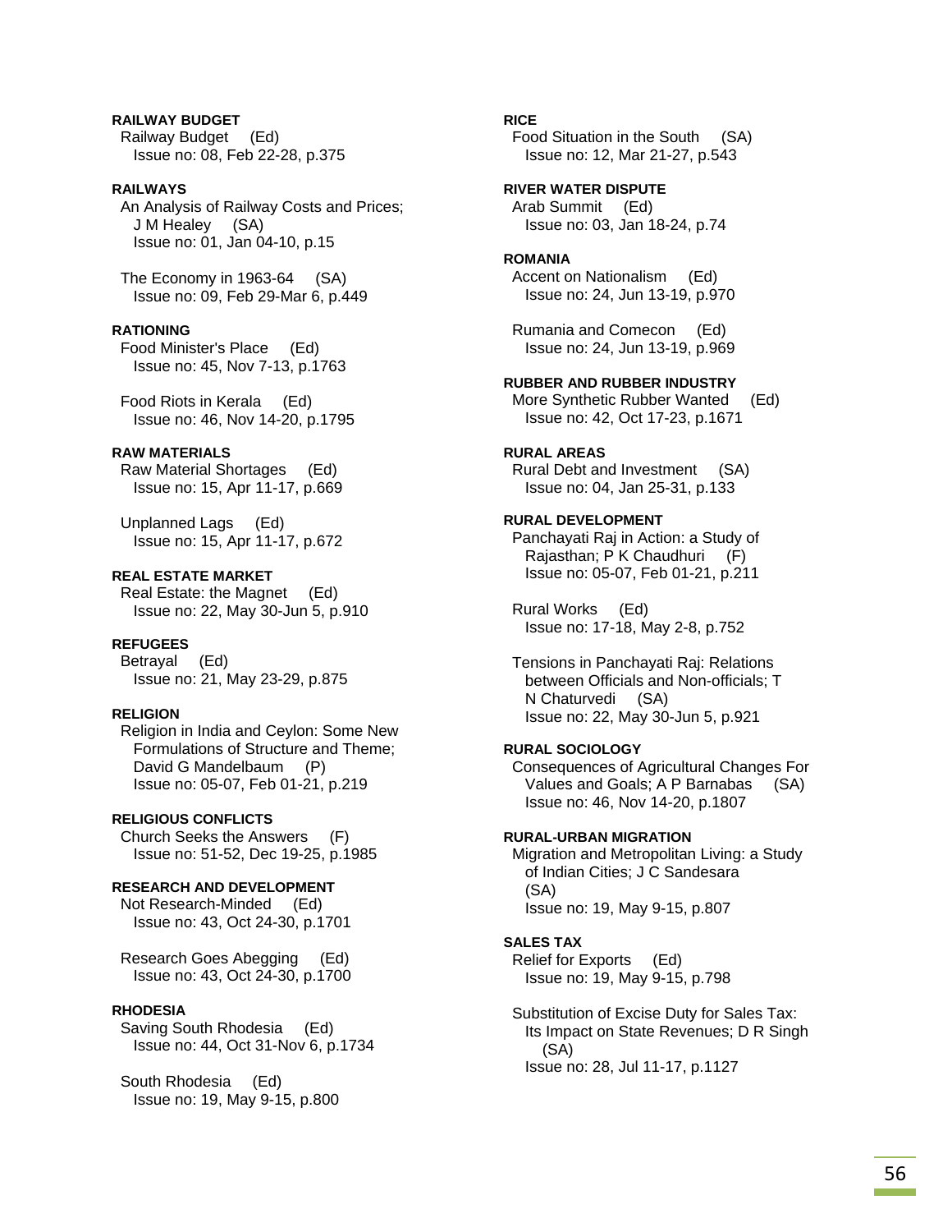**RAILWAY BUDGET**
Railway Budget (Ed)
Issue no: 08, Feb 22-28, p.375

**RAILWAYS**
An Analysis of Railway Costs and Prices; J M Healey (SA)
Issue no: 01, Jan 04-10, p.15

The Economy in 1963-64 (SA)
Issue no: 09, Feb 29-Mar 6, p.449

**RATIONING**
Food Minister's Place (Ed)
Issue no: 45, Nov 7-13, p.1763

Food Riots in Kerala (Ed)
Issue no: 46, Nov 14-20, p.1795

**RAW MATERIALS**
Raw Material Shortages (Ed)
Issue no: 15, Apr 11-17, p.669

Unplanned Lags (Ed)
Issue no: 15, Apr 11-17, p.672

**REAL ESTATE MARKET**
Real Estate: the Magnet (Ed)
Issue no: 22, May 30-Jun 5, p.910

**REFUGEES**
Betrayal (Ed)
Issue no: 21, May 23-29, p.875

**RELIGION**
Religion in India and Ceylon: Some New Formulations of Structure and Theme; David G Mandelbaum (P)
Issue no: 05-07, Feb 01-21, p.219

**RELIGIOUS CONFLICTS**
Church Seeks the Answers (F)
Issue no: 51-52, Dec 19-25, p.1985

**RESEARCH AND DEVELOPMENT**
Not Research-Minded (Ed)
Issue no: 43, Oct 24-30, p.1701

Research Goes Abegging (Ed)
Issue no: 43, Oct 24-30, p.1700

**RHODESIA**
Saving South Rhodesia (Ed)
Issue no: 44, Oct 31-Nov 6, p.1734

South Rhodesia (Ed)
Issue no: 19, May 9-15, p.800

**RICE**
Food Situation in the South (SA)
Issue no: 12, Mar 21-27, p.543

**RIVER WATER DISPUTE**
Arab Summit (Ed)
Issue no: 03, Jan 18-24, p.74

**ROMANIA**
Accent on Nationalism (Ed)
Issue no: 24, Jun 13-19, p.970

Rumania and Comecon (Ed)
Issue no: 24, Jun 13-19, p.969

**RUBBER AND RUBBER INDUSTRY**
More Synthetic Rubber Wanted (Ed)
Issue no: 42, Oct 17-23, p.1671

**RURAL AREAS**
Rural Debt and Investment (SA)
Issue no: 04, Jan 25-31, p.133

**RURAL DEVELOPMENT**
Panchayati Raj in Action: a Study of Rajasthan; P K Chaudhuri (F)
Issue no: 05-07, Feb 01-21, p.211

Rural Works (Ed)
Issue no: 17-18, May 2-8, p.752

Tensions in Panchayati Raj: Relations between Officials and Non-officials; T N Chaturvedi (SA)
Issue no: 22, May 30-Jun 5, p.921

**RURAL SOCIOLOGY**
Consequences of Agricultural Changes For Values and Goals; A P Barnabas (SA)
Issue no: 46, Nov 14-20, p.1807

**RURAL-URBAN MIGRATION**
Migration and Metropolitan Living: a Study of Indian Cities; J C Sandesara (SA)
Issue no: 19, May 9-15, p.807

**SALES TAX**
Relief for Exports (Ed)
Issue no: 19, May 9-15, p.798

Substitution of Excise Duty for Sales Tax: Its Impact on State Revenues; D R Singh (SA)
Issue no: 28, Jul 11-17, p.1127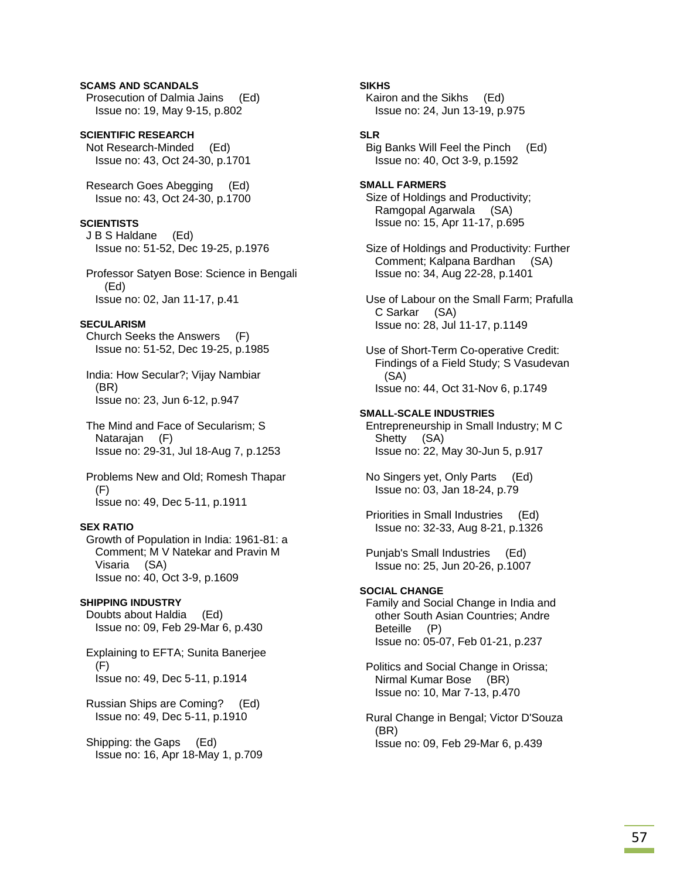**SCAMS AND SCANDALS**
Prosecution of Dalmia Jains (Ed)
Issue no: 19, May 9-15, p.802

**SCIENTIFIC RESEARCH**
Not Research-Minded (Ed)
Issue no: 43, Oct 24-30, p.1701

Research Goes Abegging (Ed)
Issue no: 43, Oct 24-30, p.1700

**SCIENTISTS**
J B S Haldane (Ed)
Issue no: 51-52, Dec 19-25, p.1976

Professor Satyen Bose: Science in Bengali (Ed)
Issue no: 02, Jan 11-17, p.41

**SECULARISM**
Church Seeks the Answers (F)
Issue no: 51-52, Dec 19-25, p.1985

India: How Secular?; Vijay Nambiar (BR)
Issue no: 23, Jun 6-12, p.947

The Mind and Face of Secularism; S Natarajan (F)
Issue no: 29-31, Jul 18-Aug 7, p.1253

Problems New and Old; Romesh Thapar (F)
Issue no: 49, Dec 5-11, p.1911

**SEX RATIO**
Growth of Population in India: 1961-81: a Comment; M V Natekar and Pravin M Visaria (SA)
Issue no: 40, Oct 3-9, p.1609

**SHIPPING INDUSTRY**
Doubts about Haldia (Ed)
Issue no: 09, Feb 29-Mar 6, p.430

Explaining to EFTA; Sunita Banerjee (F)
Issue no: 49, Dec 5-11, p.1914

Russian Ships are Coming? (Ed)
Issue no: 49, Dec 5-11, p.1910

Shipping: the Gaps (Ed)
Issue no: 16, Apr 18-May 1, p.709

**SIKHS**
Kairon and the Sikhs (Ed)
Issue no: 24, Jun 13-19, p.975

**SLR**
Big Banks Will Feel the Pinch (Ed)
Issue no: 40, Oct 3-9, p.1592

**SMALL FARMERS**
Size of Holdings and Productivity; Ramgopal Agarwala (SA)
Issue no: 15, Apr 11-17, p.695

Size of Holdings and Productivity: Further Comment; Kalpana Bardhan (SA)
Issue no: 34, Aug 22-28, p.1401

Use of Labour on the Small Farm; Prafulla C Sarkar (SA)
Issue no: 28, Jul 11-17, p.1149

Use of Short-Term Co-operative Credit: Findings of a Field Study; S Vasudevan (SA)
Issue no: 44, Oct 31-Nov 6, p.1749

**SMALL-SCALE INDUSTRIES**
Entrepreneurship in Small Industry; M C Shetty (SA)
Issue no: 22, May 30-Jun 5, p.917

No Singers yet, Only Parts (Ed)
Issue no: 03, Jan 18-24, p.79

Priorities in Small Industries (Ed)
Issue no: 32-33, Aug 8-21, p.1326

Punjab's Small Industries (Ed)
Issue no: 25, Jun 20-26, p.1007

**SOCIAL CHANGE**
Family and Social Change in India and other South Asian Countries; Andre Beteille (P)
Issue no: 05-07, Feb 01-21, p.237

Politics and Social Change in Orissa; Nirmal Kumar Bose (BR)
Issue no: 10, Mar 7-13, p.470

Rural Change in Bengal; Victor D'Souza (BR)
Issue no: 09, Feb 29-Mar 6, p.439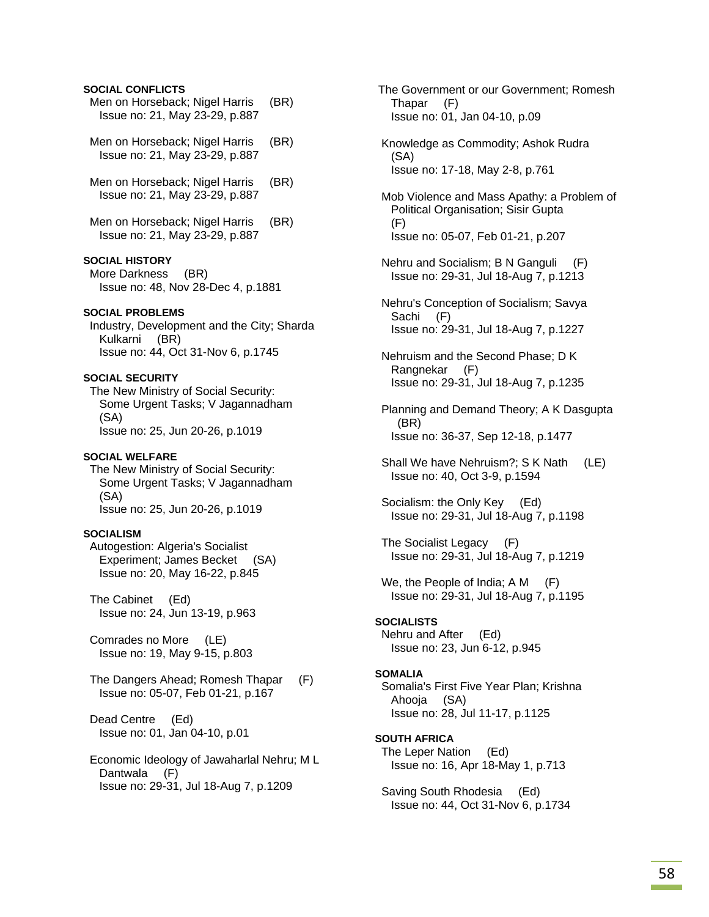**SOCIAL CONFLICTS**

Men on Horseback; Nigel Harris (BR)
Issue no: 21, May 23-29, p.887

Men on Horseback; Nigel Harris (BR)
Issue no: 21, May 23-29, p.887

Men on Horseback; Nigel Harris (BR)
Issue no: 21, May 23-29, p.887

Men on Horseback; Nigel Harris (BR)
Issue no: 21, May 23-29, p.887

**SOCIAL HISTORY**

More Darkness (BR)
Issue no: 48, Nov 28-Dec 4, p.1881

**SOCIAL PROBLEMS**

Industry, Development and the City; Sharda Kulkarni (BR)
Issue no: 44, Oct 31-Nov 6, p.1745

**SOCIAL SECURITY**

The New Ministry of Social Security: Some Urgent Tasks; V Jagannadham (SA)
Issue no: 25, Jun 20-26, p.1019

**SOCIAL WELFARE**

The New Ministry of Social Security: Some Urgent Tasks; V Jagannadham (SA)
Issue no: 25, Jun 20-26, p.1019

**SOCIALISM**

Autogestion: Algeria's Socialist Experiment; James Becket (SA)
Issue no: 20, May 16-22, p.845

The Cabinet (Ed)
Issue no: 24, Jun 13-19, p.963

Comrades no More (LE)
Issue no: 19, May 9-15, p.803

The Dangers Ahead; Romesh Thapar (F)
Issue no: 05-07, Feb 01-21, p.167

Dead Centre (Ed)
Issue no: 01, Jan 04-10, p.01

Economic Ideology of Jawaharlal Nehru; M L Dantwala (F)
Issue no: 29-31, Jul 18-Aug 7, p.1209

The Government or our Government; Romesh Thapar (F)
Issue no: 01, Jan 04-10, p.09

Knowledge as Commodity; Ashok Rudra (SA)
Issue no: 17-18, May 2-8, p.761

Mob Violence and Mass Apathy: a Problem of Political Organisation; Sisir Gupta (F)
Issue no: 05-07, Feb 01-21, p.207

Nehru and Socialism; B N Ganguli (F)
Issue no: 29-31, Jul 18-Aug 7, p.1213

Nehru's Conception of Socialism; Savya Sachi (F)
Issue no: 29-31, Jul 18-Aug 7, p.1227

Nehruism and the Second Phase; D K Rangnekar (F)
Issue no: 29-31, Jul 18-Aug 7, p.1235

Planning and Demand Theory; A K Dasgupta (BR)
Issue no: 36-37, Sep 12-18, p.1477

Shall We have Nehruism?; S K Nath (LE)
Issue no: 40, Oct 3-9, p.1594

Socialism: the Only Key (Ed)
Issue no: 29-31, Jul 18-Aug 7, p.1198

The Socialist Legacy (F)
Issue no: 29-31, Jul 18-Aug 7, p.1219

We, the People of India; A M (F)
Issue no: 29-31, Jul 18-Aug 7, p.1195

**SOCIALISTS**

Nehru and After (Ed)
Issue no: 23, Jun 6-12, p.945

**SOMALIA**

Somalia's First Five Year Plan; Krishna Ahooja (SA)
Issue no: 28, Jul 11-17, p.1125

**SOUTH AFRICA**

The Leper Nation (Ed)
Issue no: 16, Apr 18-May 1, p.713

Saving South Rhodesia (Ed)
Issue no: 44, Oct 31-Nov 6, p.1734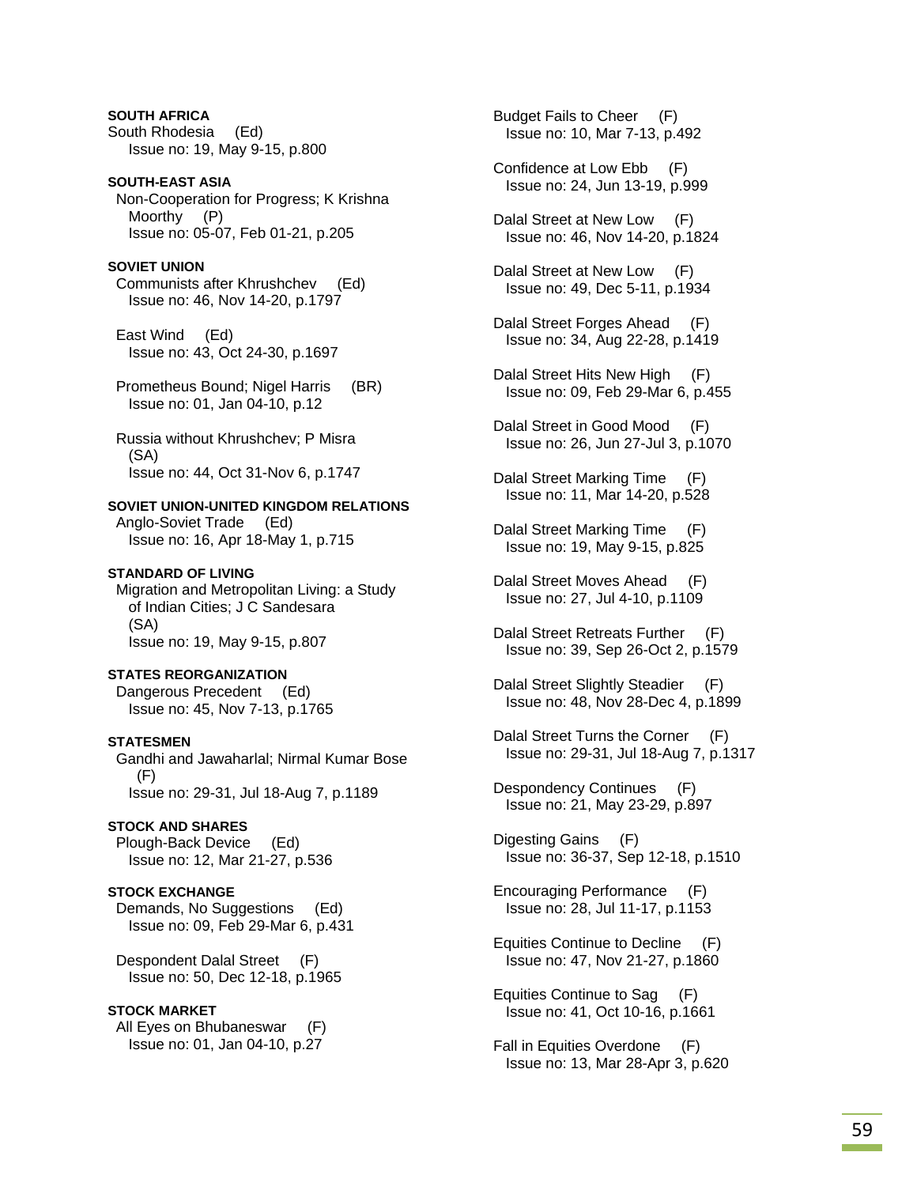**SOUTH AFRICA**
South Rhodesia (Ed)
Issue no: 19, May 9-15, p.800

**SOUTH-EAST ASIA**
Non-Cooperation for Progress; K Krishna Moorthy (P)
Issue no: 05-07, Feb 01-21, p.205

**SOVIET UNION**
Communists after Khrushchev (Ed)
Issue no: 46, Nov 14-20, p.1797

East Wind (Ed)
Issue no: 43, Oct 24-30, p.1697

Prometheus Bound; Nigel Harris (BR)
Issue no: 01, Jan 04-10, p.12

Russia without Khrushchev; P Misra (SA)
Issue no: 44, Oct 31-Nov 6, p.1747

**SOVIET UNION-UNITED KINGDOM RELATIONS**
Anglo-Soviet Trade (Ed)
Issue no: 16, Apr 18-May 1, p.715

**STANDARD OF LIVING**
Migration and Metropolitan Living: a Study of Indian Cities; J C Sandesara (SA)
Issue no: 19, May 9-15, p.807

**STATES REORGANIZATION**
Dangerous Precedent (Ed)
Issue no: 45, Nov 7-13, p.1765

**STATESMEN**
Gandhi and Jawaharlal; Nirmal Kumar Bose (F)
Issue no: 29-31, Jul 18-Aug 7, p.1189

**STOCK AND SHARES**
Plough-Back Device (Ed)
Issue no: 12, Mar 21-27, p.536

**STOCK EXCHANGE**
Demands, No Suggestions (Ed)
Issue no: 09, Feb 29-Mar 6, p.431

Despondent Dalal Street (F)
Issue no: 50, Dec 12-18, p.1965

**STOCK MARKET**
All Eyes on Bhubaneswar (F)
Issue no: 01, Jan 04-10, p.27

Budget Fails to Cheer (F)
Issue no: 10, Mar 7-13, p.492

Confidence at Low Ebb (F)
Issue no: 24, Jun 13-19, p.999

Dalal Street at New Low (F)
Issue no: 46, Nov 14-20, p.1824

Dalal Street at New Low (F)
Issue no: 49, Dec 5-11, p.1934

Dalal Street Forges Ahead (F)
Issue no: 34, Aug 22-28, p.1419

Dalal Street Hits New High (F)
Issue no: 09, Feb 29-Mar 6, p.455

Dalal Street in Good Mood (F)
Issue no: 26, Jun 27-Jul 3, p.1070

Dalal Street Marking Time (F)
Issue no: 11, Mar 14-20, p.528

Dalal Street Marking Time (F)
Issue no: 19, May 9-15, p.825

Dalal Street Moves Ahead (F)
Issue no: 27, Jul 4-10, p.1109

Dalal Street Retreats Further (F)
Issue no: 39, Sep 26-Oct 2, p.1579

Dalal Street Slightly Steadier (F)
Issue no: 48, Nov 28-Dec 4, p.1899

Dalal Street Turns the Corner (F)
Issue no: 29-31, Jul 18-Aug 7, p.1317

Despondency Continues (F)
Issue no: 21, May 23-29, p.897

Digesting Gains (F)
Issue no: 36-37, Sep 12-18, p.1510

Encouraging Performance (F)
Issue no: 28, Jul 11-17, p.1153

Equities Continue to Decline (F)
Issue no: 47, Nov 21-27, p.1860

Equities Continue to Sag (F)
Issue no: 41, Oct 10-16, p.1661

Fall in Equities Overdone (F)
Issue no: 13, Mar 28-Apr 3, p.620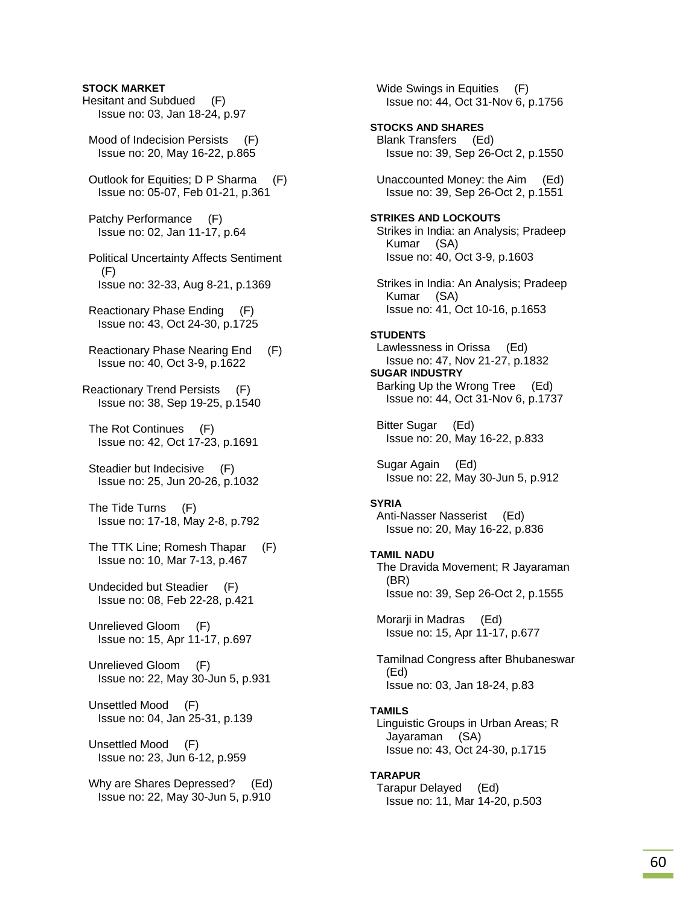**STOCK MARKET**

Hesitant and Subdued (F)
Issue no: 03, Jan 18-24, p.97

Mood of Indecision Persists (F)
Issue no: 20, May 16-22, p.865

Outlook for Equities; D P Sharma (F)
Issue no: 05-07, Feb 01-21, p.361

Patchy Performance (F)
Issue no: 02, Jan 11-17, p.64

Political Uncertainty Affects Sentiment (F)
Issue no: 32-33, Aug 8-21, p.1369

Reactionary Phase Ending (F)
Issue no: 43, Oct 24-30, p.1725

Reactionary Phase Nearing End (F)
Issue no: 40, Oct 3-9, p.1622

Reactionary Trend Persists (F)
Issue no: 38, Sep 19-25, p.1540

The Rot Continues (F)
Issue no: 42, Oct 17-23, p.1691

Steadier but Indecisive (F)
Issue no: 25, Jun 20-26, p.1032

The Tide Turns (F)
Issue no: 17-18, May 2-8, p.792

The TTK Line; Romesh Thapar (F)
Issue no: 10, Mar 7-13, p.467

Undecided but Steadier (F)
Issue no: 08, Feb 22-28, p.421

Unrelieved Gloom (F)
Issue no: 15, Apr 11-17, p.697

Unrelieved Gloom (F)
Issue no: 22, May 30-Jun 5, p.931

Unsettled Mood (F)
Issue no: 04, Jan 25-31, p.139

Unsettled Mood (F)
Issue no: 23, Jun 6-12, p.959

Why are Shares Depressed? (Ed)
Issue no: 22, May 30-Jun 5, p.910

Wide Swings in Equities (F)
Issue no: 44, Oct 31-Nov 6, p.1756

**STOCKS AND SHARES**

Blank Transfers (Ed)
Issue no: 39, Sep 26-Oct 2, p.1550

Unaccounted Money: the Aim (Ed)
Issue no: 39, Sep 26-Oct 2, p.1551

**STRIKES AND LOCKOUTS**

Strikes in India: an Analysis; Pradeep Kumar (SA)
Issue no: 40, Oct 3-9, p.1603

Strikes in India: An Analysis; Pradeep Kumar (SA)
Issue no: 41, Oct 10-16, p.1653

**STUDENTS**

Lawlessness in Orissa (Ed)
Issue no: 47, Nov 21-27, p.1832

**SUGAR INDUSTRY**

Barking Up the Wrong Tree (Ed)
Issue no: 44, Oct 31-Nov 6, p.1737

Bitter Sugar (Ed)
Issue no: 20, May 16-22, p.833

Sugar Again (Ed)
Issue no: 22, May 30-Jun 5, p.912

**SYRIA**

Anti-Nasser Nasserist (Ed)
Issue no: 20, May 16-22, p.836

**TAMIL NADU**

The Dravida Movement; R Jayaraman (BR)
Issue no: 39, Sep 26-Oct 2, p.1555

Morarji in Madras (Ed)
Issue no: 15, Apr 11-17, p.677

Tamilnad Congress after Bhubaneswar (Ed)
Issue no: 03, Jan 18-24, p.83

**TAMILS**

Linguistic Groups in Urban Areas; R Jayaraman (SA)
Issue no: 43, Oct 24-30, p.1715

**TARAPUR**

Tarapur Delayed (Ed)
Issue no: 11, Mar 14-20, p.503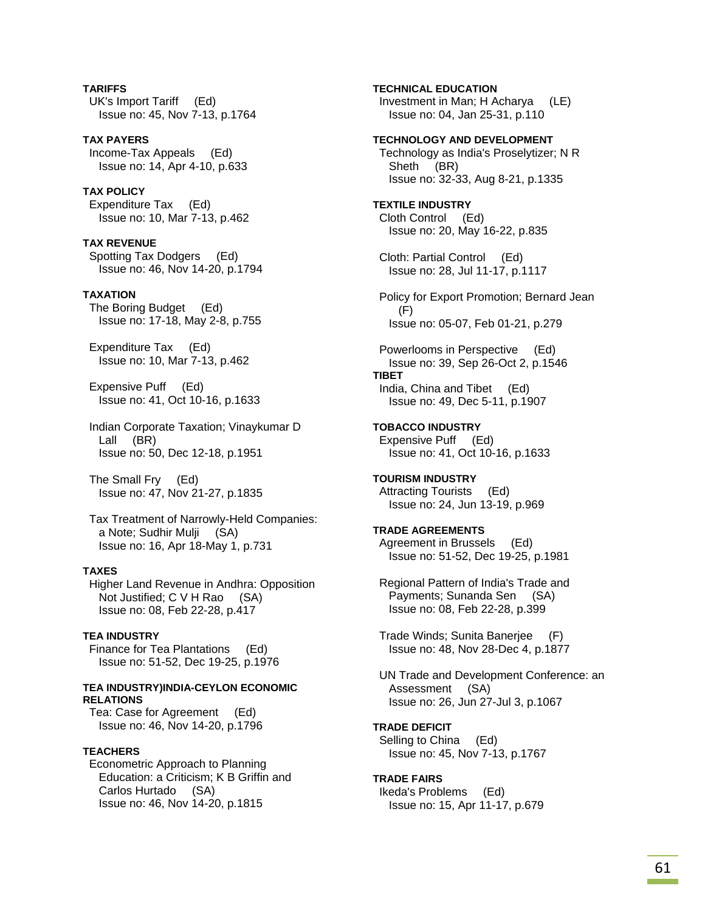**TARIFFS**
UK's Import Tariff (Ed)
Issue no: 45, Nov 7-13, p.1764

**TAX PAYERS**
Income-Tax Appeals (Ed)
Issue no: 14, Apr 4-10, p.633

**TAX POLICY**
Expenditure Tax (Ed)
Issue no: 10, Mar 7-13, p.462

**TAX REVENUE**
Spotting Tax Dodgers (Ed)
Issue no: 46, Nov 14-20, p.1794

**TAXATION**
The Boring Budget (Ed)
Issue no: 17-18, May 2-8, p.755

Expenditure Tax (Ed)
Issue no: 10, Mar 7-13, p.462

Expensive Puff (Ed)
Issue no: 41, Oct 10-16, p.1633

Indian Corporate Taxation; Vinaykumar D Lall (BR)
Issue no: 50, Dec 12-18, p.1951

The Small Fry (Ed)
Issue no: 47, Nov 21-27, p.1835

Tax Treatment of Narrowly-Held Companies: a Note; Sudhir Mulji (SA)
Issue no: 16, Apr 18-May 1, p.731

**TAXES**
Higher Land Revenue in Andhra: Opposition Not Justified; C V H Rao (SA)
Issue no: 08, Feb 22-28, p.417

**TEA INDUSTRY**
Finance for Tea Plantations (Ed)
Issue no: 51-52, Dec 19-25, p.1976

**TEA INDUSTRY)INDIA-CEYLON ECONOMIC RELATIONS**
Tea: Case for Agreement (Ed)
Issue no: 46, Nov 14-20, p.1796

**TEACHERS**
Econometric Approach to Planning Education: a Criticism; K B Griffin and Carlos Hurtado (SA)
Issue no: 46, Nov 14-20, p.1815

**TECHNICAL EDUCATION**
Investment in Man; H Acharya (LE)
Issue no: 04, Jan 25-31, p.110

**TECHNOLOGY AND DEVELOPMENT**
Technology as India's Proselytizer; N R Sheth (BR)
Issue no: 32-33, Aug 8-21, p.1335

**TEXTILE INDUSTRY**
Cloth Control (Ed)
Issue no: 20, May 16-22, p.835

Cloth: Partial Control (Ed)
Issue no: 28, Jul 11-17, p.1117

Policy for Export Promotion; Bernard Jean (F)
Issue no: 05-07, Feb 01-21, p.279

Powerlooms in Perspective (Ed)
Issue no: 39, Sep 26-Oct 2, p.1546

**TIBET**
India, China and Tibet (Ed)
Issue no: 49, Dec 5-11, p.1907

**TOBACCO INDUSTRY**
Expensive Puff (Ed)
Issue no: 41, Oct 10-16, p.1633

**TOURISM INDUSTRY**
Attracting Tourists (Ed)
Issue no: 24, Jun 13-19, p.969

**TRADE AGREEMENTS**
Agreement in Brussels (Ed)
Issue no: 51-52, Dec 19-25, p.1981

Regional Pattern of India's Trade and Payments; Sunanda Sen (SA)
Issue no: 08, Feb 22-28, p.399

Trade Winds; Sunita Banerjee (F)
Issue no: 48, Nov 28-Dec 4, p.1877

UN Trade and Development Conference: an Assessment (SA)
Issue no: 26, Jun 27-Jul 3, p.1067

**TRADE DEFICIT**
Selling to China (Ed)
Issue no: 45, Nov 7-13, p.1767

**TRADE FAIRS**
Ikeda's Problems (Ed)
Issue no: 15, Apr 11-17, p.679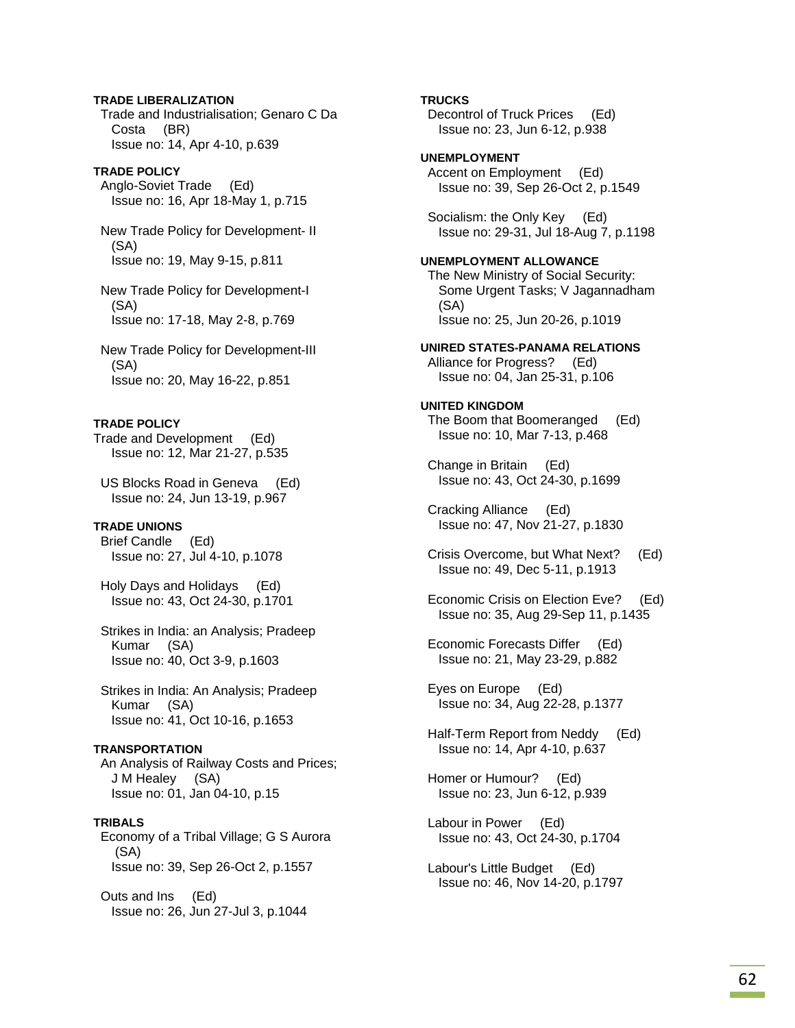**TRADE LIBERALIZATION**

Trade and Industrialisation; Genaro C Da Costa (BR)
Issue no: 14, Apr 4-10, p.639

**TRADE POLICY**

Anglo-Soviet Trade (Ed)
Issue no: 16, Apr 18-May 1, p.715

New Trade Policy for Development- II (SA)
Issue no: 19, May 9-15, p.811

New Trade Policy for Development-I (SA)
Issue no: 17-18, May 2-8, p.769

New Trade Policy for Development-III (SA)
Issue no: 20, May 16-22, p.851

**TRADE POLICY**

Trade and Development (Ed)
Issue no: 12, Mar 21-27, p.535

US Blocks Road in Geneva (Ed)
Issue no: 24, Jun 13-19, p.967

**TRADE UNIONS**

Brief Candle (Ed)
Issue no: 27, Jul 4-10, p.1078

Holy Days and Holidays (Ed)
Issue no: 43, Oct 24-30, p.1701

Strikes in India: an Analysis; Pradeep Kumar (SA)
Issue no: 40, Oct 3-9, p.1603

Strikes in India: An Analysis; Pradeep Kumar (SA)
Issue no: 41, Oct 10-16, p.1653

**TRANSPORTATION**

An Analysis of Railway Costs and Prices; J M Healey (SA)
Issue no: 01, Jan 04-10, p.15

**TRIBALS**

Economy of a Tribal Village; G S Aurora (SA)
Issue no: 39, Sep 26-Oct 2, p.1557

Outs and Ins (Ed)
Issue no: 26, Jun 27-Jul 3, p.1044

**TRUCKS**

Decontrol of Truck Prices (Ed)
Issue no: 23, Jun 6-12, p.938

**UNEMPLOYMENT**

Accent on Employment (Ed)
Issue no: 39, Sep 26-Oct 2, p.1549

Socialism: the Only Key (Ed)
Issue no: 29-31, Jul 18-Aug 7, p.1198

**UNEMPLOYMENT ALLOWANCE**

The New Ministry of Social Security: Some Urgent Tasks; V Jagannadham (SA)
Issue no: 25, Jun 20-26, p.1019

**UNIRED STATES-PANAMA RELATIONS**

Alliance for Progress? (Ed)
Issue no: 04, Jan 25-31, p.106

**UNITED KINGDOM**

The Boom that Boomeranged (Ed)
Issue no: 10, Mar 7-13, p.468

Change in Britain (Ed)
Issue no: 43, Oct 24-30, p.1699

Cracking Alliance (Ed)
Issue no: 47, Nov 21-27, p.1830

Crisis Overcome, but What Next? (Ed)
Issue no: 49, Dec 5-11, p.1913

Economic Crisis on Election Eve? (Ed)
Issue no: 35, Aug 29-Sep 11, p.1435

Economic Forecasts Differ (Ed)
Issue no: 21, May 23-29, p.882

Eyes on Europe (Ed)
Issue no: 34, Aug 22-28, p.1377

Half-Term Report from Neddy (Ed)
Issue no: 14, Apr 4-10, p.637

Homer or Humour? (Ed)
Issue no: 23, Jun 6-12, p.939

Labour in Power (Ed)
Issue no: 43, Oct 24-30, p.1704

Labour's Little Budget (Ed)
Issue no: 46, Nov 14-20, p.1797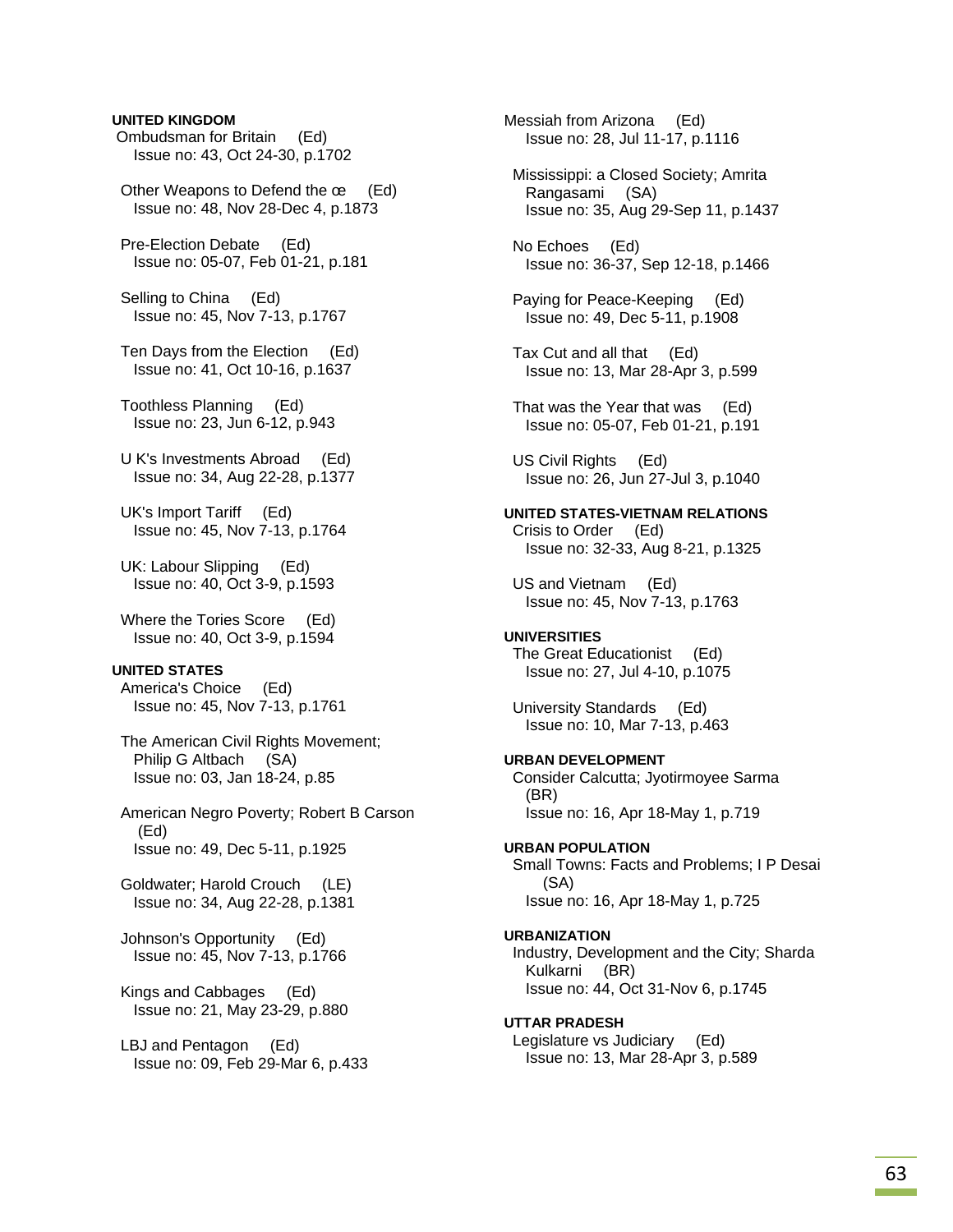**UNITED KINGDOM**

Ombudsman for Britain (Ed)
Issue no: 43, Oct 24-30, p.1702

Other Weapons to Defend the œ (Ed)
Issue no: 48, Nov 28-Dec 4, p.1873

Pre-Election Debate (Ed)
Issue no: 05-07, Feb 01-21, p.181

Selling to China (Ed)
Issue no: 45, Nov 7-13, p.1767

Ten Days from the Election (Ed)
Issue no: 41, Oct 10-16, p.1637

Toothless Planning (Ed)
Issue no: 23, Jun 6-12, p.943

U K's Investments Abroad (Ed)
Issue no: 34, Aug 22-28, p.1377

UK's Import Tariff (Ed)
Issue no: 45, Nov 7-13, p.1764

UK: Labour Slipping (Ed)
Issue no: 40, Oct 3-9, p.1593

Where the Tories Score (Ed)
Issue no: 40, Oct 3-9, p.1594

**UNITED STATES**

America's Choice (Ed)
Issue no: 45, Nov 7-13, p.1761

The American Civil Rights Movement; Philip G Altbach (SA)
Issue no: 03, Jan 18-24, p.85

American Negro Poverty; Robert B Carson (Ed)
Issue no: 49, Dec 5-11, p.1925

Goldwater; Harold Crouch (LE)
Issue no: 34, Aug 22-28, p.1381

Johnson's Opportunity (Ed)
Issue no: 45, Nov 7-13, p.1766

Kings and Cabbages (Ed)
Issue no: 21, May 23-29, p.880

LBJ and Pentagon (Ed)
Issue no: 09, Feb 29-Mar 6, p.433

Messiah from Arizona (Ed)
Issue no: 28, Jul 11-17, p.1116

Mississippi: a Closed Society; Amrita Rangasami (SA)
Issue no: 35, Aug 29-Sep 11, p.1437

No Echoes (Ed)
Issue no: 36-37, Sep 12-18, p.1466

Paying for Peace-Keeping (Ed)
Issue no: 49, Dec 5-11, p.1908

Tax Cut and all that (Ed)
Issue no: 13, Mar 28-Apr 3, p.599

That was the Year that was (Ed)
Issue no: 05-07, Feb 01-21, p.191

US Civil Rights (Ed)
Issue no: 26, Jun 27-Jul 3, p.1040

**UNITED STATES-VIETNAM RELATIONS**

Crisis to Order (Ed)
Issue no: 32-33, Aug 8-21, p.1325

US and Vietnam (Ed)
Issue no: 45, Nov 7-13, p.1763

**UNIVERSITIES**

The Great Educationist (Ed)
Issue no: 27, Jul 4-10, p.1075

University Standards (Ed)
Issue no: 10, Mar 7-13, p.463

**URBAN DEVELOPMENT**

Consider Calcutta; Jyotirmoyee Sarma (BR)
Issue no: 16, Apr 18-May 1, p.719

**URBAN POPULATION**

Small Towns: Facts and Problems; I P Desai (SA)
Issue no: 16, Apr 18-May 1, p.725

**URBANIZATION**

Industry, Development and the City; Sharda Kulkarni (BR)
Issue no: 44, Oct 31-Nov 6, p.1745

**UTTAR PRADESH**

Legislature vs Judiciary (Ed)
Issue no: 13, Mar 28-Apr 3, p.589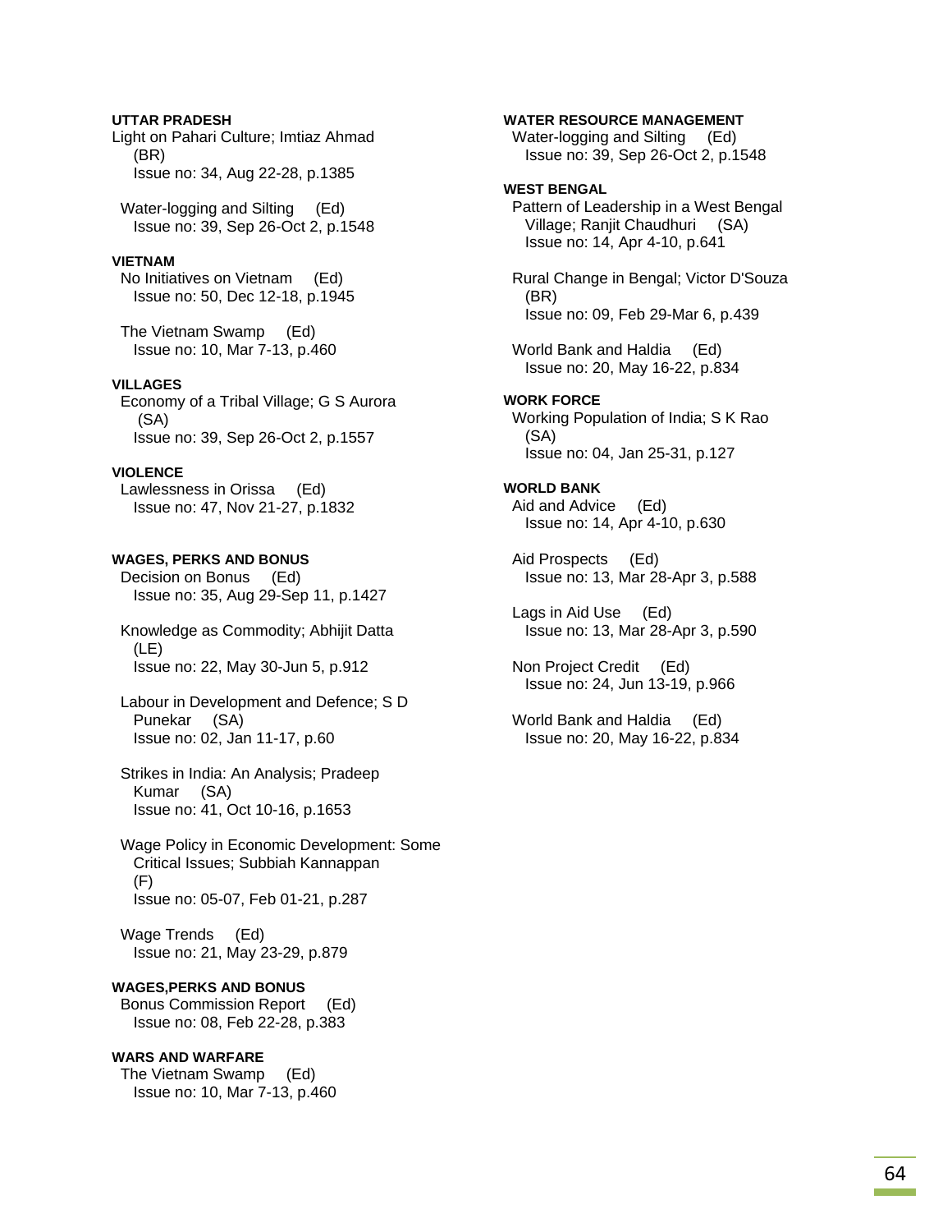**UTTAR PRADESH**

Light on Pahari Culture; Imtiaz Ahmad (BR)
Issue no: 34, Aug 22-28, p.1385

Water-logging and Silting (Ed)
Issue no: 39, Sep 26-Oct 2, p.1548

**VIETNAM**

No Initiatives on Vietnam (Ed)
Issue no: 50, Dec 12-18, p.1945

The Vietnam Swamp (Ed)
Issue no: 10, Mar 7-13, p.460

**VILLAGES**

Economy of a Tribal Village; G S Aurora (SA)
Issue no: 39, Sep 26-Oct 2, p.1557

**VIOLENCE**

Lawlessness in Orissa (Ed)
Issue no: 47, Nov 21-27, p.1832

**WAGES, PERKS AND BONUS**

Decision on Bonus (Ed)
Issue no: 35, Aug 29-Sep 11, p.1427

Knowledge as Commodity; Abhijit Datta (LE)
Issue no: 22, May 30-Jun 5, p.912

Labour in Development and Defence; S D Punekar (SA)
Issue no: 02, Jan 11-17, p.60

Strikes in India: An Analysis; Pradeep Kumar (SA)
Issue no: 41, Oct 10-16, p.1653

Wage Policy in Economic Development: Some Critical Issues; Subbiah Kannappan (F)
Issue no: 05-07, Feb 01-21, p.287

Wage Trends (Ed)
Issue no: 21, May 23-29, p.879

**WAGES,PERKS AND BONUS**

Bonus Commission Report (Ed)
Issue no: 08, Feb 22-28, p.383

**WARS AND WARFARE**

The Vietnam Swamp (Ed)
Issue no: 10, Mar 7-13, p.460

**WATER RESOURCE MANAGEMENT**

Water-logging and Silting (Ed)
Issue no: 39, Sep 26-Oct 2, p.1548

**WEST BENGAL**

Pattern of Leadership in a West Bengal Village; Ranjit Chaudhuri (SA)
Issue no: 14, Apr 4-10, p.641

Rural Change in Bengal; Victor D'Souza (BR)
Issue no: 09, Feb 29-Mar 6, p.439

World Bank and Haldia (Ed)
Issue no: 20, May 16-22, p.834

**WORK FORCE**

Working Population of India; S K Rao (SA)
Issue no: 04, Jan 25-31, p.127

**WORLD BANK**

Aid and Advice (Ed)
Issue no: 14, Apr 4-10, p.630

Aid Prospects (Ed)
Issue no: 13, Mar 28-Apr 3, p.588

Lags in Aid Use (Ed)
Issue no: 13, Mar 28-Apr 3, p.590

Non Project Credit (Ed)
Issue no: 24, Jun 13-19, p.966

World Bank and Haldia (Ed)
Issue no: 20, May 16-22, p.834